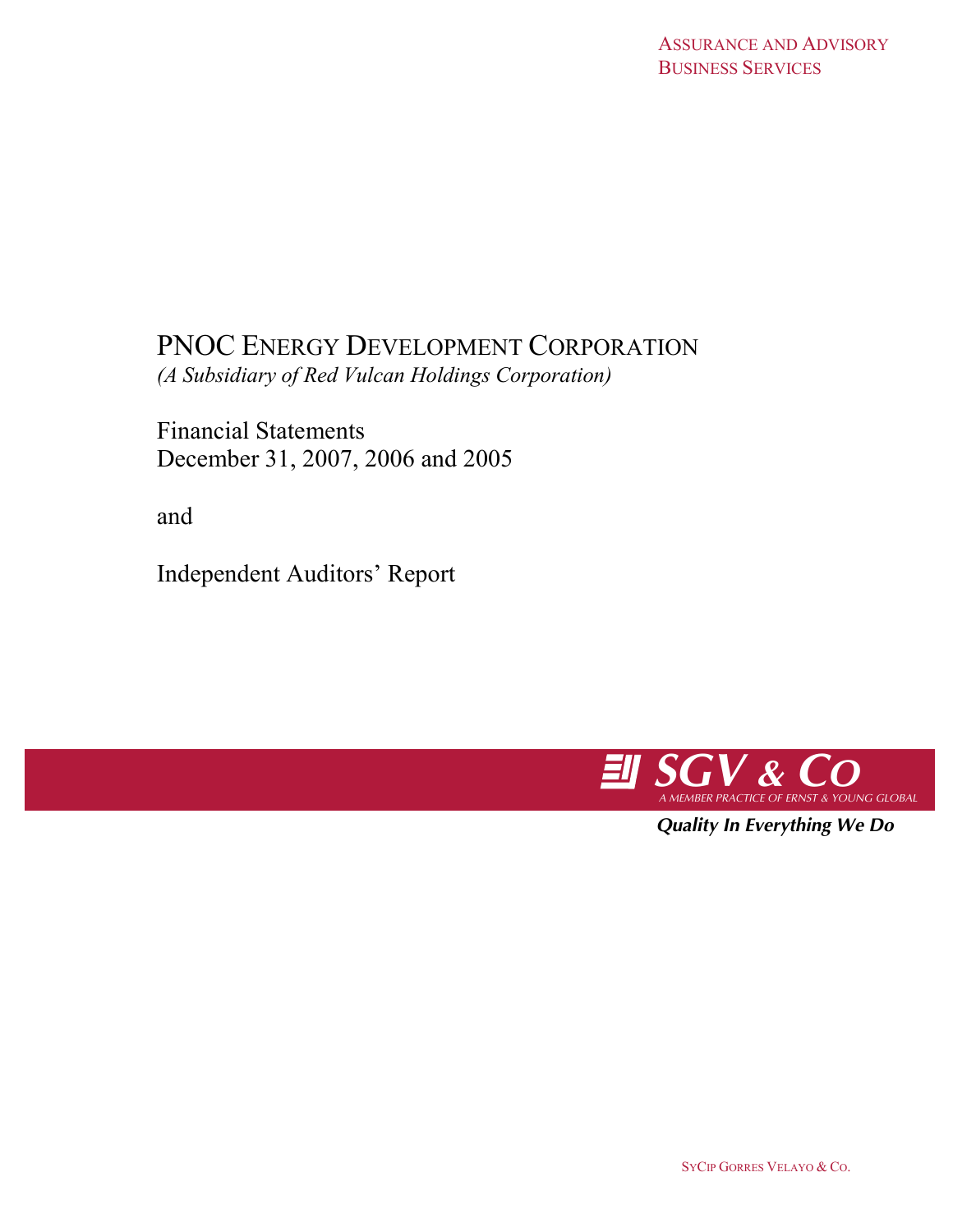ASSURANCE AND ADVISORY BUSINESS SERVICES

# PNOC ENERGY DEVELOPMENT CORPORATION

*(A Subsidiary of Red Vulcan Holdings Corporation)*

Financial Statements
December 31, 2007, 2006 and 2005

and

Independent Auditors' Report

SGV & CO
A MEMBER PRACTICE OF ERNST & YOUNG GLOBAL

*Quality In Everything We Do*

SYCIP GORRES VELAYO & CO.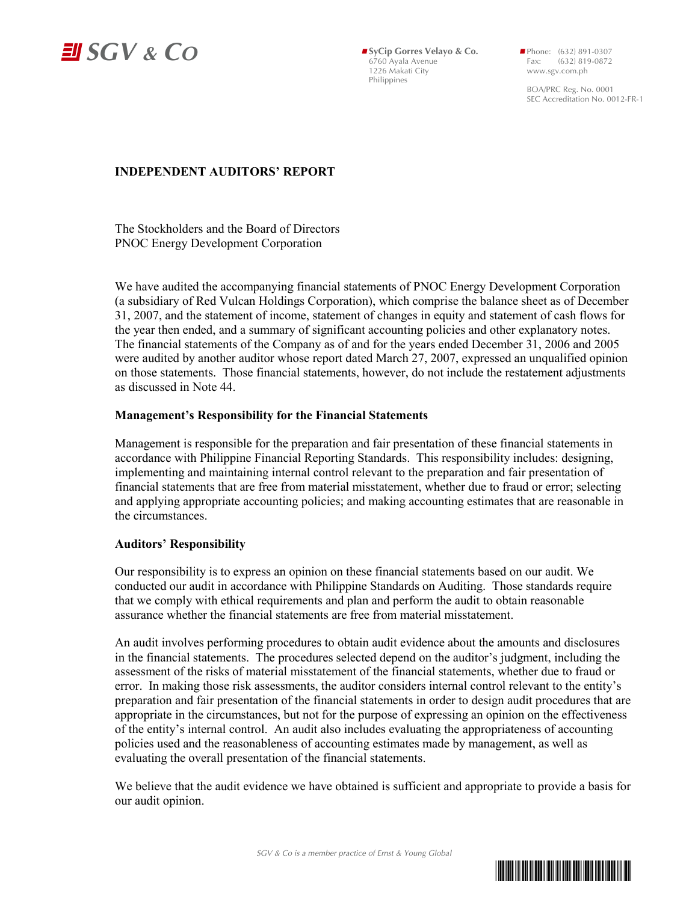SGV & Co

**SyCip Gorres Velayo & Co.**
6760 Ayala Avenue
1226 Makati City
Philippines

Phone: (632) 891-0307
Fax: (632) 819-0872
www.sgv.com.ph

BOA/PRC Reg. No. 0001
SEC Accreditation No. 0012-FR-1

## INDEPENDENT AUDITORS' REPORT

The Stockholders and the Board of Directors
PNOC Energy Development Corporation

We have audited the accompanying financial statements of PNOC Energy Development Corporation (a subsidiary of Red Vulcan Holdings Corporation), which comprise the balance sheet as of December 31, 2007, and the statement of income, statement of changes in equity and statement of cash flows for the year then ended, and a summary of significant accounting policies and other explanatory notes. The financial statements of the Company as of and for the years ended December 31, 2006 and 2005 were audited by another auditor whose report dated March 27, 2007, expressed an unqualified opinion on those statements. Those financial statements, however, do not include the restatement adjustments as discussed in Note 44.

### Management's Responsibility for the Financial Statements

Management is responsible for the preparation and fair presentation of these financial statements in accordance with Philippine Financial Reporting Standards. This responsibility includes: designing, implementing and maintaining internal control relevant to the preparation and fair presentation of financial statements that are free from material misstatement, whether due to fraud or error; selecting and applying appropriate accounting policies; and making accounting estimates that are reasonable in the circumstances.

### Auditors' Responsibility

Our responsibility is to express an opinion on these financial statements based on our audit. We conducted our audit in accordance with Philippine Standards on Auditing. Those standards require that we comply with ethical requirements and plan and perform the audit to obtain reasonable assurance whether the financial statements are free from material misstatement.

An audit involves performing procedures to obtain audit evidence about the amounts and disclosures in the financial statements. The procedures selected depend on the auditor's judgment, including the assessment of the risks of material misstatement of the financial statements, whether due to fraud or error. In making those risk assessments, the auditor considers internal control relevant to the entity's preparation and fair presentation of the financial statements in order to design audit procedures that are appropriate in the circumstances, but not for the purpose of expressing an opinion on the effectiveness of the entity's internal control. An audit also includes evaluating the appropriateness of accounting policies used and the reasonableness of accounting estimates made by management, as well as evaluating the overall presentation of the financial statements.

We believe that the audit evidence we have obtained is sufficient and appropriate to provide a basis for our audit opinion.

*SGV & Co is a member practice of Ernst & Young Global*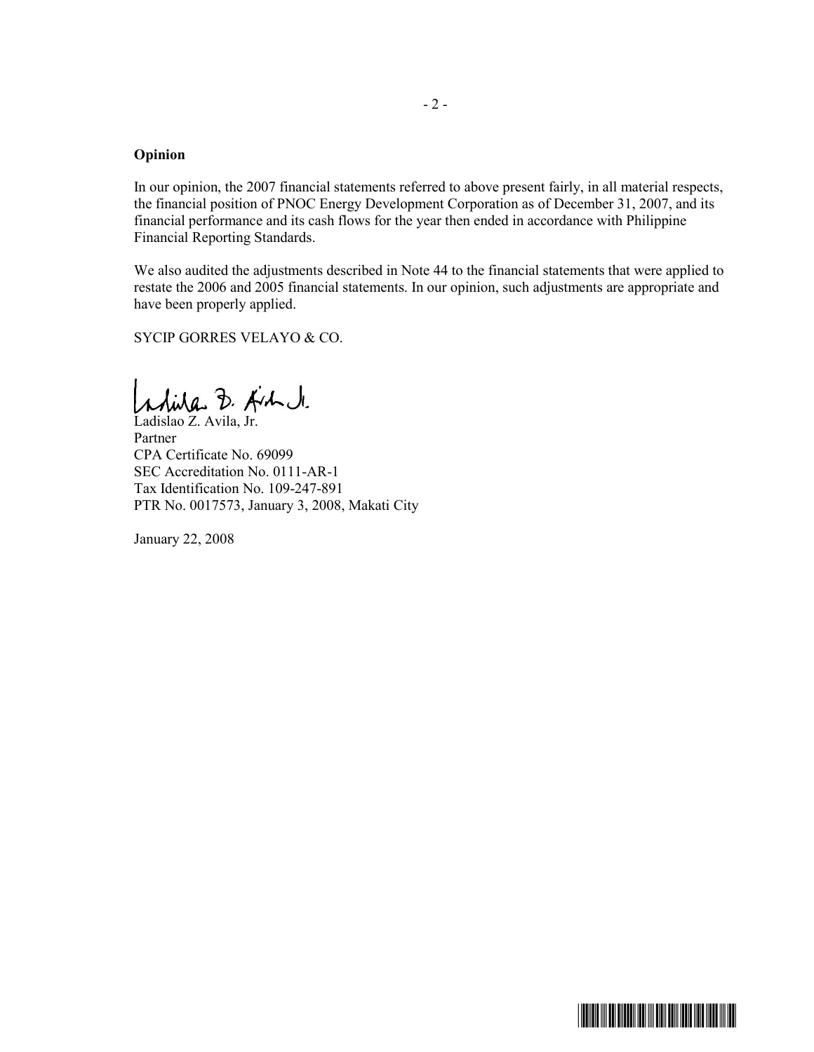**Opinion**

In our opinion, the 2007 financial statements referred to above present fairly, in all material respects, the financial position of PNOC Energy Development Corporation as of December 31, 2007, and its financial performance and its cash flows for the year then ended in accordance with Philippine Financial Reporting Standards.

We also audited the adjustments described in Note 44 to the financial statements that were applied to restate the 2006 and 2005 financial statements. In our opinion, such adjustments are appropriate and have been properly applied.

SYCIP GORRES VELAYO & CO.

Ladislao Z. Avila, Jr.
Partner
CPA Certificate No. 69099
SEC Accreditation No. 0111-AR-1
Tax Identification No. 109-247-891
PTR No. 0017573, January 3, 2008, Makati City

January 22, 2008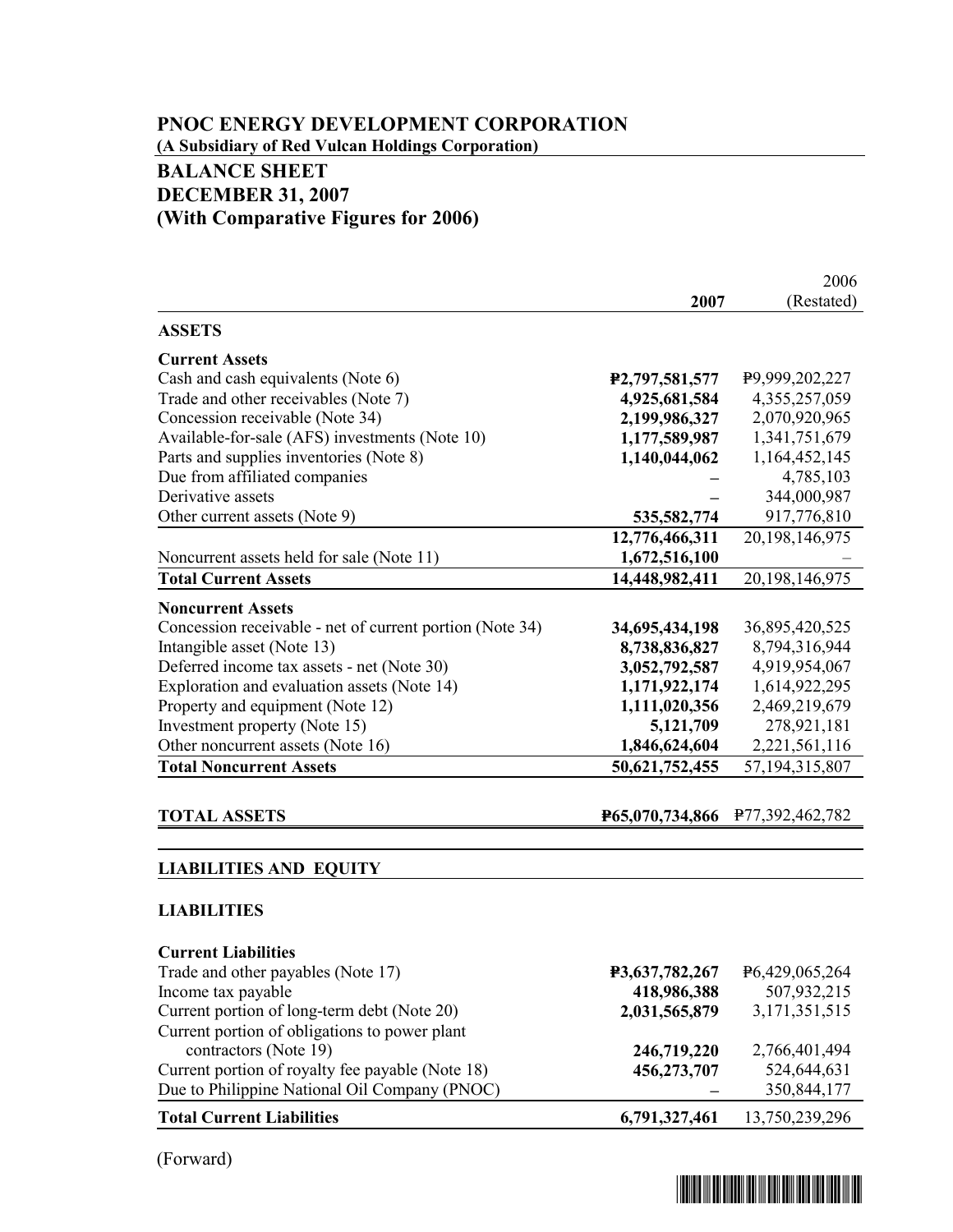# PNOC ENERGY DEVELOPMENT CORPORATION

**(A Subsidiary of Red Vulcan Holdings Corporation)**

## BALANCE SHEET
## DECEMBER 31, 2007
## (With Comparative Figures for 2006)

| | 2007 | 2006 (Restated) |
|---|---|---|
| **ASSETS** | | |
| **Current Assets** | | |
| Cash and cash equivalents (Note 6) | **₱2,797,581,577** | ₱9,999,202,227 |
| Trade and other receivables (Note 7) | **4,925,681,584** | 4,355,257,059 |
| Concession receivable (Note 34) | **2,199,986,327** | 2,070,920,965 |
| Available-for-sale (AFS) investments (Note 10) | **1,177,589,987** | 1,341,751,679 |
| Parts and supplies inventories (Note 8) | **1,140,044,062** | 1,164,452,145 |
| Due from affiliated companies | **–** | 4,785,103 |
| Derivative assets | **–** | 344,000,987 |
| Other current assets (Note 9) | **535,582,774** | 917,776,810 |
| | **12,776,466,311** | 20,198,146,975 |
| Noncurrent assets held for sale (Note 11) | **1,672,516,100** | – |
| **Total Current Assets** | **14,448,982,411** | 20,198,146,975 |
| **Noncurrent Assets** | | |
| Concession receivable - net of current portion (Note 34) | **34,695,434,198** | 36,895,420,525 |
| Intangible asset (Note 13) | **8,738,836,827** | 8,794,316,944 |
| Deferred income tax assets - net (Note 30) | **3,052,792,587** | 4,919,954,067 |
| Exploration and evaluation assets (Note 14) | **1,171,922,174** | 1,614,922,295 |
| Property and equipment (Note 12) | **1,111,020,356** | 2,469,219,679 |
| Investment property (Note 15) | **5,121,709** | 278,921,181 |
| Other noncurrent assets (Note 16) | **1,846,624,604** | 2,221,561,116 |
| **Total Noncurrent Assets** | **50,621,752,455** | 57,194,315,807 |
| **TOTAL ASSETS** | **₱65,070,734,866** | ₱77,392,462,782 |
| **LIABILITIES AND EQUITY** | | |
| **LIABILITIES** | | |
| **Current Liabilities** | | |
| Trade and other payables (Note 17) | **₱3,637,782,267** | ₱6,429,065,264 |
| Income tax payable | **418,986,388** | 507,932,215 |
| Current portion of long-term debt (Note 20) | **2,031,565,879** | 3,171,351,515 |
| Current portion of obligations to power plant contractors (Note 19) | **246,719,220** | 2,766,401,494 |
| Current portion of royalty fee payable (Note 18) | **456,273,707** | 524,644,631 |
| Due to Philippine National Oil Company (PNOC) | **–** | 350,844,177 |
| **Total Current Liabilities** | **6,791,327,461** | 13,750,239,296 |

(Forward)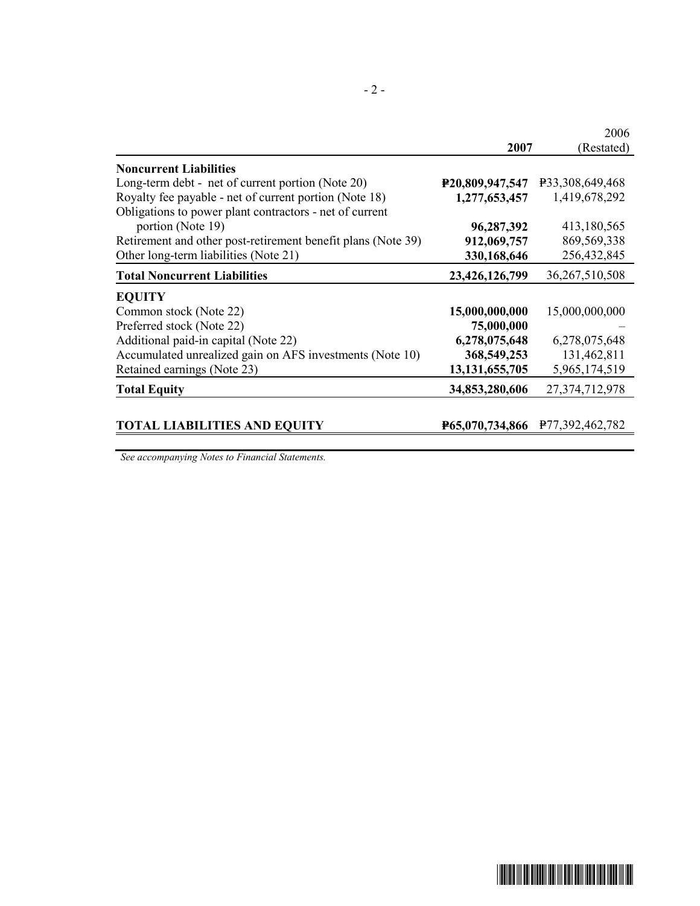| | 2007 | 2006 (Restated) |
|---|---|---|
| **Noncurrent Liabilities** | | |
| Long-term debt - net of current portion (Note 20) | **₱20,809,947,547** | ₱33,308,649,468 |
| Royalty fee payable - net of current portion (Note 18) | **1,277,653,457** | 1,419,678,292 |
| Obligations to power plant contractors - net of current portion (Note 19) | **96,287,392** | 413,180,565 |
| Retirement and other post-retirement benefit plans (Note 39) | **912,069,757** | 869,569,338 |
| Other long-term liabilities (Note 21) | **330,168,646** | 256,432,845 |
| **Total Noncurrent Liabilities** | **23,426,126,799** | 36,267,510,508 |
| **EQUITY** | | |
| Common stock (Note 22) | **15,000,000,000** | 15,000,000,000 |
| Preferred stock (Note 22) | **75,000,000** | – |
| Additional paid-in capital (Note 22) | **6,278,075,648** | 6,278,075,648 |
| Accumulated unrealized gain on AFS investments (Note 10) | **368,549,253** | 131,462,811 |
| Retained earnings (Note 23) | **13,131,655,705** | 5,965,174,519 |
| **Total Equity** | **34,853,280,606** | 27,374,712,978 |
| **TOTAL LIABILITIES AND EQUITY** | **₱65,070,734,866** | ₱77,392,462,782 |

*See accompanying Notes to Financial Statements.*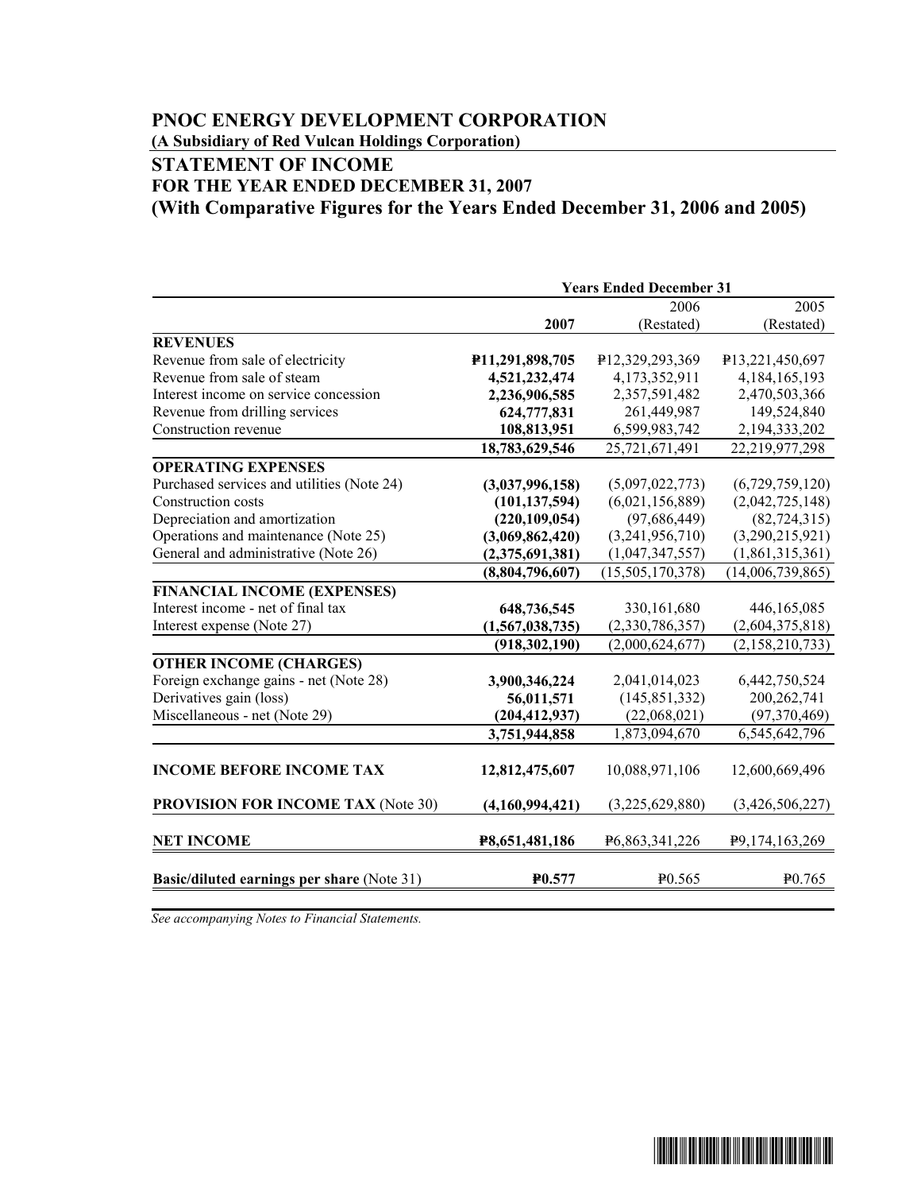# PNOC ENERGY DEVELOPMENT CORPORATION

**(A Subsidiary of Red Vulcan Holdings Corporation)**

## STATEMENT OF INCOME
## FOR THE YEAR ENDED DECEMBER 31, 2007
## (With Comparative Figures for the Years Ended December 31, 2006 and 2005)

| | Years Ended December 31 | | |
|---|---|---|---|
| | **2007** | 2006 (Restated) | 2005 (Restated) |
| **REVENUES** | | | |
| Revenue from sale of electricity | **₱11,291,898,705** | ₱12,329,293,369 | ₱13,221,450,697 |
| Revenue from sale of steam | **4,521,232,474** | 4,173,352,911 | 4,184,165,193 |
| Interest income on service concession | **2,236,906,585** | 2,357,591,482 | 2,470,503,366 |
| Revenue from drilling services | **624,777,831** | 261,449,987 | 149,524,840 |
| Construction revenue | **108,813,951** | 6,599,983,742 | 2,194,333,202 |
| | **18,783,629,546** | 25,721,671,491 | 22,219,977,298 |
| **OPERATING EXPENSES** | | | |
| Purchased services and utilities (Note 24) | **(3,037,996,158)** | (5,097,022,773) | (6,729,759,120) |
| Construction costs | **(101,137,594)** | (6,021,156,889) | (2,042,725,148) |
| Depreciation and amortization | **(220,109,054)** | (97,686,449) | (82,724,315) |
| Operations and maintenance (Note 25) | **(3,069,862,420)** | (3,241,956,710) | (3,290,215,921) |
| General and administrative (Note 26) | **(2,375,691,381)** | (1,047,347,557) | (1,861,315,361) |
| | **(8,804,796,607)** | (15,505,170,378) | (14,006,739,865) |
| **FINANCIAL INCOME (EXPENSES)** | | | |
| Interest income - net of final tax | **648,736,545** | 330,161,680 | 446,165,085 |
| Interest expense (Note 27) | **(1,567,038,735)** | (2,330,786,357) | (2,604,375,818) |
| | **(918,302,190)** | (2,000,624,677) | (2,158,210,733) |
| **OTHER INCOME (CHARGES)** | | | |
| Foreign exchange gains - net (Note 28) | **3,900,346,224** | 2,041,014,023 | 6,442,750,524 |
| Derivatives gain (loss) | **56,011,571** | (145,851,332) | 200,262,741 |
| Miscellaneous - net (Note 29) | **(204,412,937)** | (22,068,021) | (97,370,469) |
| | **3,751,944,858** | 1,873,094,670 | 6,545,642,796 |
| **INCOME BEFORE INCOME TAX** | **12,812,475,607** | 10,088,971,106 | 12,600,669,496 |
| **PROVISION FOR INCOME TAX** (Note 30) | **(4,160,994,421)** | (3,225,629,880) | (3,426,506,227) |
| **NET INCOME** | **₱8,651,481,186** | ₱6,863,341,226 | ₱9,174,163,269 |
| **Basic/diluted earnings per share** (Note 31) | **₱0.577** | ₱0.565 | ₱0.765 |

*See accompanying Notes to Financial Statements.*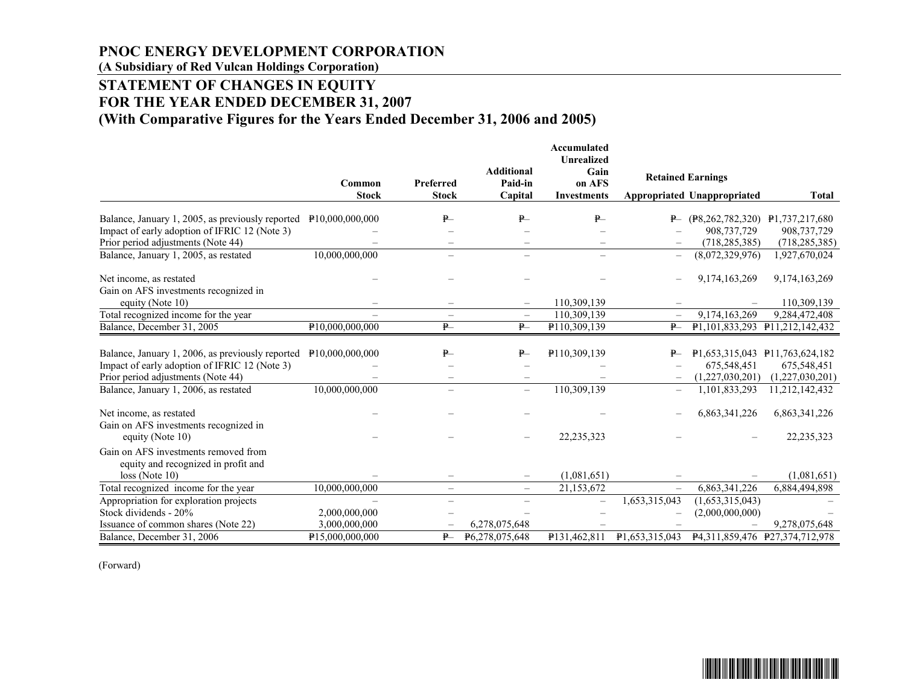# PNOC ENERGY DEVELOPMENT CORPORATION

**(A Subsidiary of Red Vulcan Holdings Corporation)**

## STATEMENT OF CHANGES IN EQUITY
## FOR THE YEAR ENDED DECEMBER 31, 2007
## (With Comparative Figures for the Years Ended December 31, 2006 and 2005)

| | Common Stock | Preferred Stock | Additional Paid-in Capital | Accumulated Unrealized Gain on AFS Investments | Retained Earnings | | Total |
|---|---|---|---|---|---|---|---|
| | | | | | Appropriated | Unappropriated | |
| Balance, January 1, 2005, as previously reported | ₱10,000,000,000 | ₱– | ₱– | ₱– | ₱– | (₱8,262,782,320) | ₱1,737,217,680 |
| Impact of early adoption of IFRIC 12 (Note 3) | – | – | – | – | – | 908,737,729 | 908,737,729 |
| Prior period adjustments (Note 44) | – | – | – | – | – | (718,285,385) | (718,285,385) |
| Balance, January 1, 2005, as restated | 10,000,000,000 | – | – | – | – | (8,072,329,976) | 1,927,670,024 |
| Net income, as restated | – | – | – | – | – | 9,174,163,269 | 9,174,163,269 |
| Gain on AFS investments recognized in equity (Note 10) | – | – | – | 110,309,139 | – | – | 110,309,139 |
| Total recognized income for the year | – | – | – | 110,309,139 | – | 9,174,163,269 | 9,284,472,408 |
| Balance, December 31, 2005 | ₱10,000,000,000 | ₱– | ₱– | ₱110,309,139 | ₱– | ₱1,101,833,293 | ₱11,212,142,432 |
| Balance, January 1, 2006, as previously reported | ₱10,000,000,000 | ₱– | ₱– | ₱110,309,139 | ₱– | ₱1,653,315,043 | ₱11,763,624,182 |
| Impact of early adoption of IFRIC 12 (Note 3) | – | – | – | – | – | 675,548,451 | 675,548,451 |
| Prior period adjustments (Note 44) | – | – | – | – | – | (1,227,030,201) | (1,227,030,201) |
| Balance, January 1, 2006, as restated | 10,000,000,000 | – | – | 110,309,139 | – | 1,101,833,293 | 11,212,142,432 |
| Net income, as restated | – | – | – | – | – | 6,863,341,226 | 6,863,341,226 |
| Gain on AFS investments recognized in equity (Note 10) | – | – | – | 22,235,323 | – | – | 22,235,323 |
| Gain on AFS investments removed from equity and recognized in profit and loss (Note 10) | – | – | – | (1,081,651) | – | – | (1,081,651) |
| Total recognized income for the year | 10,000,000,000 | – | – | 21,153,672 | – | 6,863,341,226 | 6,884,494,898 |
| Appropriation for exploration projects | – | – | – | – | 1,653,315,043 | (1,653,315,043) | – |
| Stock dividends - 20% | 2,000,000,000 | – | – | – | – | (2,000,000,000) | – |
| Issuance of common shares (Note 22) | 3,000,000,000 | – | 6,278,075,648 | – | – | – | 9,278,075,648 |
| Balance, December 31, 2006 | ₱15,000,000,000 | ₱– | ₱6,278,075,648 | ₱131,462,811 | ₱1,653,315,043 | ₱4,311,859,476 | ₱27,374,712,978 |

(Forward)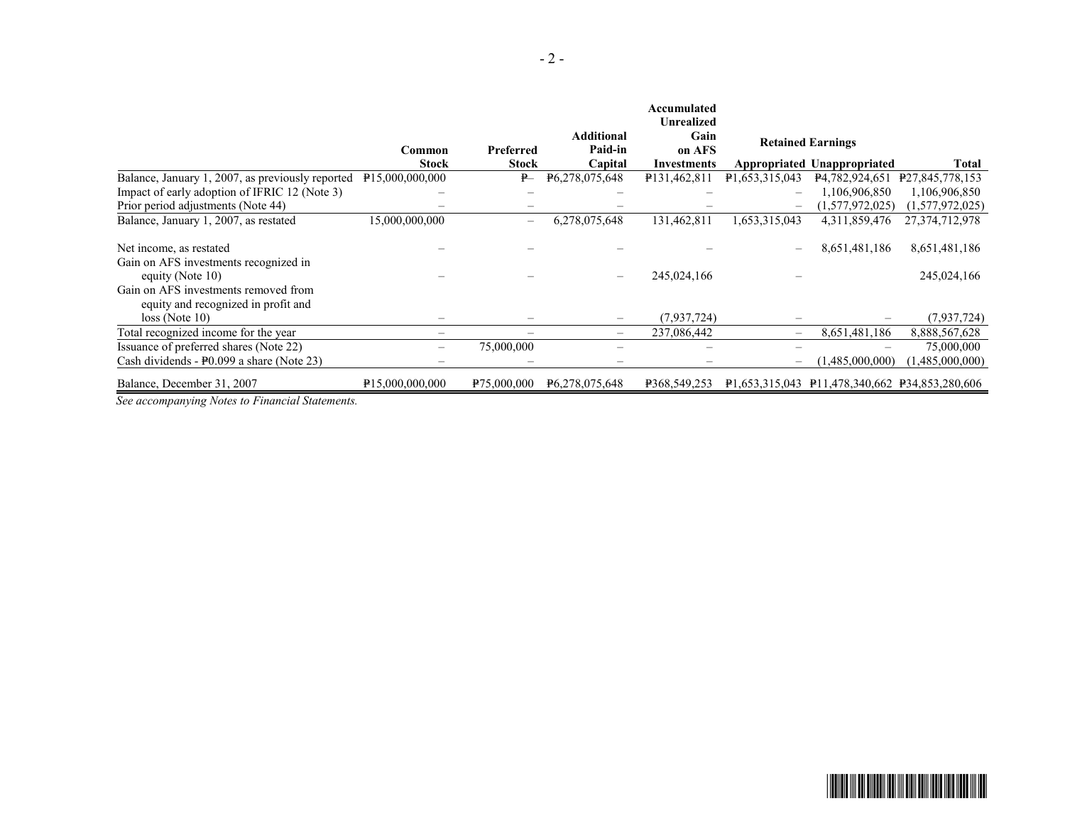| | Common Stock | Preferred Stock | Additional Paid-in Capital | Accumulated Unrealized Gain on AFS Investments | Retained Earnings | | Total |
|---|---|---|---|---|---|---|---|
| | | | | | Appropriated | Unappropriated | |
| Balance, January 1, 2007, as previously reported | ₱15,000,000,000 | ₱– | ₱6,278,075,648 | ₱131,462,811 | ₱1,653,315,043 | ₱4,782,924,651 | ₱27,845,778,153 |
| Impact of early adoption of IFRIC 12 (Note 3) | – | – | – | – | – | 1,106,906,850 | 1,106,906,850 |
| Prior period adjustments (Note 44) | – | – | – | – | – | (1,577,972,025) | (1,577,972,025) |
| Balance, January 1, 2007, as restated | 15,000,000,000 | – | 6,278,075,648 | 131,462,811 | 1,653,315,043 | 4,311,859,476 | 27,374,712,978 |
| Net income, as restated | – | – | – | – | – | 8,651,481,186 | 8,651,481,186 |
| Gain on AFS investments recognized in equity (Note 10) | – | – | – | 245,024,166 | – | | 245,024,166 |
| Gain on AFS investments removed from equity and recognized in profit and loss (Note 10) | – | – | – | (7,937,724) | – | – | (7,937,724) |
| Total recognized income for the year | – | – | – | 237,086,442 | – | 8,651,481,186 | 8,888,567,628 |
| Issuance of preferred shares (Note 22) | – | 75,000,000 | – | – | – | – | 75,000,000 |
| Cash dividends - ₱0.099 a share (Note 23) | – | – | – | – | – | (1,485,000,000) | (1,485,000,000) |
| Balance, December 31, 2007 | ₱15,000,000,000 | ₱75,000,000 | ₱6,278,075,648 | ₱368,549,253 | ₱1,653,315,043 | ₱11,478,340,662 | ₱34,853,280,606 |

*See accompanying Notes to Financial Statements.*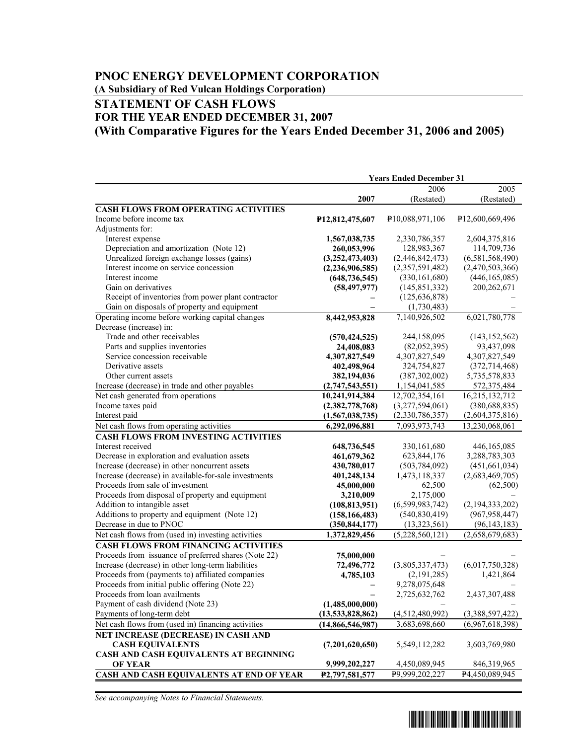# PNOC ENERGY DEVELOPMENT CORPORATION

**(A Subsidiary of Red Vulcan Holdings Corporation)**

## STATEMENT OF CASH FLOWS
## FOR THE YEAR ENDED DECEMBER 31, 2007
## (With Comparative Figures for the Years Ended December 31, 2006 and 2005)

| | Years Ended December 31 | | |
|---|---|---|---|
| | **2007** | 2006 (Restated) | 2005 (Restated) |
| **CASH FLOWS FROM OPERATING ACTIVITIES** | | | |
| Income before income tax | **₱12,812,475,607** | ₱10,088,971,106 | ₱12,600,669,496 |
| Adjustments for: | | | |
| Interest expense | **1,567,038,735** | 2,330,786,357 | 2,604,375,816 |
| Depreciation and amortization (Note 12) | **260,053,996** | 128,983,367 | 114,709,736 |
| Unrealized foreign exchange losses (gains) | **(3,252,473,403)** | (2,446,842,473) | (6,581,568,490) |
| Interest income on service concession | **(2,236,906,585)** | (2,357,591,482) | (2,470,503,366) |
| Interest income | **(648,736,545)** | (330,161,680) | (446,165,085) |
| Gain on derivatives | **(58,497,977)** | (145,851,332) | 200,262,671 |
| Receipt of inventories from power plant contractor | **–** | (125,636,878) | – |
| Gain on disposals of property and equipment | **–** | (1,730,483) | – |
| Operating income before working capital changes | **8,442,953,828** | 7,140,926,502 | 6,021,780,778 |
| Decrease (increase) in: | | | |
| Trade and other receivables | **(570,424,525)** | 244,158,095 | (143,152,562) |
| Parts and supplies inventories | **24,408,083** | (82,052,395) | 93,437,098 |
| Service concession receivable | **4,307,827,549** | 4,307,827,549 | 4,307,827,549 |
| Derivative assets | **402,498,964** | 324,754,827 | (372,714,468) |
| Other current assets | **382,194,036** | (387,302,002) | 5,735,578,833 |
| Increase (decrease) in trade and other payables | **(2,747,543,551)** | 1,154,041,585 | 572,375,484 |
| Net cash generated from operations | **10,241,914,384** | 12,702,354,161 | 16,215,132,712 |
| Income taxes paid | **(2,382,778,768)** | (3,277,594,061) | (380,688,835) |
| Interest paid | **(1,567,038,735)** | (2,330,786,357) | (2,604,375,816) |
| Net cash flows from operating activities | **6,292,096,881** | 7,093,973,743 | 13,230,068,061 |
| **CASH FLOWS FROM INVESTING ACTIVITIES** | | | |
| Interest received | **648,736,545** | 330,161,680 | 446,165,085 |
| Decrease in exploration and evaluation assets | **461,679,362** | 623,844,176 | 3,288,783,303 |
| Increase (decrease) in other noncurrent assets | **430,780,017** | (503,784,092) | (451,661,034) |
| Increase (decrease) in available-for-sale investments | **401,248,134** | 1,473,118,337 | (2,683,469,705) |
| Proceeds from sale of investment | **45,000,000** | 62,500 | (62,500) |
| Proceeds from disposal of property and equipment | **3,210,009** | 2,175,000 | – |
| Addition to intangible asset | **(108,813,951)** | (6,599,983,742) | (2,194,333,202) |
| Additions to property and equipment (Note 12) | **(158,166,483)** | (540,830,419) | (967,958,447) |
| Decrease in due to PNOC | **(350,844,177)** | (13,323,561) | (96,143,183) |
| Net cash flows from (used in) investing activities | **1,372,829,456** | (5,228,560,121) | (2,658,679,683) |
| **CASH FLOWS FROM FINANCING ACTIVITIES** | | | |
| Proceeds from issuance of preferred shares (Note 22) | **75,000,000** | – | – |
| Increase (decrease) in other long-term liabilities | **72,496,772** | (3,805,337,473) | (6,017,750,328) |
| Proceeds from (payments to) affiliated companies | **4,785,103** | (2,191,285) | 1,421,864 |
| Proceeds from initial public offering (Note 22) | **–** | 9,278,075,648 | – |
| Proceeds from loan availments | **–** | 2,725,632,762 | 2,437,307,488 |
| Payment of cash dividend (Note 23) | **(1,485,000,000)** | – | – |
| Payments of long-term debt | **(13,533,828,862)** | (4,512,480,992) | (3,388,597,422) |
| Net cash flows from (used in) financing activities | **(14,866,546,987)** | 3,683,698,660 | (6,967,618,398) |
| **NET INCREASE (DECREASE) IN CASH AND CASH EQUIVALENTS** | **(7,201,620,650)** | 5,549,112,282 | 3,603,769,980 |
| **CASH AND CASH EQUIVALENTS AT BEGINNING OF YEAR** | **9,999,202,227** | 4,450,089,945 | 846,319,965 |
| **CASH AND CASH EQUIVALENTS AT END OF YEAR** | **₱2,797,581,577** | ₱9,999,202,227 | ₱4,450,089,945 |

*See accompanying Notes to Financial Statements.*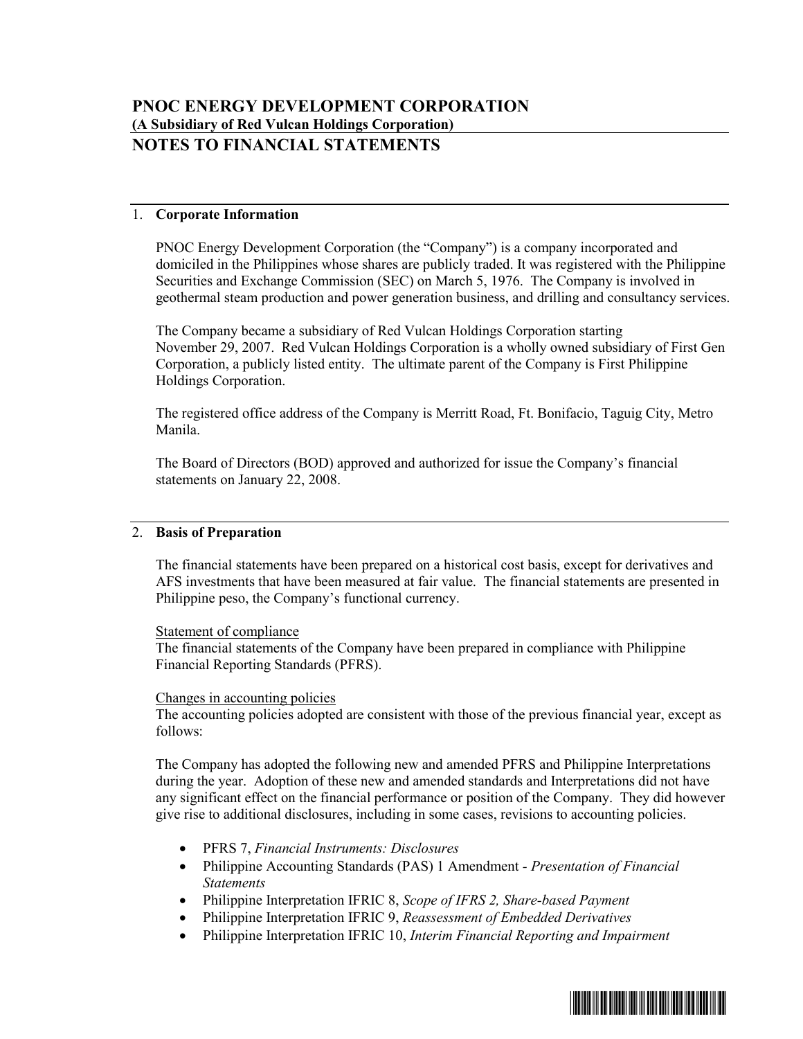# PNOC ENERGY DEVELOPMENT CORPORATION

**(A Subsidiary of Red Vulcan Holdings Corporation)**

## NOTES TO FINANCIAL STATEMENTS

### 1. Corporate Information

PNOC Energy Development Corporation (the "Company") is a company incorporated and domiciled in the Philippines whose shares are publicly traded. It was registered with the Philippine Securities and Exchange Commission (SEC) on March 5, 1976. The Company is involved in geothermal steam production and power generation business, and drilling and consultancy services.

The Company became a subsidiary of Red Vulcan Holdings Corporation starting November 29, 2007. Red Vulcan Holdings Corporation is a wholly owned subsidiary of First Gen Corporation, a publicly listed entity. The ultimate parent of the Company is First Philippine Holdings Corporation.

The registered office address of the Company is Merritt Road, Ft. Bonifacio, Taguig City, Metro Manila.

The Board of Directors (BOD) approved and authorized for issue the Company's financial statements on January 22, 2008.

### 2. Basis of Preparation

The financial statements have been prepared on a historical cost basis, except for derivatives and AFS investments that have been measured at fair value. The financial statements are presented in Philippine peso, the Company's functional currency.

Statement of compliance

The financial statements of the Company have been prepared in compliance with Philippine Financial Reporting Standards (PFRS).

Changes in accounting policies

The accounting policies adopted are consistent with those of the previous financial year, except as follows:

The Company has adopted the following new and amended PFRS and Philippine Interpretations during the year. Adoption of these new and amended standards and Interpretations did not have any significant effect on the financial performance or position of the Company. They did however give rise to additional disclosures, including in some cases, revisions to accounting policies.

- PFRS 7, *Financial Instruments: Disclosures*
- Philippine Accounting Standards (PAS) 1 Amendment - *Presentation of Financial Statements*
- Philippine Interpretation IFRIC 8, *Scope of IFRS 2, Share-based Payment*
- Philippine Interpretation IFRIC 9, *Reassessment of Embedded Derivatives*
- Philippine Interpretation IFRIC 10, *Interim Financial Reporting and Impairment*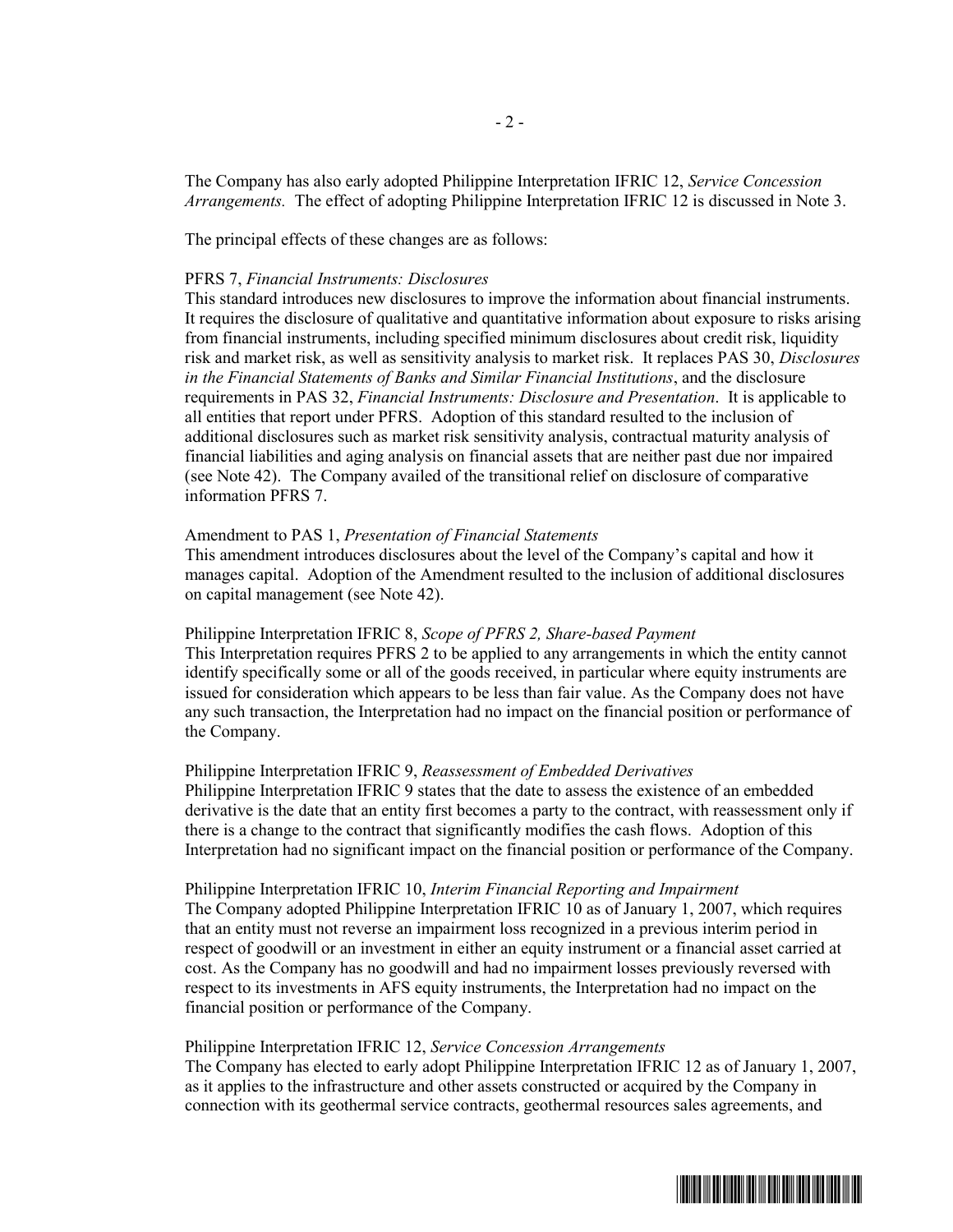The Company has also early adopted Philippine Interpretation IFRIC 12, *Service Concession Arrangements.* The effect of adopting Philippine Interpretation IFRIC 12 is discussed in Note 3.

The principal effects of these changes are as follows:

PFRS 7, *Financial Instruments: Disclosures*
This standard introduces new disclosures to improve the information about financial instruments. It requires the disclosure of qualitative and quantitative information about exposure to risks arising from financial instruments, including specified minimum disclosures about credit risk, liquidity risk and market risk, as well as sensitivity analysis to market risk. It replaces PAS 30, *Disclosures in the Financial Statements of Banks and Similar Financial Institutions*, and the disclosure requirements in PAS 32, *Financial Instruments: Disclosure and Presentation*. It is applicable to all entities that report under PFRS. Adoption of this standard resulted to the inclusion of additional disclosures such as market risk sensitivity analysis, contractual maturity analysis of financial liabilities and aging analysis on financial assets that are neither past due nor impaired (see Note 42). The Company availed of the transitional relief on disclosure of comparative information PFRS 7.

Amendment to PAS 1, *Presentation of Financial Statements*
This amendment introduces disclosures about the level of the Company's capital and how it manages capital. Adoption of the Amendment resulted to the inclusion of additional disclosures on capital management (see Note 42).

Philippine Interpretation IFRIC 8, *Scope of PFRS 2, Share-based Payment*
This Interpretation requires PFRS 2 to be applied to any arrangements in which the entity cannot identify specifically some or all of the goods received, in particular where equity instruments are issued for consideration which appears to be less than fair value. As the Company does not have any such transaction, the Interpretation had no impact on the financial position or performance of the Company.

Philippine Interpretation IFRIC 9, *Reassessment of Embedded Derivatives*
Philippine Interpretation IFRIC 9 states that the date to assess the existence of an embedded derivative is the date that an entity first becomes a party to the contract, with reassessment only if there is a change to the contract that significantly modifies the cash flows. Adoption of this Interpretation had no significant impact on the financial position or performance of the Company.

Philippine Interpretation IFRIC 10, *Interim Financial Reporting and Impairment*
The Company adopted Philippine Interpretation IFRIC 10 as of January 1, 2007, which requires that an entity must not reverse an impairment loss recognized in a previous interim period in respect of goodwill or an investment in either an equity instrument or a financial asset carried at cost. As the Company has no goodwill and had no impairment losses previously reversed with respect to its investments in AFS equity instruments, the Interpretation had no impact on the financial position or performance of the Company.

Philippine Interpretation IFRIC 12, *Service Concession Arrangements*
The Company has elected to early adopt Philippine Interpretation IFRIC 12 as of January 1, 2007, as it applies to the infrastructure and other assets constructed or acquired by the Company in connection with its geothermal service contracts, geothermal resources sales agreements, and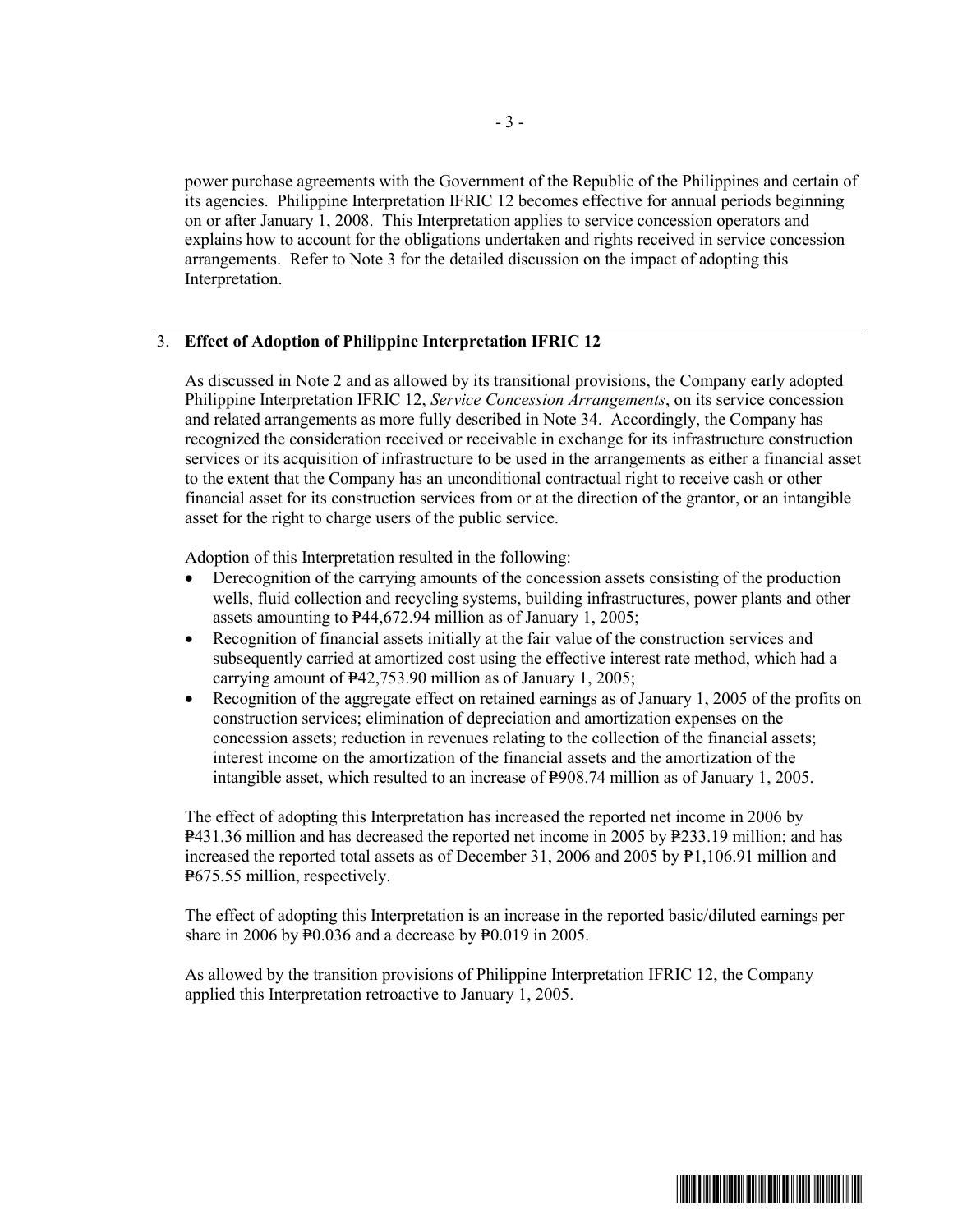power purchase agreements with the Government of the Republic of the Philippines and certain of its agencies. Philippine Interpretation IFRIC 12 becomes effective for annual periods beginning on or after January 1, 2008. This Interpretation applies to service concession operators and explains how to account for the obligations undertaken and rights received in service concession arrangements. Refer to Note 3 for the detailed discussion on the impact of adopting this Interpretation.

## 3. Effect of Adoption of Philippine Interpretation IFRIC 12

As discussed in Note 2 and as allowed by its transitional provisions, the Company early adopted Philippine Interpretation IFRIC 12, *Service Concession Arrangements*, on its service concession and related arrangements as more fully described in Note 34. Accordingly, the Company has recognized the consideration received or receivable in exchange for its infrastructure construction services or its acquisition of infrastructure to be used in the arrangements as either a financial asset to the extent that the Company has an unconditional contractual right to receive cash or other financial asset for its construction services from or at the direction of the grantor, or an intangible asset for the right to charge users of the public service.

Adoption of this Interpretation resulted in the following:

- Derecognition of the carrying amounts of the concession assets consisting of the production wells, fluid collection and recycling systems, building infrastructures, power plants and other assets amounting to ₱44,672.94 million as of January 1, 2005;
- Recognition of financial assets initially at the fair value of the construction services and subsequently carried at amortized cost using the effective interest rate method, which had a carrying amount of ₱42,753.90 million as of January 1, 2005;
- Recognition of the aggregate effect on retained earnings as of January 1, 2005 of the profits on construction services; elimination of depreciation and amortization expenses on the concession assets; reduction in revenues relating to the collection of the financial assets; interest income on the amortization of the financial assets and the amortization of the intangible asset, which resulted to an increase of ₱908.74 million as of January 1, 2005.

The effect of adopting this Interpretation has increased the reported net income in 2006 by ₱431.36 million and has decreased the reported net income in 2005 by ₱233.19 million; and has increased the reported total assets as of December 31, 2006 and 2005 by ₱1,106.91 million and ₱675.55 million, respectively.

The effect of adopting this Interpretation is an increase in the reported basic/diluted earnings per share in 2006 by ₱0.036 and a decrease by ₱0.019 in 2005.

As allowed by the transition provisions of Philippine Interpretation IFRIC 12, the Company applied this Interpretation retroactive to January 1, 2005.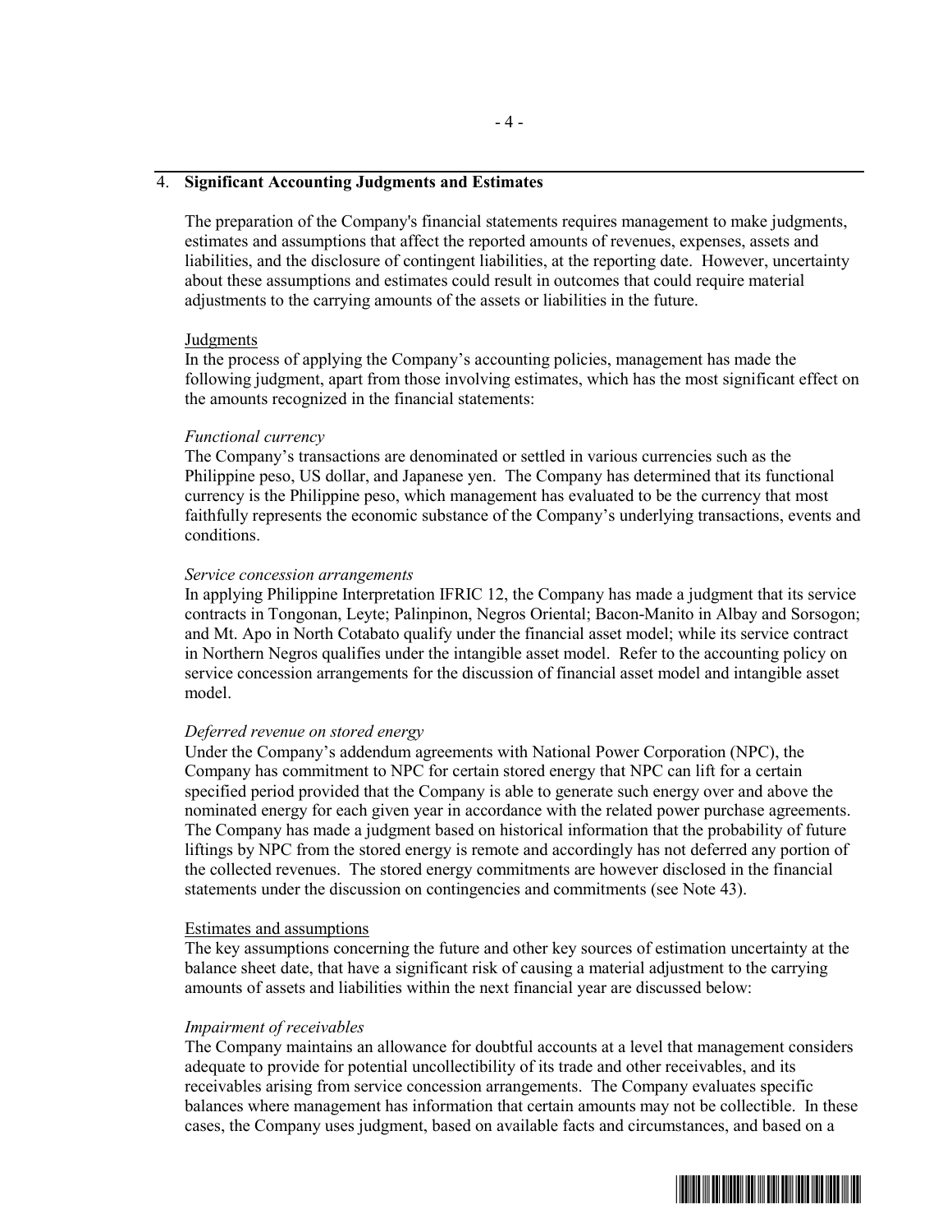## 4. Significant Accounting Judgments and Estimates

The preparation of the Company's financial statements requires management to make judgments, estimates and assumptions that affect the reported amounts of revenues, expenses, assets and liabilities, and the disclosure of contingent liabilities, at the reporting date. However, uncertainty about these assumptions and estimates could result in outcomes that could require material adjustments to the carrying amounts of the assets or liabilities in the future.

<u>Judgments</u>

In the process of applying the Company's accounting policies, management has made the following judgment, apart from those involving estimates, which has the most significant effect on the amounts recognized in the financial statements:

*Functional currency*

The Company's transactions are denominated or settled in various currencies such as the Philippine peso, US dollar, and Japanese yen. The Company has determined that its functional currency is the Philippine peso, which management has evaluated to be the currency that most faithfully represents the economic substance of the Company's underlying transactions, events and conditions.

*Service concession arrangements*

In applying Philippine Interpretation IFRIC 12, the Company has made a judgment that its service contracts in Tongonan, Leyte; Palinpinon, Negros Oriental; Bacon-Manito in Albay and Sorsogon; and Mt. Apo in North Cotabato qualify under the financial asset model; while its service contract in Northern Negros qualifies under the intangible asset model. Refer to the accounting policy on service concession arrangements for the discussion of financial asset model and intangible asset model.

*Deferred revenue on stored energy*

Under the Company's addendum agreements with National Power Corporation (NPC), the Company has commitment to NPC for certain stored energy that NPC can lift for a certain specified period provided that the Company is able to generate such energy over and above the nominated energy for each given year in accordance with the related power purchase agreements. The Company has made a judgment based on historical information that the probability of future liftings by NPC from the stored energy is remote and accordingly has not deferred any portion of the collected revenues. The stored energy commitments are however disclosed in the financial statements under the discussion on contingencies and commitments (see Note 43).

<u>Estimates and assumptions</u>

The key assumptions concerning the future and other key sources of estimation uncertainty at the balance sheet date, that have a significant risk of causing a material adjustment to the carrying amounts of assets and liabilities within the next financial year are discussed below:

*Impairment of receivables*

The Company maintains an allowance for doubtful accounts at a level that management considers adequate to provide for potential uncollectibility of its trade and other receivables, and its receivables arising from service concession arrangements. The Company evaluates specific balances where management has information that certain amounts may not be collectible. In these cases, the Company uses judgment, based on available facts and circumstances, and based on a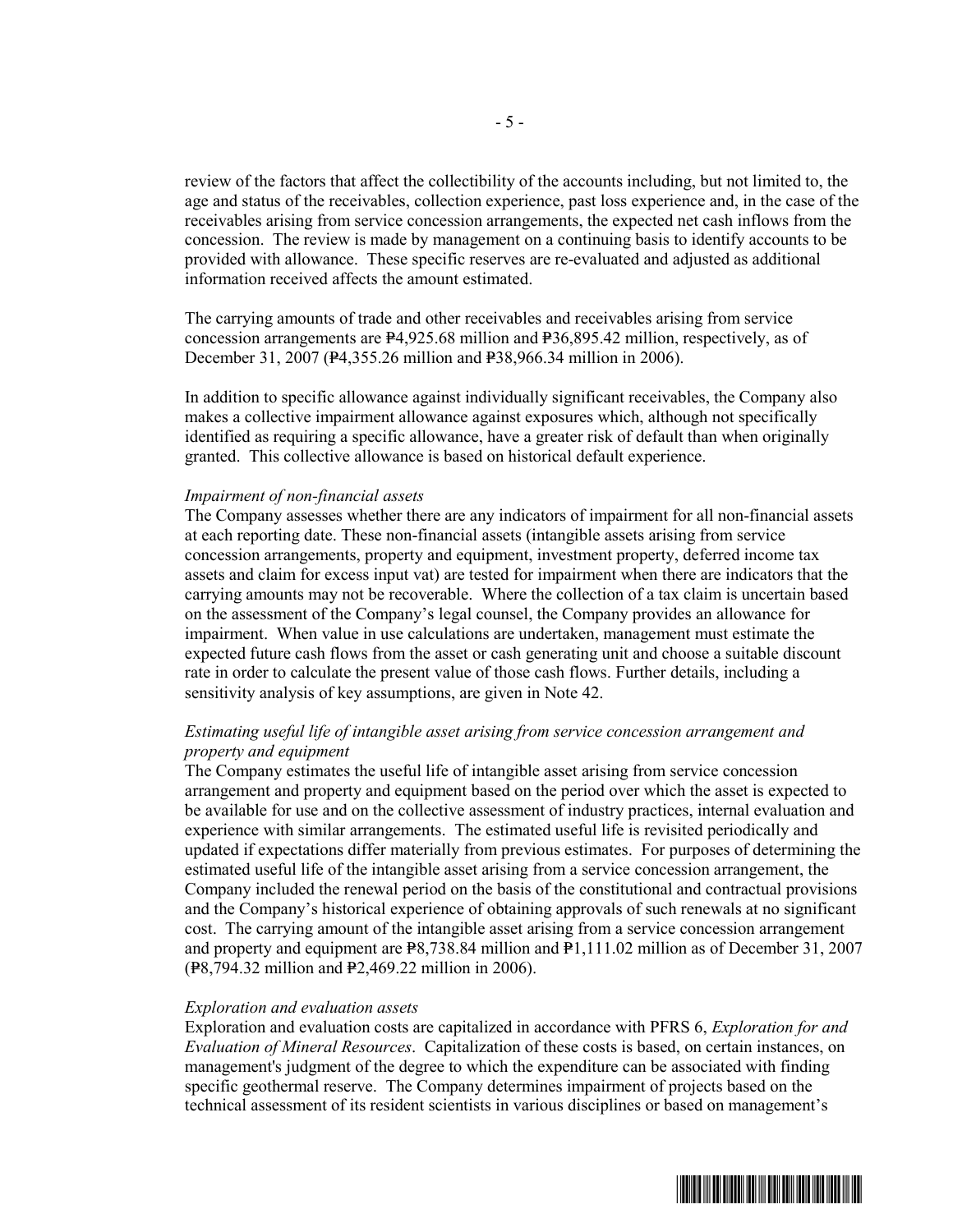review of the factors that affect the collectibility of the accounts including, but not limited to, the age and status of the receivables, collection experience, past loss experience and, in the case of the receivables arising from service concession arrangements, the expected net cash inflows from the concession. The review is made by management on a continuing basis to identify accounts to be provided with allowance. These specific reserves are re-evaluated and adjusted as additional information received affects the amount estimated.

The carrying amounts of trade and other receivables and receivables arising from service concession arrangements are ₱4,925.68 million and ₱36,895.42 million, respectively, as of December 31, 2007 (₱4,355.26 million and ₱38,966.34 million in 2006).

In addition to specific allowance against individually significant receivables, the Company also makes a collective impairment allowance against exposures which, although not specifically identified as requiring a specific allowance, have a greater risk of default than when originally granted. This collective allowance is based on historical default experience.

*Impairment of non-financial assets*
The Company assesses whether there are any indicators of impairment for all non-financial assets at each reporting date. These non-financial assets (intangible assets arising from service concession arrangements, property and equipment, investment property, deferred income tax assets and claim for excess input vat) are tested for impairment when there are indicators that the carrying amounts may not be recoverable. Where the collection of a tax claim is uncertain based on the assessment of the Company's legal counsel, the Company provides an allowance for impairment. When value in use calculations are undertaken, management must estimate the expected future cash flows from the asset or cash generating unit and choose a suitable discount rate in order to calculate the present value of those cash flows. Further details, including a sensitivity analysis of key assumptions, are given in Note 42.

*Estimating useful life of intangible asset arising from service concession arrangement and property and equipment*
The Company estimates the useful life of intangible asset arising from service concession arrangement and property and equipment based on the period over which the asset is expected to be available for use and on the collective assessment of industry practices, internal evaluation and experience with similar arrangements. The estimated useful life is revisited periodically and updated if expectations differ materially from previous estimates. For purposes of determining the estimated useful life of the intangible asset arising from a service concession arrangement, the Company included the renewal period on the basis of the constitutional and contractual provisions and the Company's historical experience of obtaining approvals of such renewals at no significant cost. The carrying amount of the intangible asset arising from a service concession arrangement and property and equipment are ₱8,738.84 million and ₱1,111.02 million as of December 31, 2007 (₱8,794.32 million and ₱2,469.22 million in 2006).

*Exploration and evaluation assets*
Exploration and evaluation costs are capitalized in accordance with PFRS 6, *Exploration for and Evaluation of Mineral Resources*. Capitalization of these costs is based, on certain instances, on management's judgment of the degree to which the expenditure can be associated with finding specific geothermal reserve. The Company determines impairment of projects based on the technical assessment of its resident scientists in various disciplines or based on management's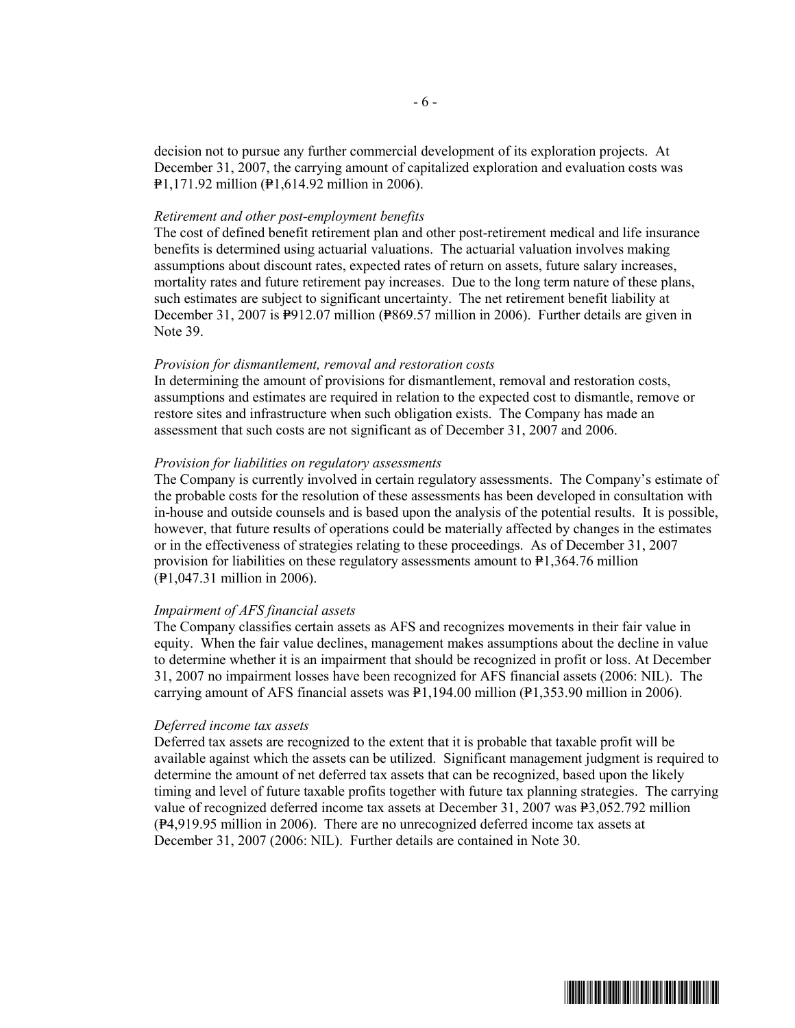decision not to pursue any further commercial development of its exploration projects. At December 31, 2007, the carrying amount of capitalized exploration and evaluation costs was ₱1,171.92 million (₱1,614.92 million in 2006).

*Retirement and other post-employment benefits*
The cost of defined benefit retirement plan and other post-retirement medical and life insurance benefits is determined using actuarial valuations. The actuarial valuation involves making assumptions about discount rates, expected rates of return on assets, future salary increases, mortality rates and future retirement pay increases. Due to the long term nature of these plans, such estimates are subject to significant uncertainty. The net retirement benefit liability at December 31, 2007 is ₱912.07 million (₱869.57 million in 2006). Further details are given in Note 39.

*Provision for dismantlement, removal and restoration costs*
In determining the amount of provisions for dismantlement, removal and restoration costs, assumptions and estimates are required in relation to the expected cost to dismantle, remove or restore sites and infrastructure when such obligation exists. The Company has made an assessment that such costs are not significant as of December 31, 2007 and 2006.

*Provision for liabilities on regulatory assessments*
The Company is currently involved in certain regulatory assessments. The Company's estimate of the probable costs for the resolution of these assessments has been developed in consultation with in-house and outside counsels and is based upon the analysis of the potential results. It is possible, however, that future results of operations could be materially affected by changes in the estimates or in the effectiveness of strategies relating to these proceedings. As of December 31, 2007 provision for liabilities on these regulatory assessments amount to ₱1,364.76 million (₱1,047.31 million in 2006).

*Impairment of AFS financial assets*
The Company classifies certain assets as AFS and recognizes movements in their fair value in equity. When the fair value declines, management makes assumptions about the decline in value to determine whether it is an impairment that should be recognized in profit or loss. At December 31, 2007 no impairment losses have been recognized for AFS financial assets (2006: NIL). The carrying amount of AFS financial assets was ₱1,194.00 million (₱1,353.90 million in 2006).

*Deferred income tax assets*
Deferred tax assets are recognized to the extent that it is probable that taxable profit will be available against which the assets can be utilized. Significant management judgment is required to determine the amount of net deferred tax assets that can be recognized, based upon the likely timing and level of future taxable profits together with future tax planning strategies. The carrying value of recognized deferred income tax assets at December 31, 2007 was ₱3,052.792 million (₱4,919.95 million in 2006). There are no unrecognized deferred income tax assets at December 31, 2007 (2006: NIL). Further details are contained in Note 30.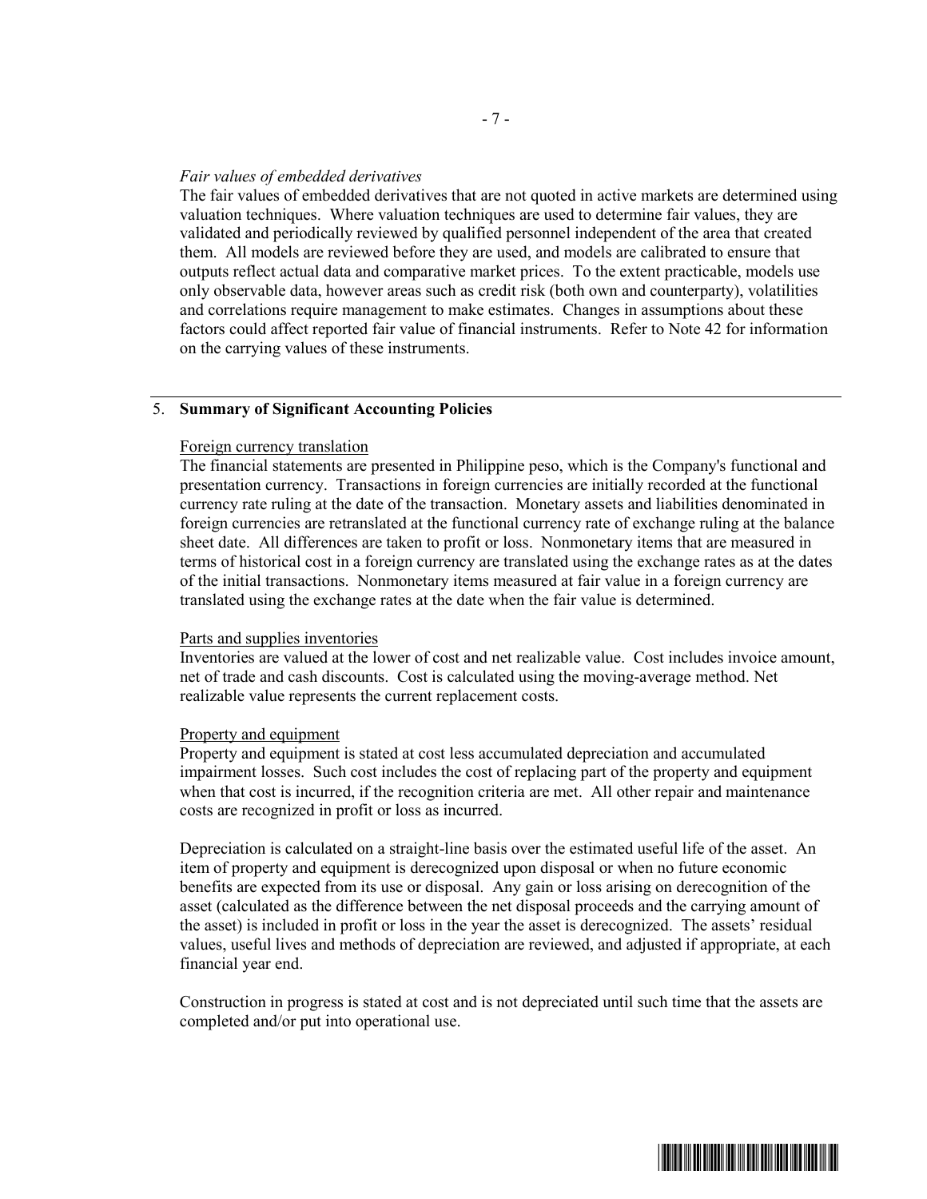*Fair values of embedded derivatives*
The fair values of embedded derivatives that are not quoted in active markets are determined using valuation techniques. Where valuation techniques are used to determine fair values, they are validated and periodically reviewed by qualified personnel independent of the area that created them. All models are reviewed before they are used, and models are calibrated to ensure that outputs reflect actual data and comparative market prices. To the extent practicable, models use only observable data, however areas such as credit risk (both own and counterparty), volatilities and correlations require management to make estimates. Changes in assumptions about these factors could affect reported fair value of financial instruments. Refer to Note 42 for information on the carrying values of these instruments.

## 5. Summary of Significant Accounting Policies

Foreign currency translation
The financial statements are presented in Philippine peso, which is the Company's functional and presentation currency. Transactions in foreign currencies are initially recorded at the functional currency rate ruling at the date of the transaction. Monetary assets and liabilities denominated in foreign currencies are retranslated at the functional currency rate of exchange ruling at the balance sheet date. All differences are taken to profit or loss. Nonmonetary items that are measured in terms of historical cost in a foreign currency are translated using the exchange rates as at the dates of the initial transactions. Nonmonetary items measured at fair value in a foreign currency are translated using the exchange rates at the date when the fair value is determined.

Parts and supplies inventories
Inventories are valued at the lower of cost and net realizable value. Cost includes invoice amount, net of trade and cash discounts. Cost is calculated using the moving-average method. Net realizable value represents the current replacement costs.

Property and equipment
Property and equipment is stated at cost less accumulated depreciation and accumulated impairment losses. Such cost includes the cost of replacing part of the property and equipment when that cost is incurred, if the recognition criteria are met. All other repair and maintenance costs are recognized in profit or loss as incurred.

Depreciation is calculated on a straight-line basis over the estimated useful life of the asset. An item of property and equipment is derecognized upon disposal or when no future economic benefits are expected from its use or disposal. Any gain or loss arising on derecognition of the asset (calculated as the difference between the net disposal proceeds and the carrying amount of the asset) is included in profit or loss in the year the asset is derecognized. The assets' residual values, useful lives and methods of depreciation are reviewed, and adjusted if appropriate, at each financial year end.

Construction in progress is stated at cost and is not depreciated until such time that the assets are completed and/or put into operational use.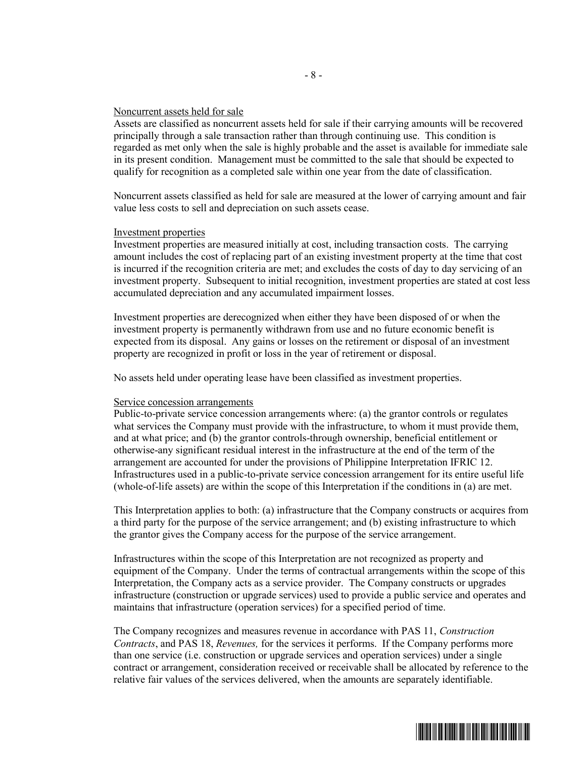### Noncurrent assets held for sale

Assets are classified as noncurrent assets held for sale if their carrying amounts will be recovered principally through a sale transaction rather than through continuing use. This condition is regarded as met only when the sale is highly probable and the asset is available for immediate sale in its present condition. Management must be committed to the sale that should be expected to qualify for recognition as a completed sale within one year from the date of classification.

Noncurrent assets classified as held for sale are measured at the lower of carrying amount and fair value less costs to sell and depreciation on such assets cease.

### Investment properties

Investment properties are measured initially at cost, including transaction costs. The carrying amount includes the cost of replacing part of an existing investment property at the time that cost is incurred if the recognition criteria are met; and excludes the costs of day to day servicing of an investment property. Subsequent to initial recognition, investment properties are stated at cost less accumulated depreciation and any accumulated impairment losses.

Investment properties are derecognized when either they have been disposed of or when the investment property is permanently withdrawn from use and no future economic benefit is expected from its disposal. Any gains or losses on the retirement or disposal of an investment property are recognized in profit or loss in the year of retirement or disposal.

No assets held under operating lease have been classified as investment properties.

### Service concession arrangements

Public-to-private service concession arrangements where: (a) the grantor controls or regulates what services the Company must provide with the infrastructure, to whom it must provide them, and at what price; and (b) the grantor controls-through ownership, beneficial entitlement or otherwise-any significant residual interest in the infrastructure at the end of the term of the arrangement are accounted for under the provisions of Philippine Interpretation IFRIC 12. Infrastructures used in a public-to-private service concession arrangement for its entire useful life (whole-of-life assets) are within the scope of this Interpretation if the conditions in (a) are met.

This Interpretation applies to both: (a) infrastructure that the Company constructs or acquires from a third party for the purpose of the service arrangement; and (b) existing infrastructure to which the grantor gives the Company access for the purpose of the service arrangement.

Infrastructures within the scope of this Interpretation are not recognized as property and equipment of the Company. Under the terms of contractual arrangements within the scope of this Interpretation, the Company acts as a service provider. The Company constructs or upgrades infrastructure (construction or upgrade services) used to provide a public service and operates and maintains that infrastructure (operation services) for a specified period of time.

The Company recognizes and measures revenue in accordance with PAS 11, *Construction Contracts*, and PAS 18, *Revenues,* for the services it performs. If the Company performs more than one service (i.e. construction or upgrade services and operation services) under a single contract or arrangement, consideration received or receivable shall be allocated by reference to the relative fair values of the services delivered, when the amounts are separately identifiable.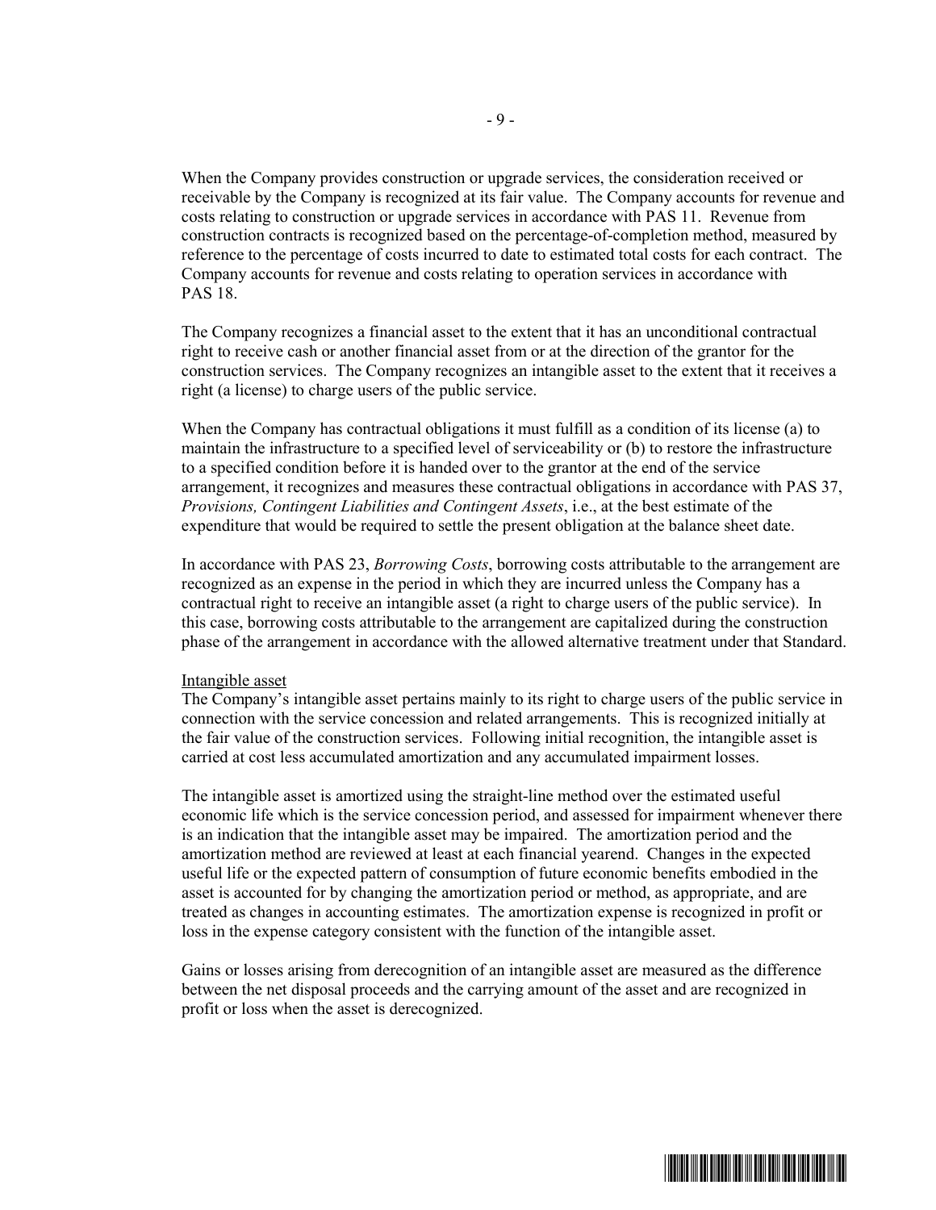When the Company provides construction or upgrade services, the consideration received or receivable by the Company is recognized at its fair value. The Company accounts for revenue and costs relating to construction or upgrade services in accordance with PAS 11. Revenue from construction contracts is recognized based on the percentage-of-completion method, measured by reference to the percentage of costs incurred to date to estimated total costs for each contract. The Company accounts for revenue and costs relating to operation services in accordance with PAS 18.

The Company recognizes a financial asset to the extent that it has an unconditional contractual right to receive cash or another financial asset from or at the direction of the grantor for the construction services. The Company recognizes an intangible asset to the extent that it receives a right (a license) to charge users of the public service.

When the Company has contractual obligations it must fulfill as a condition of its license (a) to maintain the infrastructure to a specified level of serviceability or (b) to restore the infrastructure to a specified condition before it is handed over to the grantor at the end of the service arrangement, it recognizes and measures these contractual obligations in accordance with PAS 37, *Provisions, Contingent Liabilities and Contingent Assets*, i.e., at the best estimate of the expenditure that would be required to settle the present obligation at the balance sheet date.

In accordance with PAS 23, *Borrowing Costs*, borrowing costs attributable to the arrangement are recognized as an expense in the period in which they are incurred unless the Company has a contractual right to receive an intangible asset (a right to charge users of the public service). In this case, borrowing costs attributable to the arrangement are capitalized during the construction phase of the arrangement in accordance with the allowed alternative treatment under that Standard.

Intangible asset

The Company's intangible asset pertains mainly to its right to charge users of the public service in connection with the service concession and related arrangements. This is recognized initially at the fair value of the construction services. Following initial recognition, the intangible asset is carried at cost less accumulated amortization and any accumulated impairment losses.

The intangible asset is amortized using the straight-line method over the estimated useful economic life which is the service concession period, and assessed for impairment whenever there is an indication that the intangible asset may be impaired. The amortization period and the amortization method are reviewed at least at each financial yearend. Changes in the expected useful life or the expected pattern of consumption of future economic benefits embodied in the asset is accounted for by changing the amortization period or method, as appropriate, and are treated as changes in accounting estimates. The amortization expense is recognized in profit or loss in the expense category consistent with the function of the intangible asset.

Gains or losses arising from derecognition of an intangible asset are measured as the difference between the net disposal proceeds and the carrying amount of the asset and are recognized in profit or loss when the asset is derecognized.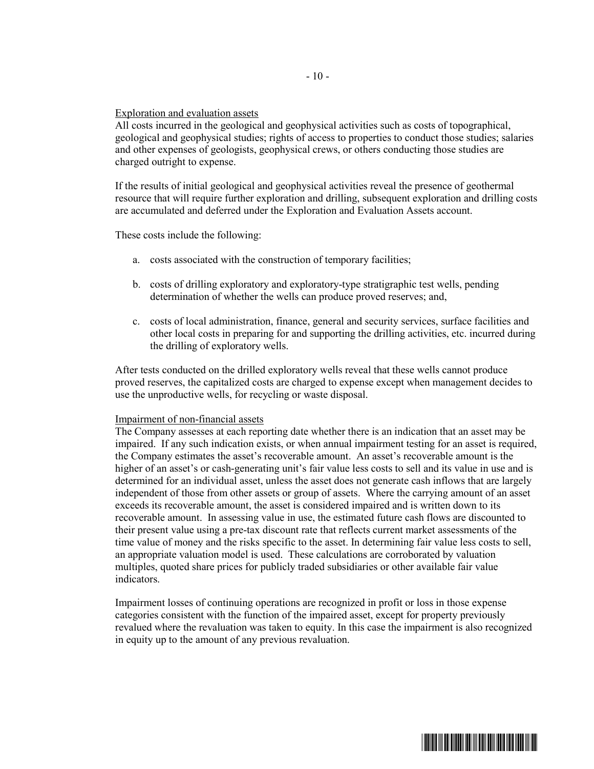Exploration and evaluation assets

All costs incurred in the geological and geophysical activities such as costs of topographical, geological and geophysical studies; rights of access to properties to conduct those studies; salaries and other expenses of geologists, geophysical crews, or others conducting those studies are charged outright to expense.

If the results of initial geological and geophysical activities reveal the presence of geothermal resource that will require further exploration and drilling, subsequent exploration and drilling costs are accumulated and deferred under the Exploration and Evaluation Assets account.

These costs include the following:

a. costs associated with the construction of temporary facilities;

b. costs of drilling exploratory and exploratory-type stratigraphic test wells, pending determination of whether the wells can produce proved reserves; and,

c. costs of local administration, finance, general and security services, surface facilities and other local costs in preparing for and supporting the drilling activities, etc. incurred during the drilling of exploratory wells.

After tests conducted on the drilled exploratory wells reveal that these wells cannot produce proved reserves, the capitalized costs are charged to expense except when management decides to use the unproductive wells, for recycling or waste disposal.

Impairment of non-financial assets

The Company assesses at each reporting date whether there is an indication that an asset may be impaired. If any such indication exists, or when annual impairment testing for an asset is required, the Company estimates the asset's recoverable amount. An asset's recoverable amount is the higher of an asset's or cash-generating unit's fair value less costs to sell and its value in use and is determined for an individual asset, unless the asset does not generate cash inflows that are largely independent of those from other assets or group of assets. Where the carrying amount of an asset exceeds its recoverable amount, the asset is considered impaired and is written down to its recoverable amount. In assessing value in use, the estimated future cash flows are discounted to their present value using a pre-tax discount rate that reflects current market assessments of the time value of money and the risks specific to the asset. In determining fair value less costs to sell, an appropriate valuation model is used. These calculations are corroborated by valuation multiples, quoted share prices for publicly traded subsidiaries or other available fair value indicators.

Impairment losses of continuing operations are recognized in profit or loss in those expense categories consistent with the function of the impaired asset, except for property previously revalued where the revaluation was taken to equity. In this case the impairment is also recognized in equity up to the amount of any previous revaluation.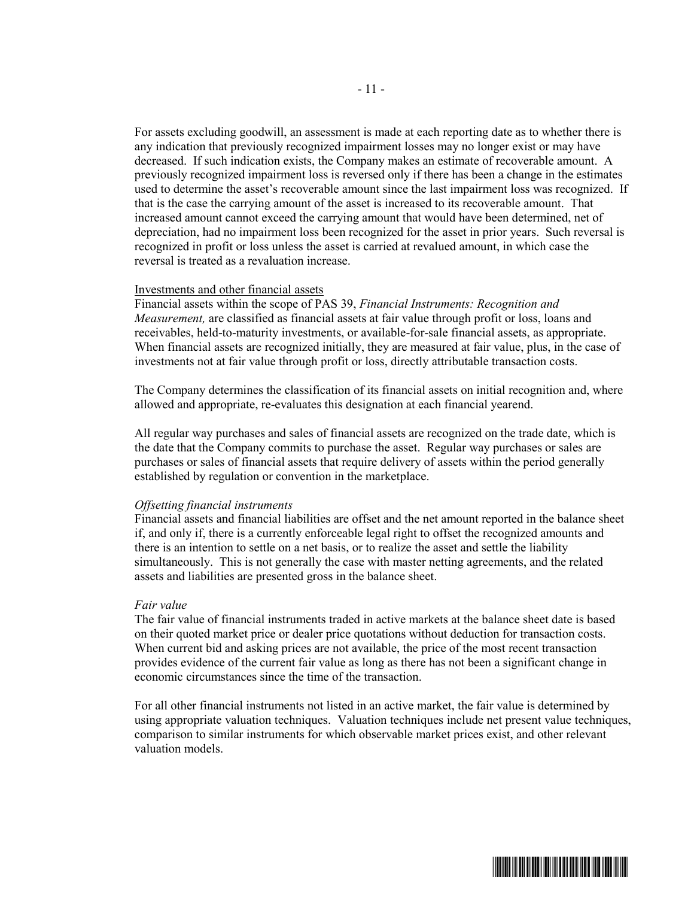For assets excluding goodwill, an assessment is made at each reporting date as to whether there is any indication that previously recognized impairment losses may no longer exist or may have decreased. If such indication exists, the Company makes an estimate of recoverable amount. A previously recognized impairment loss is reversed only if there has been a change in the estimates used to determine the asset's recoverable amount since the last impairment loss was recognized. If that is the case the carrying amount of the asset is increased to its recoverable amount. That increased amount cannot exceed the carrying amount that would have been determined, net of depreciation, had no impairment loss been recognized for the asset in prior years. Such reversal is recognized in profit or loss unless the asset is carried at revalued amount, in which case the reversal is treated as a revaluation increase.

Investments and other financial assets

Financial assets within the scope of PAS 39, *Financial Instruments: Recognition and Measurement,* are classified as financial assets at fair value through profit or loss, loans and receivables, held-to-maturity investments, or available-for-sale financial assets, as appropriate. When financial assets are recognized initially, they are measured at fair value, plus, in the case of investments not at fair value through profit or loss, directly attributable transaction costs.

The Company determines the classification of its financial assets on initial recognition and, where allowed and appropriate, re-evaluates this designation at each financial yearend.

All regular way purchases and sales of financial assets are recognized on the trade date, which is the date that the Company commits to purchase the asset. Regular way purchases or sales are purchases or sales of financial assets that require delivery of assets within the period generally established by regulation or convention in the marketplace.

*Offsetting financial instruments*

Financial assets and financial liabilities are offset and the net amount reported in the balance sheet if, and only if, there is a currently enforceable legal right to offset the recognized amounts and there is an intention to settle on a net basis, or to realize the asset and settle the liability simultaneously. This is not generally the case with master netting agreements, and the related assets and liabilities are presented gross in the balance sheet.

*Fair value*

The fair value of financial instruments traded in active markets at the balance sheet date is based on their quoted market price or dealer price quotations without deduction for transaction costs. When current bid and asking prices are not available, the price of the most recent transaction provides evidence of the current fair value as long as there has not been a significant change in economic circumstances since the time of the transaction.

For all other financial instruments not listed in an active market, the fair value is determined by using appropriate valuation techniques. Valuation techniques include net present value techniques, comparison to similar instruments for which observable market prices exist, and other relevant valuation models.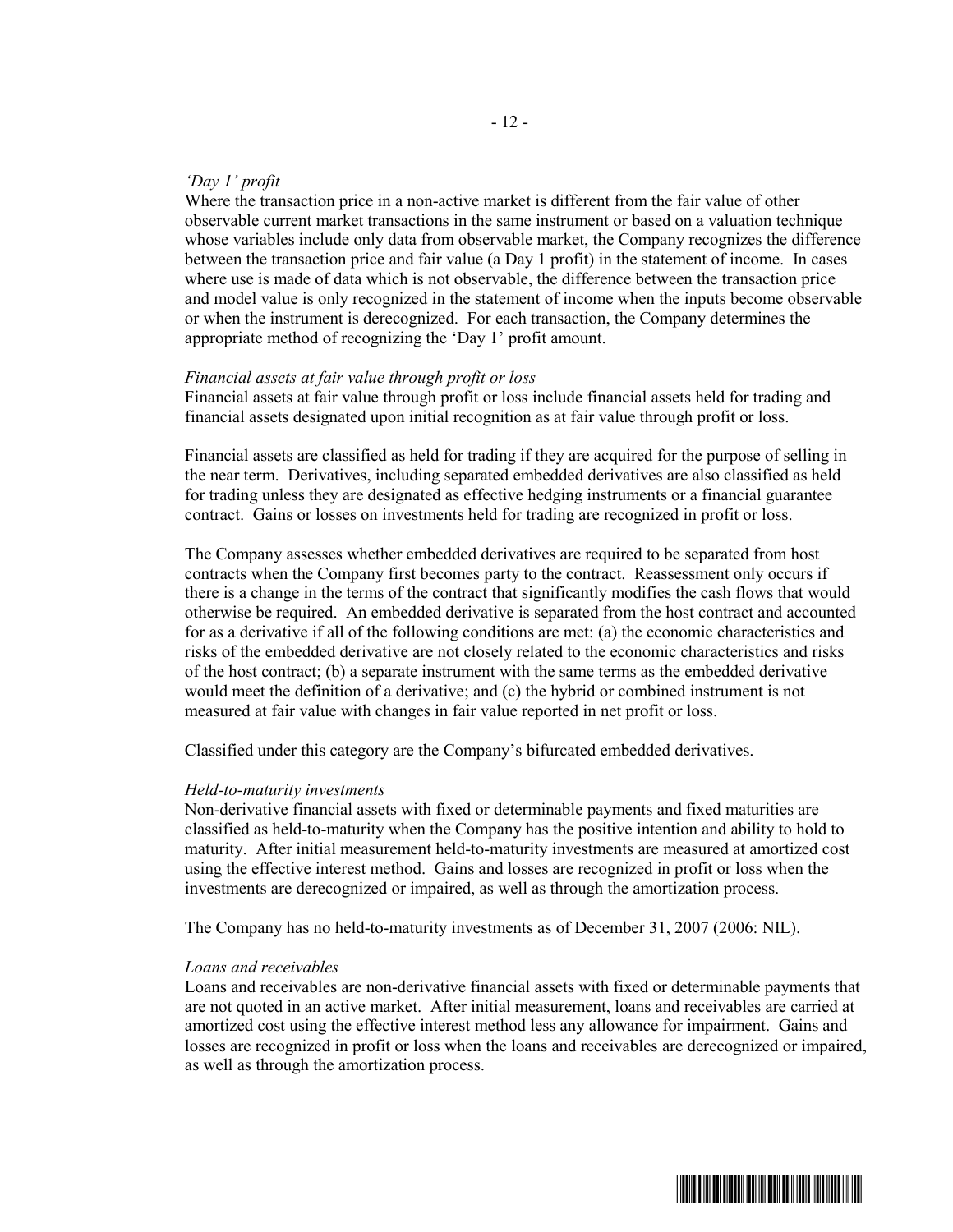*'Day 1' profit*
Where the transaction price in a non-active market is different from the fair value of other observable current market transactions in the same instrument or based on a valuation technique whose variables include only data from observable market, the Company recognizes the difference between the transaction price and fair value (a Day 1 profit) in the statement of income. In cases where use is made of data which is not observable, the difference between the transaction price and model value is only recognized in the statement of income when the inputs become observable or when the instrument is derecognized. For each transaction, the Company determines the appropriate method of recognizing the 'Day 1' profit amount.

*Financial assets at fair value through profit or loss*
Financial assets at fair value through profit or loss include financial assets held for trading and financial assets designated upon initial recognition as at fair value through profit or loss.

Financial assets are classified as held for trading if they are acquired for the purpose of selling in the near term. Derivatives, including separated embedded derivatives are also classified as held for trading unless they are designated as effective hedging instruments or a financial guarantee contract. Gains or losses on investments held for trading are recognized in profit or loss.

The Company assesses whether embedded derivatives are required to be separated from host contracts when the Company first becomes party to the contract. Reassessment only occurs if there is a change in the terms of the contract that significantly modifies the cash flows that would otherwise be required. An embedded derivative is separated from the host contract and accounted for as a derivative if all of the following conditions are met: (a) the economic characteristics and risks of the embedded derivative are not closely related to the economic characteristics and risks of the host contract; (b) a separate instrument with the same terms as the embedded derivative would meet the definition of a derivative; and (c) the hybrid or combined instrument is not measured at fair value with changes in fair value reported in net profit or loss.

Classified under this category are the Company's bifurcated embedded derivatives.

*Held-to-maturity investments*
Non-derivative financial assets with fixed or determinable payments and fixed maturities are classified as held-to-maturity when the Company has the positive intention and ability to hold to maturity. After initial measurement held-to-maturity investments are measured at amortized cost using the effective interest method. Gains and losses are recognized in profit or loss when the investments are derecognized or impaired, as well as through the amortization process.

The Company has no held-to-maturity investments as of December 31, 2007 (2006: NIL).

*Loans and receivables*
Loans and receivables are non-derivative financial assets with fixed or determinable payments that are not quoted in an active market. After initial measurement, loans and receivables are carried at amortized cost using the effective interest method less any allowance for impairment. Gains and losses are recognized in profit or loss when the loans and receivables are derecognized or impaired, as well as through the amortization process.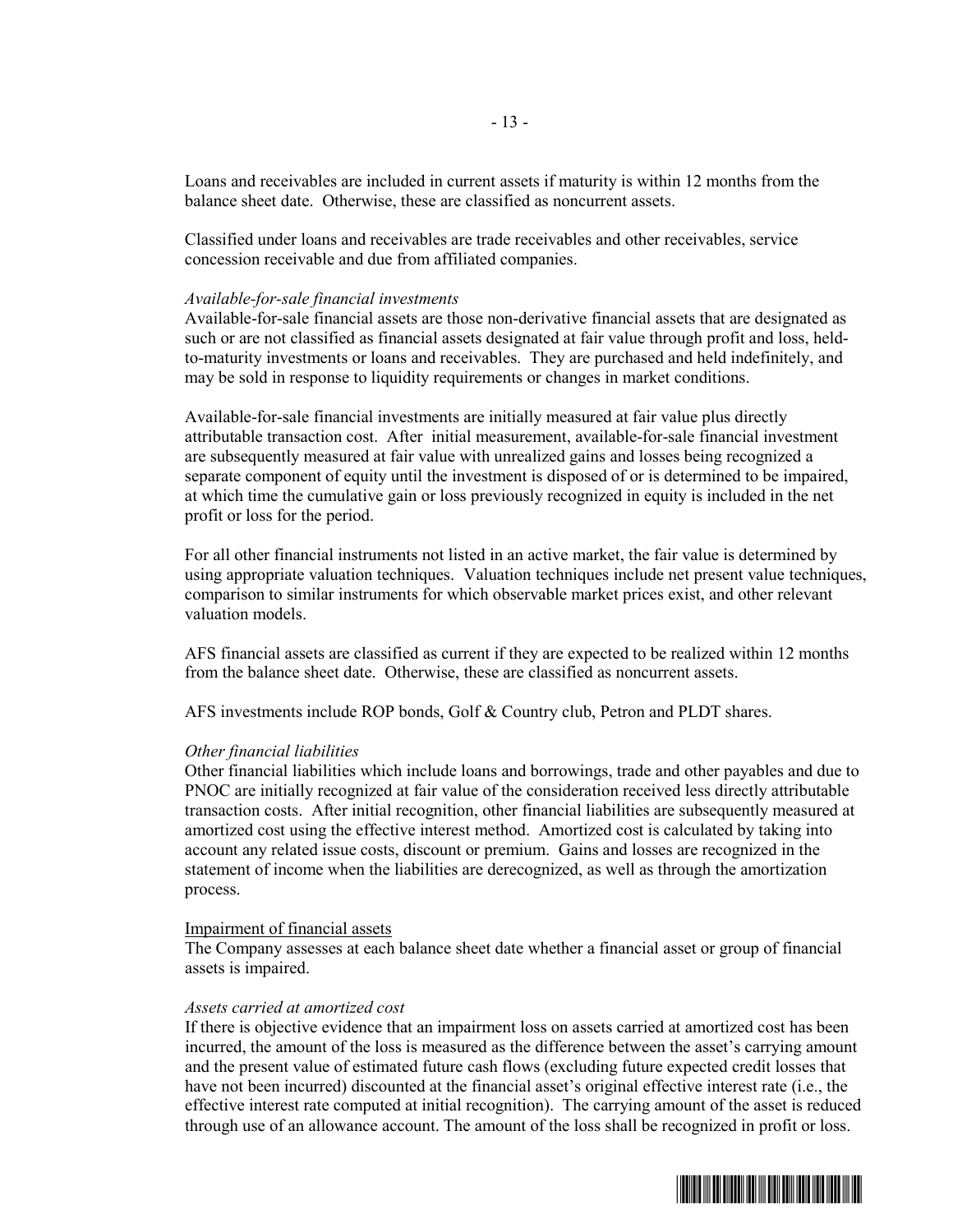Loans and receivables are included in current assets if maturity is within 12 months from the balance sheet date. Otherwise, these are classified as noncurrent assets.

Classified under loans and receivables are trade receivables and other receivables, service concession receivable and due from affiliated companies.

*Available-for-sale financial investments*

Available-for-sale financial assets are those non-derivative financial assets that are designated as such or are not classified as financial assets designated at fair value through profit and loss, held-to-maturity investments or loans and receivables. They are purchased and held indefinitely, and may be sold in response to liquidity requirements or changes in market conditions.

Available-for-sale financial investments are initially measured at fair value plus directly attributable transaction cost. After initial measurement, available-for-sale financial investment are subsequently measured at fair value with unrealized gains and losses being recognized a separate component of equity until the investment is disposed of or is determined to be impaired, at which time the cumulative gain or loss previously recognized in equity is included in the net profit or loss for the period.

For all other financial instruments not listed in an active market, the fair value is determined by using appropriate valuation techniques. Valuation techniques include net present value techniques, comparison to similar instruments for which observable market prices exist, and other relevant valuation models.

AFS financial assets are classified as current if they are expected to be realized within 12 months from the balance sheet date. Otherwise, these are classified as noncurrent assets.

AFS investments include ROP bonds, Golf & Country club, Petron and PLDT shares.

*Other financial liabilities*

Other financial liabilities which include loans and borrowings, trade and other payables and due to PNOC are initially recognized at fair value of the consideration received less directly attributable transaction costs. After initial recognition, other financial liabilities are subsequently measured at amortized cost using the effective interest method. Amortized cost is calculated by taking into account any related issue costs, discount or premium. Gains and losses are recognized in the statement of income when the liabilities are derecognized, as well as through the amortization process.

Impairment of financial assets

The Company assesses at each balance sheet date whether a financial asset or group of financial assets is impaired.

*Assets carried at amortized cost*

If there is objective evidence that an impairment loss on assets carried at amortized cost has been incurred, the amount of the loss is measured as the difference between the asset's carrying amount and the present value of estimated future cash flows (excluding future expected credit losses that have not been incurred) discounted at the financial asset's original effective interest rate (i.e., the effective interest rate computed at initial recognition). The carrying amount of the asset is reduced through use of an allowance account. The amount of the loss shall be recognized in profit or loss.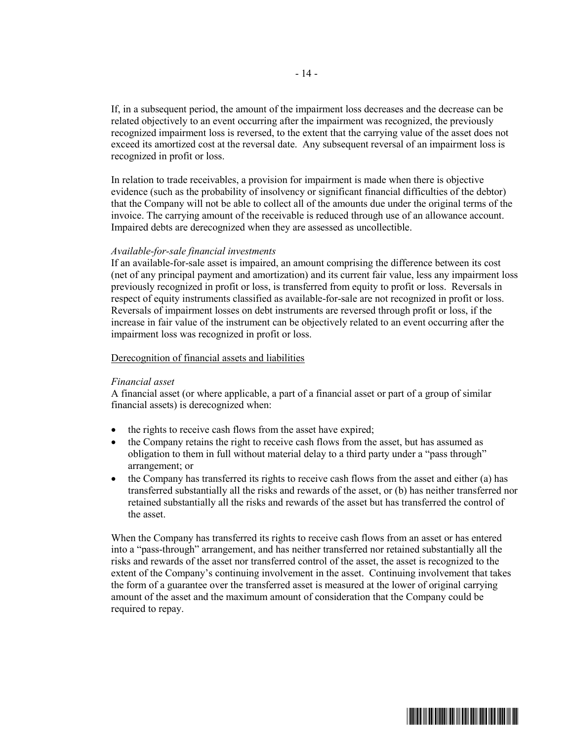If, in a subsequent period, the amount of the impairment loss decreases and the decrease can be related objectively to an event occurring after the impairment was recognized, the previously recognized impairment loss is reversed, to the extent that the carrying value of the asset does not exceed its amortized cost at the reversal date. Any subsequent reversal of an impairment loss is recognized in profit or loss.

In relation to trade receivables, a provision for impairment is made when there is objective evidence (such as the probability of insolvency or significant financial difficulties of the debtor) that the Company will not be able to collect all of the amounts due under the original terms of the invoice. The carrying amount of the receivable is reduced through use of an allowance account. Impaired debts are derecognized when they are assessed as uncollectible.

*Available-for-sale financial investments*

If an available-for-sale asset is impaired, an amount comprising the difference between its cost (net of any principal payment and amortization) and its current fair value, less any impairment loss previously recognized in profit or loss, is transferred from equity to profit or loss. Reversals in respect of equity instruments classified as available-for-sale are not recognized in profit or loss. Reversals of impairment losses on debt instruments are reversed through profit or loss, if the increase in fair value of the instrument can be objectively related to an event occurring after the impairment loss was recognized in profit or loss.

<u>Derecognition of financial assets and liabilities</u>

*Financial asset*

A financial asset (or where applicable, a part of a financial asset or part of a group of similar financial assets) is derecognized when:

- the rights to receive cash flows from the asset have expired;
- the Company retains the right to receive cash flows from the asset, but has assumed as obligation to them in full without material delay to a third party under a "pass through" arrangement; or
- the Company has transferred its rights to receive cash flows from the asset and either (a) has transferred substantially all the risks and rewards of the asset, or (b) has neither transferred nor retained substantially all the risks and rewards of the asset but has transferred the control of the asset.

When the Company has transferred its rights to receive cash flows from an asset or has entered into a "pass-through" arrangement, and has neither transferred nor retained substantially all the risks and rewards of the asset nor transferred control of the asset, the asset is recognized to the extent of the Company's continuing involvement in the asset. Continuing involvement that takes the form of a guarantee over the transferred asset is measured at the lower of original carrying amount of the asset and the maximum amount of consideration that the Company could be required to repay.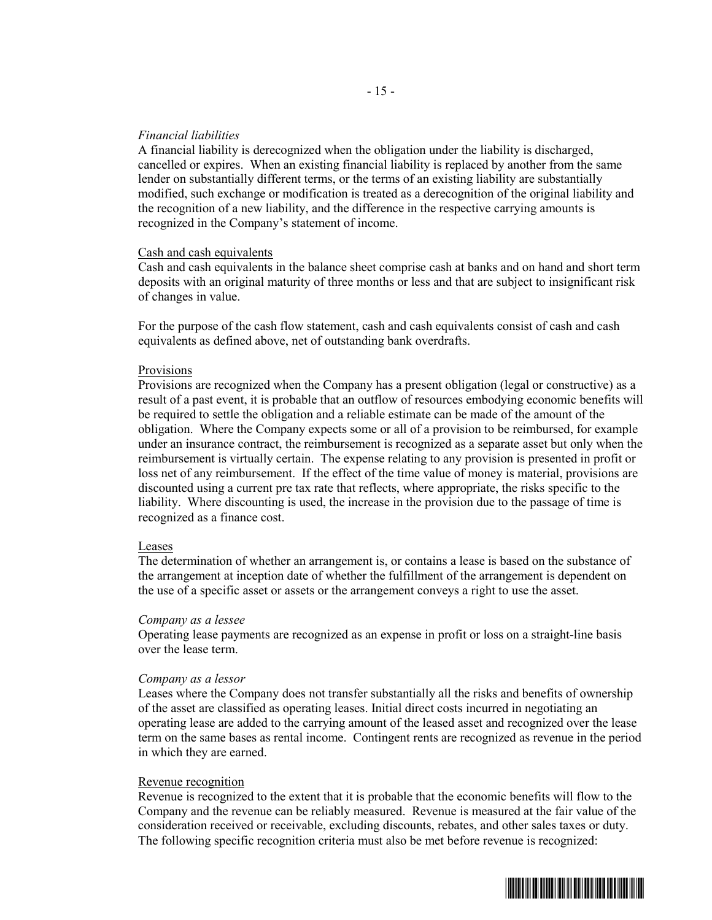*Financial liabilities*
A financial liability is derecognized when the obligation under the liability is discharged, cancelled or expires. When an existing financial liability is replaced by another from the same lender on substantially different terms, or the terms of an existing liability are substantially modified, such exchange or modification is treated as a derecognition of the original liability and the recognition of a new liability, and the difference in the respective carrying amounts is recognized in the Company's statement of income.

Cash and cash equivalents
Cash and cash equivalents in the balance sheet comprise cash at banks and on hand and short term deposits with an original maturity of three months or less and that are subject to insignificant risk of changes in value.

For the purpose of the cash flow statement, cash and cash equivalents consist of cash and cash equivalents as defined above, net of outstanding bank overdrafts.

Provisions
Provisions are recognized when the Company has a present obligation (legal or constructive) as a result of a past event, it is probable that an outflow of resources embodying economic benefits will be required to settle the obligation and a reliable estimate can be made of the amount of the obligation. Where the Company expects some or all of a provision to be reimbursed, for example under an insurance contract, the reimbursement is recognized as a separate asset but only when the reimbursement is virtually certain. The expense relating to any provision is presented in profit or loss net of any reimbursement. If the effect of the time value of money is material, provisions are discounted using a current pre tax rate that reflects, where appropriate, the risks specific to the liability. Where discounting is used, the increase in the provision due to the passage of time is recognized as a finance cost.

Leases
The determination of whether an arrangement is, or contains a lease is based on the substance of the arrangement at inception date of whether the fulfillment of the arrangement is dependent on the use of a specific asset or assets or the arrangement conveys a right to use the asset.

*Company as a lessee*
Operating lease payments are recognized as an expense in profit or loss on a straight-line basis over the lease term.

*Company as a lessor*
Leases where the Company does not transfer substantially all the risks and benefits of ownership of the asset are classified as operating leases. Initial direct costs incurred in negotiating an operating lease are added to the carrying amount of the leased asset and recognized over the lease term on the same bases as rental income. Contingent rents are recognized as revenue in the period in which they are earned.

Revenue recognition
Revenue is recognized to the extent that it is probable that the economic benefits will flow to the Company and the revenue can be reliably measured. Revenue is measured at the fair value of the consideration received or receivable, excluding discounts, rebates, and other sales taxes or duty. The following specific recognition criteria must also be met before revenue is recognized: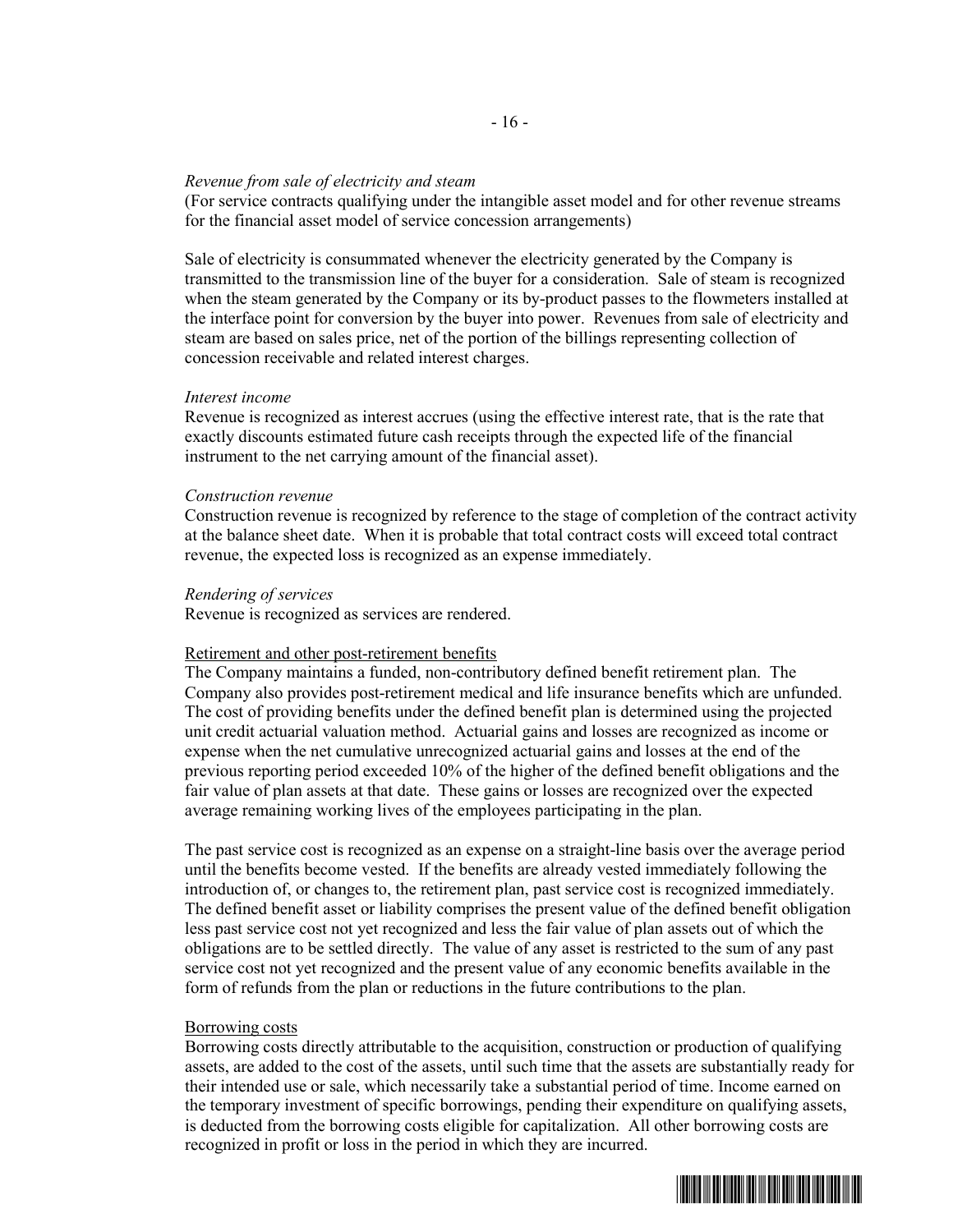*Revenue from sale of electricity and steam*
(For service contracts qualifying under the intangible asset model and for other revenue streams for the financial asset model of service concession arrangements)

Sale of electricity is consummated whenever the electricity generated by the Company is transmitted to the transmission line of the buyer for a consideration. Sale of steam is recognized when the steam generated by the Company or its by-product passes to the flowmeters installed at the interface point for conversion by the buyer into power. Revenues from sale of electricity and steam are based on sales price, net of the portion of the billings representing collection of concession receivable and related interest charges.

*Interest income*
Revenue is recognized as interest accrues (using the effective interest rate, that is the rate that exactly discounts estimated future cash receipts through the expected life of the financial instrument to the net carrying amount of the financial asset).

*Construction revenue*
Construction revenue is recognized by reference to the stage of completion of the contract activity at the balance sheet date. When it is probable that total contract costs will exceed total contract revenue, the expected loss is recognized as an expense immediately.

*Rendering of services*
Revenue is recognized as services are rendered.

Retirement and other post-retirement benefits
The Company maintains a funded, non-contributory defined benefit retirement plan. The Company also provides post-retirement medical and life insurance benefits which are unfunded. The cost of providing benefits under the defined benefit plan is determined using the projected unit credit actuarial valuation method. Actuarial gains and losses are recognized as income or expense when the net cumulative unrecognized actuarial gains and losses at the end of the previous reporting period exceeded 10% of the higher of the defined benefit obligations and the fair value of plan assets at that date. These gains or losses are recognized over the expected average remaining working lives of the employees participating in the plan.

The past service cost is recognized as an expense on a straight-line basis over the average period until the benefits become vested. If the benefits are already vested immediately following the introduction of, or changes to, the retirement plan, past service cost is recognized immediately. The defined benefit asset or liability comprises the present value of the defined benefit obligation less past service cost not yet recognized and less the fair value of plan assets out of which the obligations are to be settled directly. The value of any asset is restricted to the sum of any past service cost not yet recognized and the present value of any economic benefits available in the form of refunds from the plan or reductions in the future contributions to the plan.

Borrowing costs
Borrowing costs directly attributable to the acquisition, construction or production of qualifying assets, are added to the cost of the assets, until such time that the assets are substantially ready for their intended use or sale, which necessarily take a substantial period of time. Income earned on the temporary investment of specific borrowings, pending their expenditure on qualifying assets, is deducted from the borrowing costs eligible for capitalization. All other borrowing costs are recognized in profit or loss in the period in which they are incurred.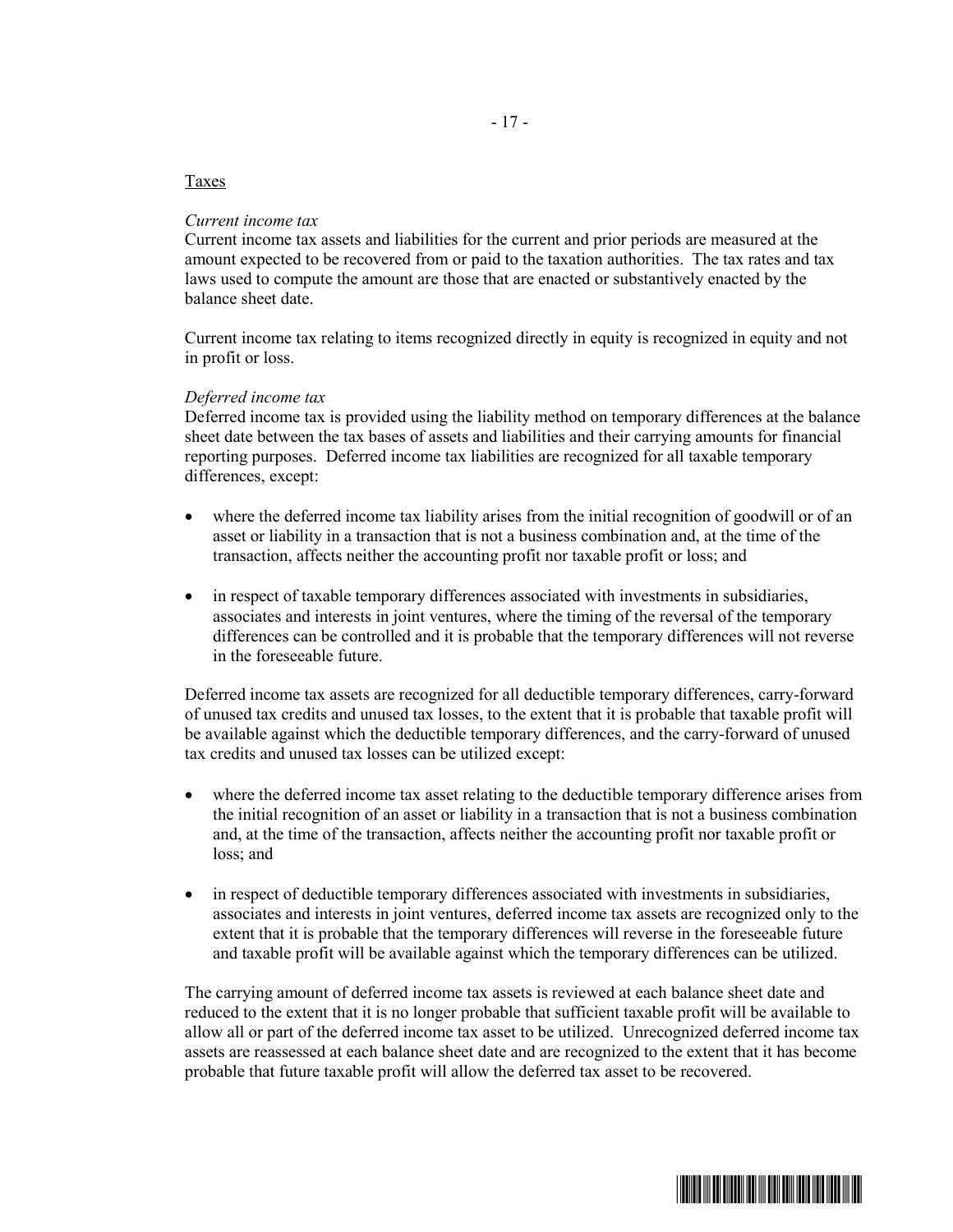Taxes

*Current income tax*
Current income tax assets and liabilities for the current and prior periods are measured at the amount expected to be recovered from or paid to the taxation authorities. The tax rates and tax laws used to compute the amount are those that are enacted or substantively enacted by the balance sheet date.

Current income tax relating to items recognized directly in equity is recognized in equity and not in profit or loss.

*Deferred income tax*
Deferred income tax is provided using the liability method on temporary differences at the balance sheet date between the tax bases of assets and liabilities and their carrying amounts for financial reporting purposes. Deferred income tax liabilities are recognized for all taxable temporary differences, except:

- where the deferred income tax liability arises from the initial recognition of goodwill or of an asset or liability in a transaction that is not a business combination and, at the time of the transaction, affects neither the accounting profit nor taxable profit or loss; and

- in respect of taxable temporary differences associated with investments in subsidiaries, associates and interests in joint ventures, where the timing of the reversal of the temporary differences can be controlled and it is probable that the temporary differences will not reverse in the foreseeable future.

Deferred income tax assets are recognized for all deductible temporary differences, carry-forward of unused tax credits and unused tax losses, to the extent that it is probable that taxable profit will be available against which the deductible temporary differences, and the carry-forward of unused tax credits and unused tax losses can be utilized except:

- where the deferred income tax asset relating to the deductible temporary difference arises from the initial recognition of an asset or liability in a transaction that is not a business combination and, at the time of the transaction, affects neither the accounting profit nor taxable profit or loss; and

- in respect of deductible temporary differences associated with investments in subsidiaries, associates and interests in joint ventures, deferred income tax assets are recognized only to the extent that it is probable that the temporary differences will reverse in the foreseeable future and taxable profit will be available against which the temporary differences can be utilized.

The carrying amount of deferred income tax assets is reviewed at each balance sheet date and reduced to the extent that it is no longer probable that sufficient taxable profit will be available to allow all or part of the deferred income tax asset to be utilized. Unrecognized deferred income tax assets are reassessed at each balance sheet date and are recognized to the extent that it has become probable that future taxable profit will allow the deferred tax asset to be recovered.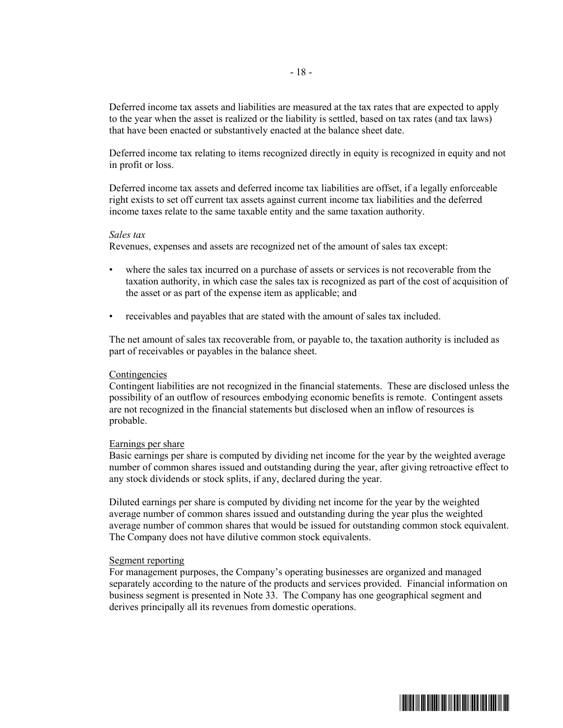Deferred income tax assets and liabilities are measured at the tax rates that are expected to apply to the year when the asset is realized or the liability is settled, based on tax rates (and tax laws) that have been enacted or substantively enacted at the balance sheet date.

Deferred income tax relating to items recognized directly in equity is recognized in equity and not in profit or loss.

Deferred income tax assets and deferred income tax liabilities are offset, if a legally enforceable right exists to set off current tax assets against current income tax liabilities and the deferred income taxes relate to the same taxable entity and the same taxation authority.

*Sales tax*
Revenues, expenses and assets are recognized net of the amount of sales tax except:

- where the sales tax incurred on a purchase of assets or services is not recoverable from the taxation authority, in which case the sales tax is recognized as part of the cost of acquisition of the asset or as part of the expense item as applicable; and

- receivables and payables that are stated with the amount of sales tax included.

The net amount of sales tax recoverable from, or payable to, the taxation authority is included as part of receivables or payables in the balance sheet.

Contingencies
Contingent liabilities are not recognized in the financial statements. These are disclosed unless the possibility of an outflow of resources embodying economic benefits is remote. Contingent assets are not recognized in the financial statements but disclosed when an inflow of resources is probable.

Earnings per share
Basic earnings per share is computed by dividing net income for the year by the weighted average number of common shares issued and outstanding during the year, after giving retroactive effect to any stock dividends or stock splits, if any, declared during the year.

Diluted earnings per share is computed by dividing net income for the year by the weighted average number of common shares issued and outstanding during the year plus the weighted average number of common shares that would be issued for outstanding common stock equivalent. The Company does not have dilutive common stock equivalents.

Segment reporting
For management purposes, the Company's operating businesses are organized and managed separately according to the nature of the products and services provided. Financial information on business segment is presented in Note 33. The Company has one geographical segment and derives principally all its revenues from domestic operations.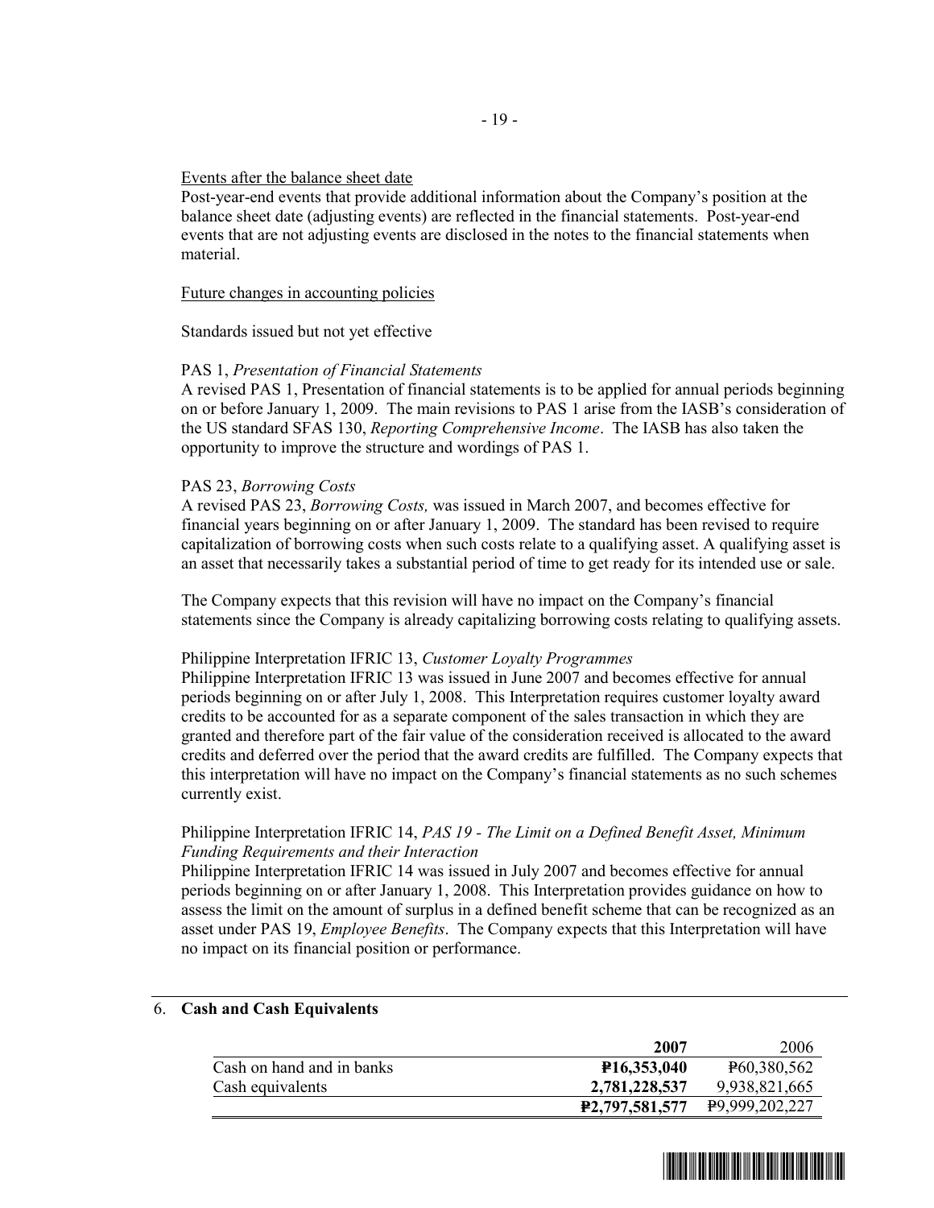Events after the balance sheet date

Post-year-end events that provide additional information about the Company's position at the balance sheet date (adjusting events) are reflected in the financial statements. Post-year-end events that are not adjusting events are disclosed in the notes to the financial statements when material.

Future changes in accounting policies

Standards issued but not yet effective

PAS 1, *Presentation of Financial Statements*

A revised PAS 1, Presentation of financial statements is to be applied for annual periods beginning on or before January 1, 2009. The main revisions to PAS 1 arise from the IASB's consideration of the US standard SFAS 130, *Reporting Comprehensive Income*. The IASB has also taken the opportunity to improve the structure and wordings of PAS 1.

PAS 23, *Borrowing Costs*

A revised PAS 23, *Borrowing Costs,* was issued in March 2007, and becomes effective for financial years beginning on or after January 1, 2009. The standard has been revised to require capitalization of borrowing costs when such costs relate to a qualifying asset. A qualifying asset is an asset that necessarily takes a substantial period of time to get ready for its intended use or sale.

The Company expects that this revision will have no impact on the Company's financial statements since the Company is already capitalizing borrowing costs relating to qualifying assets.

Philippine Interpretation IFRIC 13, *Customer Loyalty Programmes*

Philippine Interpretation IFRIC 13 was issued in June 2007 and becomes effective for annual periods beginning on or after July 1, 2008. This Interpretation requires customer loyalty award credits to be accounted for as a separate component of the sales transaction in which they are granted and therefore part of the fair value of the consideration received is allocated to the award credits and deferred over the period that the award credits are fulfilled. The Company expects that this interpretation will have no impact on the Company's financial statements as no such schemes currently exist.

Philippine Interpretation IFRIC 14, *PAS 19 - The Limit on a Defined Benefit Asset, Minimum Funding Requirements and their Interaction*

Philippine Interpretation IFRIC 14 was issued in July 2007 and becomes effective for annual periods beginning on or after January 1, 2008. This Interpretation provides guidance on how to assess the limit on the amount of surplus in a defined benefit scheme that can be recognized as an asset under PAS 19, *Employee Benefits*. The Company expects that this Interpretation will have no impact on its financial position or performance.

## 6. Cash and Cash Equivalents

| | **2007** | 2006 |
|---|---|---|
| Cash on hand and in banks | **₱16,353,040** | ₱60,380,562 |
| Cash equivalents | **2,781,228,537** | 9,938,821,665 |
| | **₱2,797,581,577** | ₱9,999,202,227 |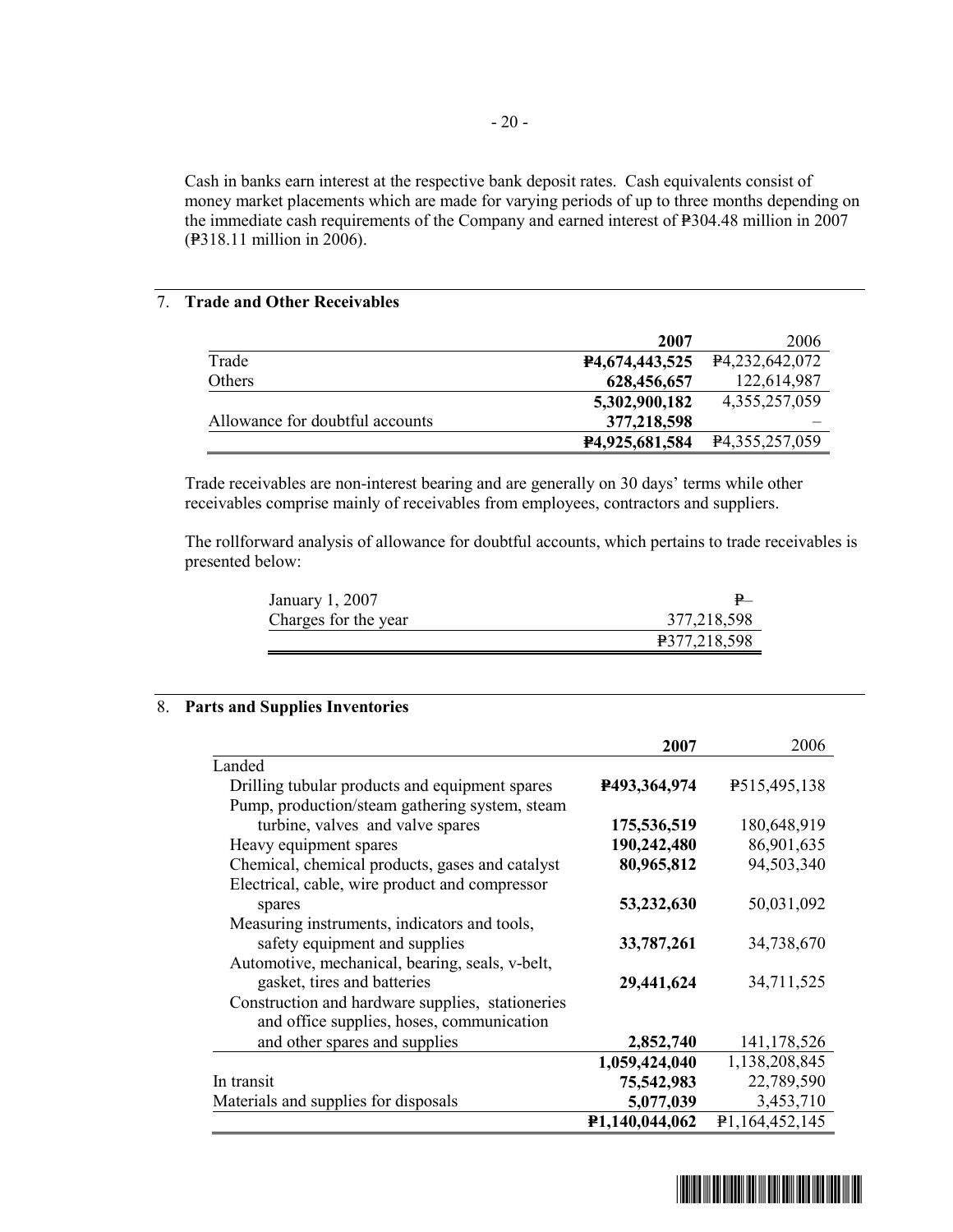Cash in banks earn interest at the respective bank deposit rates. Cash equivalents consist of money market placements which are made for varying periods of up to three months depending on the immediate cash requirements of the Company and earned interest of ₱304.48 million in 2007 (₱318.11 million in 2006).

## 7. Trade and Other Receivables

| | **2007** | 2006 |
|---|---|---|
| Trade | **₱4,674,443,525** | ₱4,232,642,072 |
| Others | **628,456,657** | 122,614,987 |
| | **5,302,900,182** | 4,355,257,059 |
| Allowance for doubtful accounts | **377,218,598** | – |
| | **₱4,925,681,584** | ₱4,355,257,059 |

Trade receivables are non-interest bearing and are generally on 30 days' terms while other receivables comprise mainly of receivables from employees, contractors and suppliers.

The rollforward analysis of allowance for doubtful accounts, which pertains to trade receivables is presented below:

| | |
|---|---|
| January 1, 2007 | ₱– |
| Charges for the year | 377,218,598 |
| | ₱377,218,598 |

## 8. Parts and Supplies Inventories

| | **2007** | 2006 |
|---|---|---|
| Landed | | |
| Drilling tubular products and equipment spares | **₱493,364,974** | ₱515,495,138 |
| Pump, production/steam gathering system, steam turbine, valves and valve spares | **175,536,519** | 180,648,919 |
| Heavy equipment spares | **190,242,480** | 86,901,635 |
| Chemical, chemical products, gases and catalyst | **80,965,812** | 94,503,340 |
| Electrical, cable, wire product and compressor spares | **53,232,630** | 50,031,092 |
| Measuring instruments, indicators and tools, safety equipment and supplies | **33,787,261** | 34,738,670 |
| Automotive, mechanical, bearing, seals, v-belt, gasket, tires and batteries | **29,441,624** | 34,711,525 |
| Construction and hardware supplies, stationeries and office supplies, hoses, communication and other spares and supplies | **2,852,740** | 141,178,526 |
| | **1,059,424,040** | 1,138,208,845 |
| In transit | **75,542,983** | 22,789,590 |
| Materials and supplies for disposals | **5,077,039** | 3,453,710 |
| | **₱1,140,044,062** | ₱1,164,452,145 |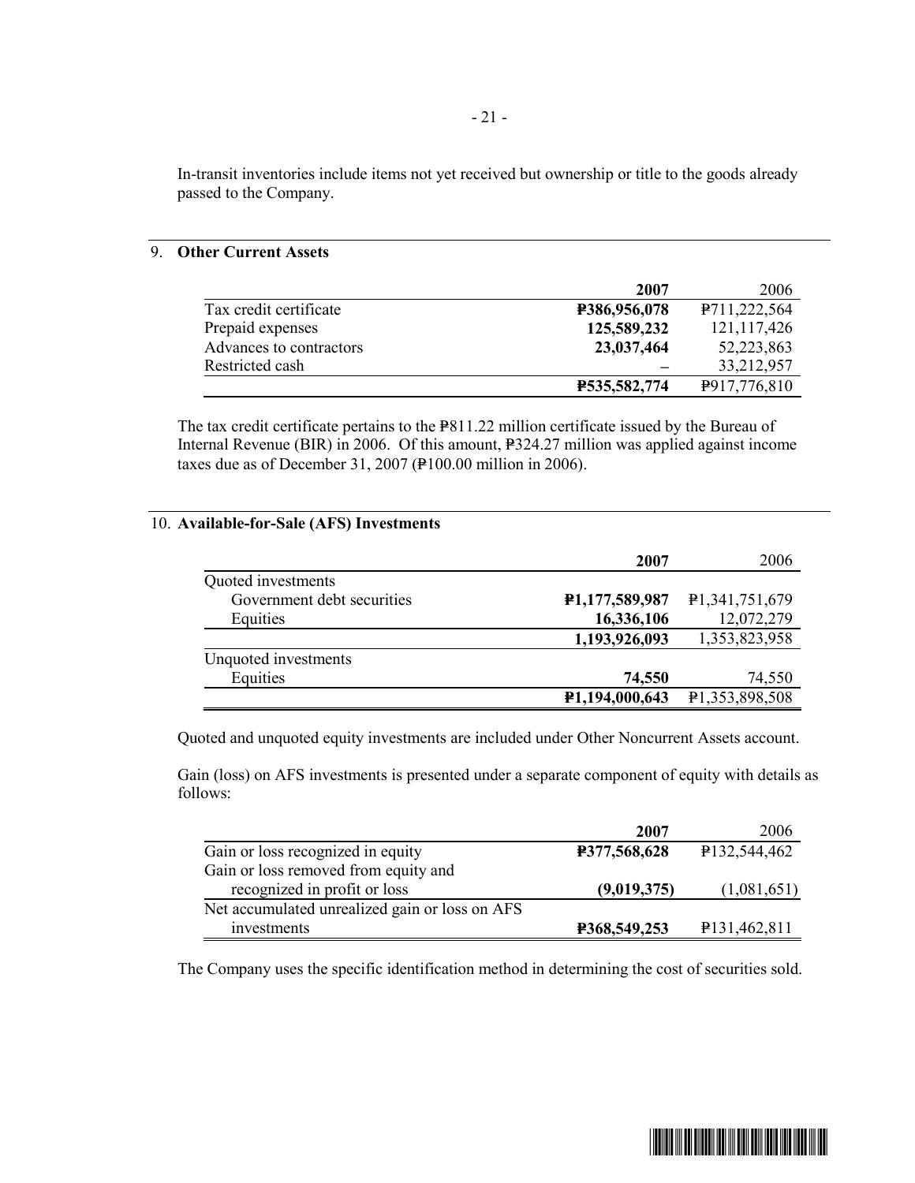In-transit inventories include items not yet received but ownership or title to the goods already passed to the Company.

## 9. Other Current Assets

| | 2007 | 2006 |
|---|---|---|
| Tax credit certificate | **₱386,956,078** | ₱711,222,564 |
| Prepaid expenses | **125,589,232** | 121,117,426 |
| Advances to contractors | **23,037,464** | 52,223,863 |
| Restricted cash | **–** | 33,212,957 |
| | **₱535,582,774** | ₱917,776,810 |

The tax credit certificate pertains to the ₱811.22 million certificate issued by the Bureau of Internal Revenue (BIR) in 2006. Of this amount, ₱324.27 million was applied against income taxes due as of December 31, 2007 (₱100.00 million in 2006).

## 10. Available-for-Sale (AFS) Investments

| | 2007 | 2006 |
|---|---|---|
| Quoted investments | | |
| Government debt securities | **₱1,177,589,987** | ₱1,341,751,679 |
| Equities | **16,336,106** | 12,072,279 |
| | **1,193,926,093** | 1,353,823,958 |
| Unquoted investments | | |
| Equities | **74,550** | 74,550 |
| | **₱1,194,000,643** | ₱1,353,898,508 |

Quoted and unquoted equity investments are included under Other Noncurrent Assets account.

Gain (loss) on AFS investments is presented under a separate component of equity with details as follows:

| | 2007 | 2006 |
|---|---|---|
| Gain or loss recognized in equity | **₱377,568,628** | ₱132,544,462 |
| Gain or loss removed from equity and recognized in profit or loss | **(9,019,375)** | (1,081,651) |
| Net accumulated unrealized gain or loss on AFS investments | **₱368,549,253** | ₱131,462,811 |

The Company uses the specific identification method in determining the cost of securities sold.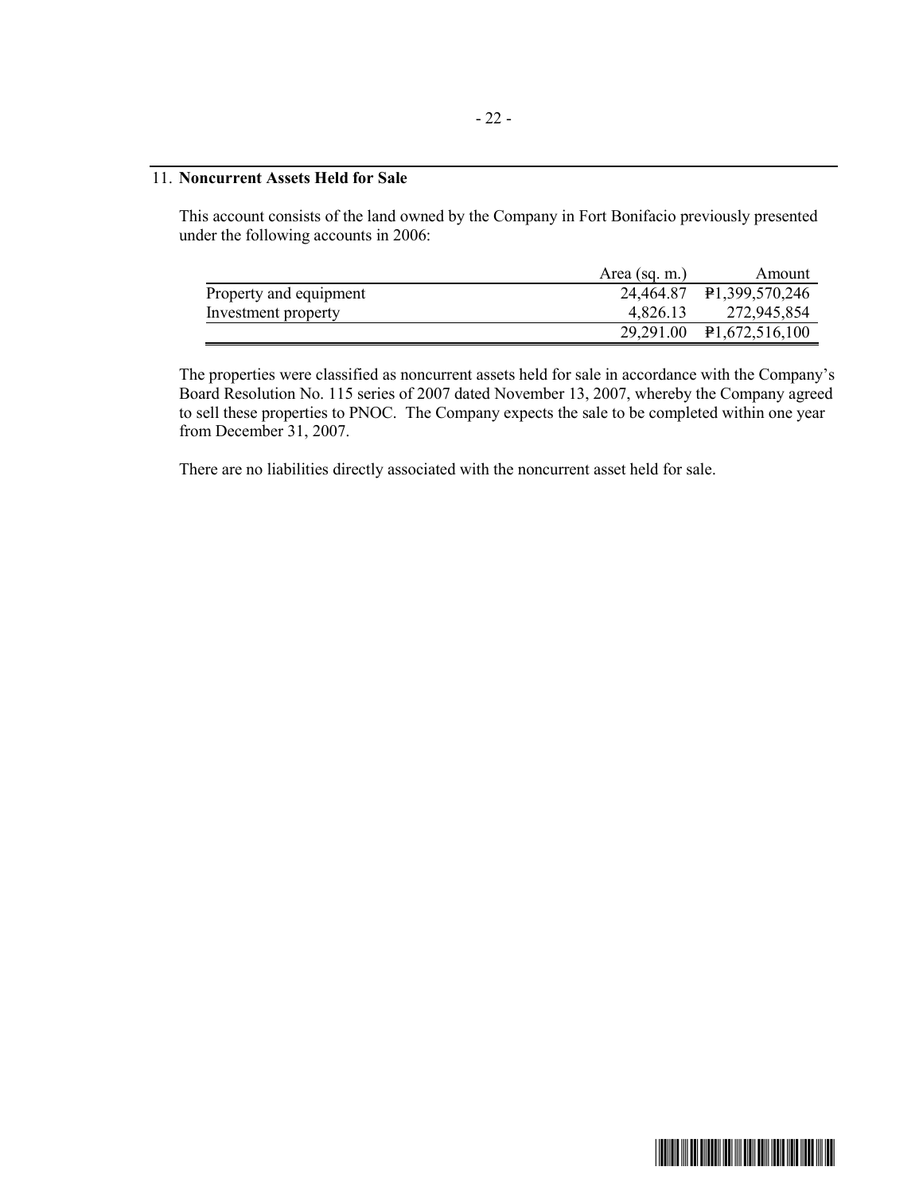## 11. **Noncurrent Assets Held for Sale**

This account consists of the land owned by the Company in Fort Bonifacio previously presented under the following accounts in 2006:

| | Area (sq. m.) | Amount |
|---|---|---|
| Property and equipment | 24,464.87 | ₱1,399,570,246 |
| Investment property | 4,826.13 | 272,945,854 |
| | 29,291.00 | ₱1,672,516,100 |

The properties were classified as noncurrent assets held for sale in accordance with the Company's Board Resolution No. 115 series of 2007 dated November 13, 2007, whereby the Company agreed to sell these properties to PNOC. The Company expects the sale to be completed within one year from December 31, 2007.

There are no liabilities directly associated with the noncurrent asset held for sale.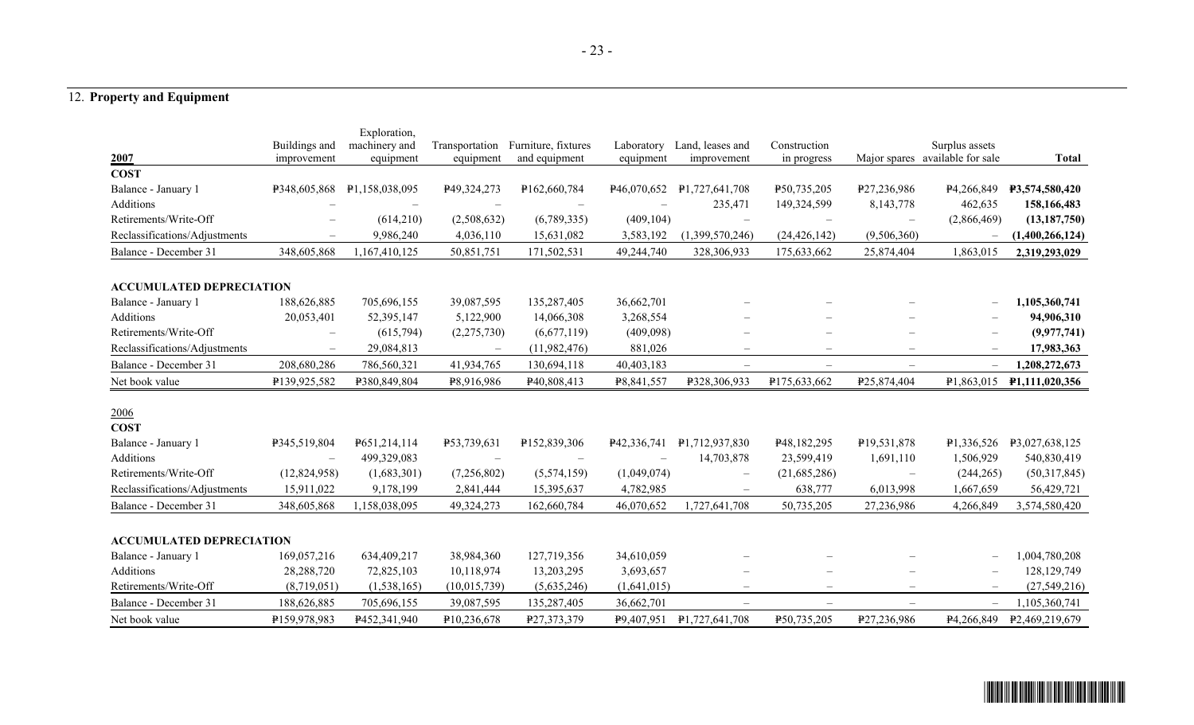## 12. Property and Equipment

| 2007 | Buildings and improvement | Exploration, machinery and equipment | Transportation equipment | Furniture, fixtures and equipment | Laboratory equipment | Land, leases and improvement | Construction in progress | Major spares | Surplus assets available for sale | Total |
|---|---|---|---|---|---|---|---|---|---|---|
| **COST** | | | | | | | | | | |
| Balance - January 1 | ₱348,605,868 | ₱1,158,038,095 | ₱49,324,273 | ₱162,660,784 | ₱46,070,652 | ₱1,727,641,708 | ₱50,735,205 | ₱27,236,986 | ₱4,266,849 | **₱3,574,580,420** |
| Additions | – | – | – | – | – | 235,471 | 149,324,599 | 8,143,778 | 462,635 | **158,166,483** |
| Retirements/Write-Off | – | (614,210) | (2,508,632) | (6,789,335) | (409,104) | – | – | – | (2,866,469) | **(13,187,750)** |
| Reclassifications/Adjustments | – | 9,986,240 | 4,036,110 | 15,631,082 | 3,583,192 | (1,399,570,246) | (24,426,142) | (9,506,360) | – | **(1,400,266,124)** |
| Balance - December 31 | 348,605,868 | 1,167,410,125 | 50,851,751 | 171,502,531 | 49,244,740 | 328,306,933 | 175,633,662 | 25,874,404 | 1,863,015 | **2,319,293,029** |
| **ACCUMULATED DEPRECIATION** | | | | | | | | | | |
| Balance - January 1 | 188,626,885 | 705,696,155 | 39,087,595 | 135,287,405 | 36,662,701 | – | – | – | – | **1,105,360,741** |
| Additions | 20,053,401 | 52,395,147 | 5,122,900 | 14,066,308 | 3,268,554 | – | – | – | – | **94,906,310** |
| Retirements/Write-Off | – | (615,794) | (2,275,730) | (6,677,119) | (409,098) | – | – | – | – | **(9,977,741)** |
| Reclassifications/Adjustments | – | 29,084,813 | – | (11,982,476) | 881,026 | – | – | – | – | **17,983,363** |
| Balance - December 31 | 208,680,286 | 786,560,321 | 41,934,765 | 130,694,118 | 40,403,183 | – | – | – | – | **1,208,272,673** |
| Net book value | ₱139,925,582 | ₱380,849,804 | ₱8,916,986 | ₱40,808,413 | ₱8,841,557 | ₱328,306,933 | ₱175,633,662 | ₱25,874,404 | ₱1,863,015 | **₱1,111,020,356** |
| | | | | | | | | | | |
| 2006 | | | | | | | | | | |
| **COST** | | | | | | | | | | |
| Balance - January 1 | ₱345,519,804 | ₱651,214,114 | ₱53,739,631 | ₱152,839,306 | ₱42,336,741 | ₱1,712,937,830 | ₱48,182,295 | ₱19,531,878 | ₱1,336,526 | ₱3,027,638,125 |
| Additions | – | 499,329,083 | – | – | – | 14,703,878 | 23,599,419 | 1,691,110 | 1,506,929 | 540,830,419 |
| Retirements/Write-Off | (12,824,958) | (1,683,301) | (7,256,802) | (5,574,159) | (1,049,074) | – | (21,685,286) | – | (244,265) | (50,317,845) |
| Reclassifications/Adjustments | 15,911,022 | 9,178,199 | 2,841,444 | 15,395,637 | 4,782,985 | – | 638,777 | 6,013,998 | 1,667,659 | 56,429,721 |
| Balance - December 31 | 348,605,868 | 1,158,038,095 | 49,324,273 | 162,660,784 | 46,070,652 | 1,727,641,708 | 50,735,205 | 27,236,986 | 4,266,849 | 3,574,580,420 |
| **ACCUMULATED DEPRECIATION** | | | | | | | | | | |
| Balance - January 1 | 169,057,216 | 634,409,217 | 38,984,360 | 127,719,356 | 34,610,059 | – | – | – | – | 1,004,780,208 |
| Additions | 28,288,720 | 72,825,103 | 10,118,974 | 13,203,295 | 3,693,657 | – | – | – | – | 128,129,749 |
| Retirements/Write-Off | (8,719,051) | (1,538,165) | (10,015,739) | (5,635,246) | (1,641,015) | – | – | – | – | (27,549,216) |
| Balance - December 31 | 188,626,885 | 705,696,155 | 39,087,595 | 135,287,405 | 36,662,701 | – | – | – | – | 1,105,360,741 |
| Net book value | ₱159,978,983 | ₱452,341,940 | ₱10,236,678 | ₱27,373,379 | ₱9,407,951 | ₱1,727,641,708 | ₱50,735,205 | ₱27,236,986 | ₱4,266,849 | ₱2,469,219,679 |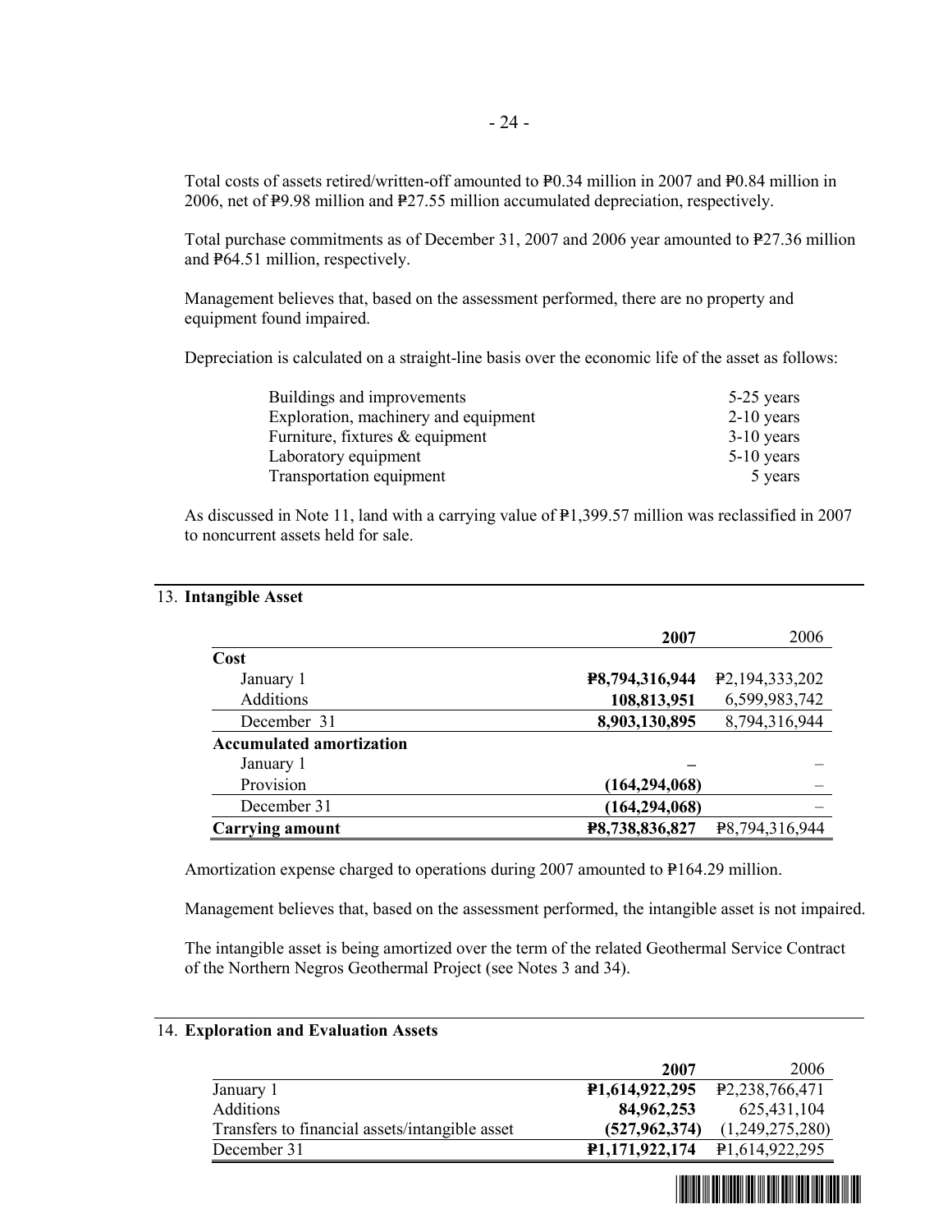Total costs of assets retired/written-off amounted to ₱0.34 million in 2007 and ₱0.84 million in 2006, net of ₱9.98 million and ₱27.55 million accumulated depreciation, respectively.

Total purchase commitments as of December 31, 2007 and 2006 year amounted to ₱27.36 million and ₱64.51 million, respectively.

Management believes that, based on the assessment performed, there are no property and equipment found impaired.

Depreciation is calculated on a straight-line basis over the economic life of the asset as follows:

| | |
|---|---|
| Buildings and improvements | 5-25 years |
| Exploration, machinery and equipment | 2-10 years |
| Furniture, fixtures & equipment | 3-10 years |
| Laboratory equipment | 5-10 years |
| Transportation equipment | 5 years |

As discussed in Note 11, land with a carrying value of ₱1,399.57 million was reclassified in 2007 to noncurrent assets held for sale.

## 13. Intangible Asset

| | **2007** | 2006 |
|---|---|---|
| **Cost** | | |
| January 1 | **₱8,794,316,944** | ₱2,194,333,202 |
| Additions | **108,813,951** | 6,599,983,742 |
| December 31 | **8,903,130,895** | 8,794,316,944 |
| **Accumulated amortization** | | |
| January 1 | **–** | – |
| Provision | **(164,294,068)** | – |
| December 31 | **(164,294,068)** | – |
| **Carrying amount** | **₱8,738,836,827** | ₱8,794,316,944 |

Amortization expense charged to operations during 2007 amounted to ₱164.29 million.

Management believes that, based on the assessment performed, the intangible asset is not impaired.

The intangible asset is being amortized over the term of the related Geothermal Service Contract of the Northern Negros Geothermal Project (see Notes 3 and 34).

## 14. Exploration and Evaluation Assets

| | **2007** | 2006 |
|---|---|---|
| January 1 | **₱1,614,922,295** | ₱2,238,766,471 |
| Additions | **84,962,253** | 625,431,104 |
| Transfers to financial assets/intangible asset | **(527,962,374)** | (1,249,275,280) |
| December 31 | **₱1,171,922,174** | ₱1,614,922,295 |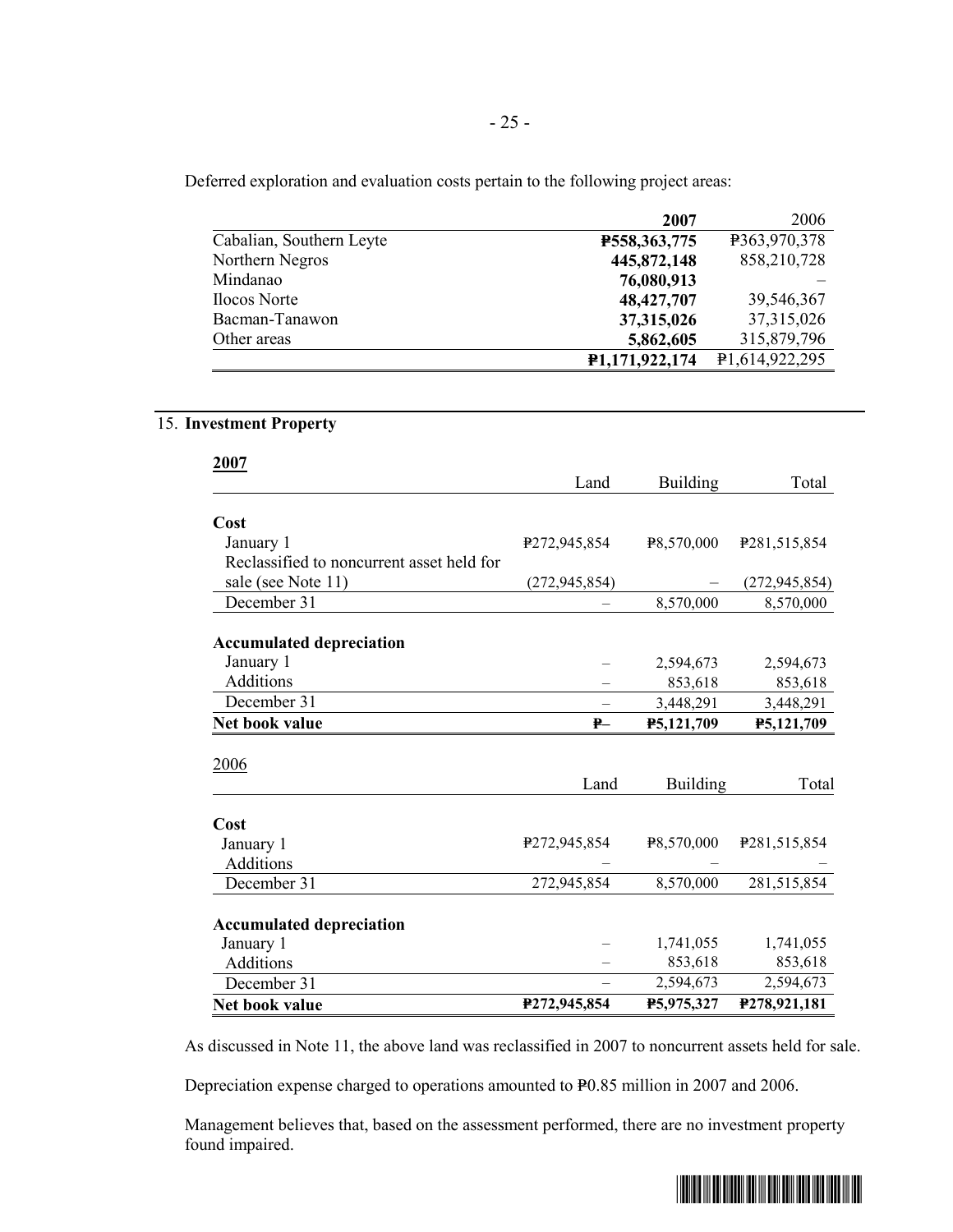Deferred exploration and evaluation costs pertain to the following project areas:

| | **2007** | 2006 |
|---|---|---|
| Cabalian, Southern Leyte | **₱558,363,775** | ₱363,970,378 |
| Northern Negros | **445,872,148** | 858,210,728 |
| Mindanao | **76,080,913** | – |
| Ilocos Norte | **48,427,707** | 39,546,367 |
| Bacman-Tanawon | **37,315,026** | 37,315,026 |
| Other areas | **5,862,605** | 315,879,796 |
| | **₱1,171,922,174** | ₱1,614,922,295 |

## 15. Investment Property

**2007**

| | Land | Building | Total |
|---|---|---|---|
| **Cost** | | | |
| January 1 | ₱272,945,854 | ₱8,570,000 | ₱281,515,854 |
| Reclassified to noncurrent asset held for sale (see Note 11) | (272,945,854) | – | (272,945,854) |
| December 31 | – | 8,570,000 | 8,570,000 |
| **Accumulated depreciation** | | | |
| January 1 | – | 2,594,673 | 2,594,673 |
| Additions | – | 853,618 | 853,618 |
| December 31 | – | 3,448,291 | 3,448,291 |
| **Net book value** | **₱–** | **₱5,121,709** | **₱5,121,709** |

2006

| | Land | Building | Total |
|---|---|---|---|
| **Cost** | | | |
| January 1 | ₱272,945,854 | ₱8,570,000 | ₱281,515,854 |
| Additions | – | – | – |
| December 31 | 272,945,854 | 8,570,000 | 281,515,854 |
| **Accumulated depreciation** | | | |
| January 1 | – | 1,741,055 | 1,741,055 |
| Additions | – | 853,618 | 853,618 |
| December 31 | – | 2,594,673 | 2,594,673 |
| **Net book value** | **₱272,945,854** | **₱5,975,327** | **₱278,921,181** |

As discussed in Note 11, the above land was reclassified in 2007 to noncurrent assets held for sale.

Depreciation expense charged to operations amounted to ₱0.85 million in 2007 and 2006.

Management believes that, based on the assessment performed, there are no investment property found impaired.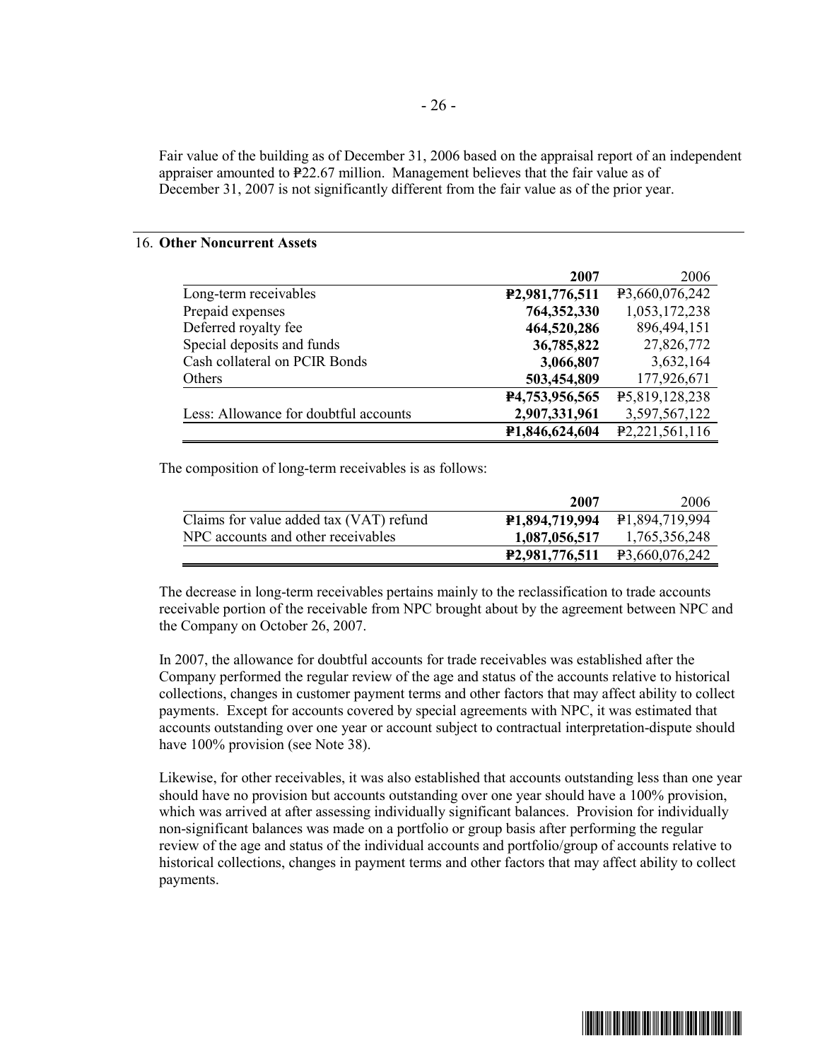Fair value of the building as of December 31, 2006 based on the appraisal report of an independent appraiser amounted to ₱22.67 million. Management believes that the fair value as of December 31, 2007 is not significantly different from the fair value as of the prior year.

## 16. Other Noncurrent Assets

| | **2007** | 2006 |
|---|---|---|
| Long-term receivables | **₱2,981,776,511** | ₱3,660,076,242 |
| Prepaid expenses | **764,352,330** | 1,053,172,238 |
| Deferred royalty fee | **464,520,286** | 896,494,151 |
| Special deposits and funds | **36,785,822** | 27,826,772 |
| Cash collateral on PCIR Bonds | **3,066,807** | 3,632,164 |
| Others | **503,454,809** | 177,926,671 |
| | **₱4,753,956,565** | ₱5,819,128,238 |
| Less: Allowance for doubtful accounts | **2,907,331,961** | 3,597,567,122 |
| | **₱1,846,624,604** | ₱2,221,561,116 |

The composition of long-term receivables is as follows:

| | **2007** | 2006 |
|---|---|---|
| Claims for value added tax (VAT) refund | **₱1,894,719,994** | ₱1,894,719,994 |
| NPC accounts and other receivables | **1,087,056,517** | 1,765,356,248 |
| | **₱2,981,776,511** | ₱3,660,076,242 |

The decrease in long-term receivables pertains mainly to the reclassification to trade accounts receivable portion of the receivable from NPC brought about by the agreement between NPC and the Company on October 26, 2007.

In 2007, the allowance for doubtful accounts for trade receivables was established after the Company performed the regular review of the age and status of the accounts relative to historical collections, changes in customer payment terms and other factors that may affect ability to collect payments. Except for accounts covered by special agreements with NPC, it was estimated that accounts outstanding over one year or account subject to contractual interpretation-dispute should have 100% provision (see Note 38).

Likewise, for other receivables, it was also established that accounts outstanding less than one year should have no provision but accounts outstanding over one year should have a 100% provision, which was arrived at after assessing individually significant balances. Provision for individually non-significant balances was made on a portfolio or group basis after performing the regular review of the age and status of the individual accounts and portfolio/group of accounts relative to historical collections, changes in payment terms and other factors that may affect ability to collect payments.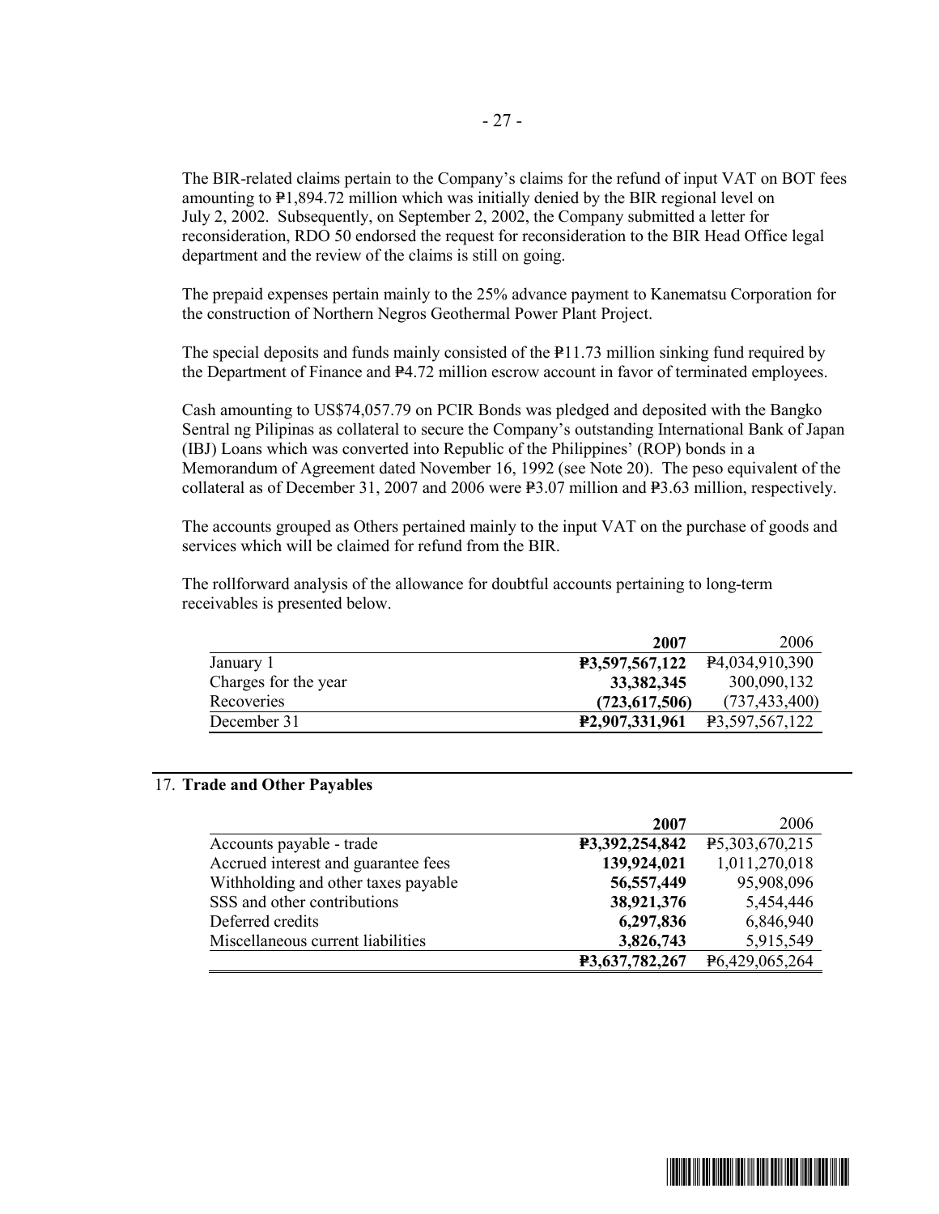The BIR-related claims pertain to the Company's claims for the refund of input VAT on BOT fees amounting to ₱1,894.72 million which was initially denied by the BIR regional level on July 2, 2002. Subsequently, on September 2, 2002, the Company submitted a letter for reconsideration, RDO 50 endorsed the request for reconsideration to the BIR Head Office legal department and the review of the claims is still on going.

The prepaid expenses pertain mainly to the 25% advance payment to Kanematsu Corporation for the construction of Northern Negros Geothermal Power Plant Project.

The special deposits and funds mainly consisted of the ₱11.73 million sinking fund required by the Department of Finance and ₱4.72 million escrow account in favor of terminated employees.

Cash amounting to US$74,057.79 on PCIR Bonds was pledged and deposited with the Bangko Sentral ng Pilipinas as collateral to secure the Company's outstanding International Bank of Japan (IBJ) Loans which was converted into Republic of the Philippines' (ROP) bonds in a Memorandum of Agreement dated November 16, 1992 (see Note 20). The peso equivalent of the collateral as of December 31, 2007 and 2006 were ₱3.07 million and ₱3.63 million, respectively.

The accounts grouped as Others pertained mainly to the input VAT on the purchase of goods and services which will be claimed for refund from the BIR.

The rollforward analysis of the allowance for doubtful accounts pertaining to long-term receivables is presented below.

| | **2007** | 2006 |
|---|---|---|
| January 1 | **₱3,597,567,122** | ₱4,034,910,390 |
| Charges for the year | **33,382,345** | 300,090,132 |
| Recoveries | **(723,617,506)** | (737,433,400) |
| December 31 | **₱2,907,331,961** | ₱3,597,567,122 |

## 17. Trade and Other Payables

| | **2007** | 2006 |
|---|---|---|
| Accounts payable - trade | **₱3,392,254,842** | ₱5,303,670,215 |
| Accrued interest and guarantee fees | **139,924,021** | 1,011,270,018 |
| Withholding and other taxes payable | **56,557,449** | 95,908,096 |
| SSS and other contributions | **38,921,376** | 5,454,446 |
| Deferred credits | **6,297,836** | 6,846,940 |
| Miscellaneous current liabilities | **3,826,743** | 5,915,549 |
| | **₱3,637,782,267** | ₱6,429,065,264 |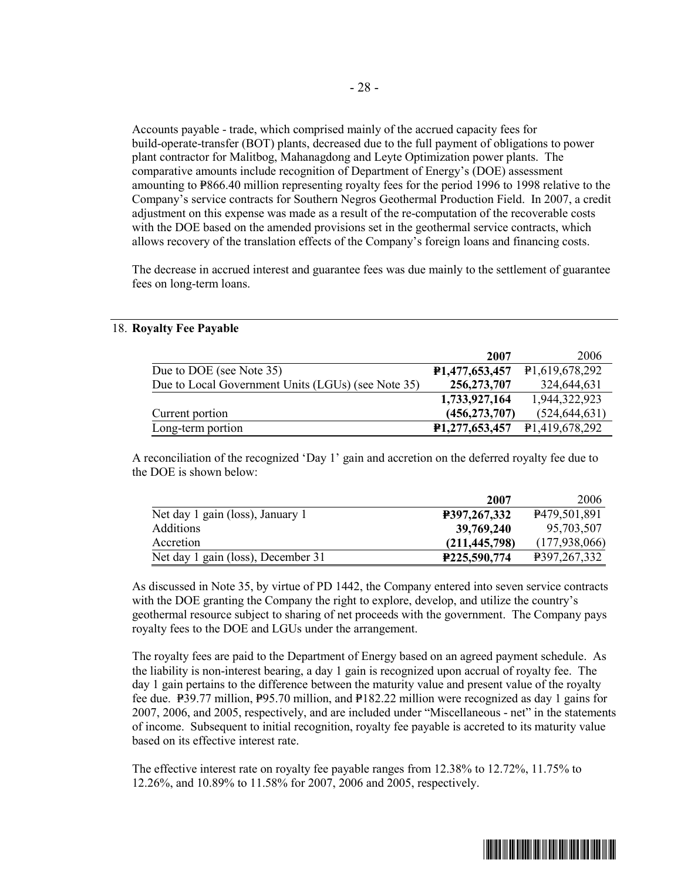Accounts payable - trade, which comprised mainly of the accrued capacity fees for build-operate-transfer (BOT) plants, decreased due to the full payment of obligations to power plant contractor for Malitbog, Mahanagdong and Leyte Optimization power plants. The comparative amounts include recognition of Department of Energy's (DOE) assessment amounting to ₱866.40 million representing royalty fees for the period 1996 to 1998 relative to the Company's service contracts for Southern Negros Geothermal Production Field. In 2007, a credit adjustment on this expense was made as a result of the re-computation of the recoverable costs with the DOE based on the amended provisions set in the geothermal service contracts, which allows recovery of the translation effects of the Company's foreign loans and financing costs.

The decrease in accrued interest and guarantee fees was due mainly to the settlement of guarantee fees on long-term loans.

## 18. Royalty Fee Payable

| | **2007** | 2006 |
|---|---|---|
| Due to DOE (see Note 35) | **₱1,477,653,457** | ₱1,619,678,292 |
| Due to Local Government Units (LGUs) (see Note 35) | **256,273,707** | 324,644,631 |
| | **1,733,927,164** | 1,944,322,923 |
| Current portion | **(456,273,707)** | (524,644,631) |
| Long-term portion | **₱1,277,653,457** | ₱1,419,678,292 |

A reconciliation of the recognized 'Day 1' gain and accretion on the deferred royalty fee due to the DOE is shown below:

| | **2007** | 2006 |
|---|---|---|
| Net day 1 gain (loss), January 1 | **₱397,267,332** | ₱479,501,891 |
| Additions | **39,769,240** | 95,703,507 |
| Accretion | **(211,445,798)** | (177,938,066) |
| Net day 1 gain (loss), December 31 | **₱225,590,774** | ₱397,267,332 |

As discussed in Note 35, by virtue of PD 1442, the Company entered into seven service contracts with the DOE granting the Company the right to explore, develop, and utilize the country's geothermal resource subject to sharing of net proceeds with the government. The Company pays royalty fees to the DOE and LGUs under the arrangement.

The royalty fees are paid to the Department of Energy based on an agreed payment schedule. As the liability is non-interest bearing, a day 1 gain is recognized upon accrual of royalty fee. The day 1 gain pertains to the difference between the maturity value and present value of the royalty fee due. ₱39.77 million, ₱95.70 million, and ₱182.22 million were recognized as day 1 gains for 2007, 2006, and 2005, respectively, and are included under "Miscellaneous - net" in the statements of income. Subsequent to initial recognition, royalty fee payable is accreted to its maturity value based on its effective interest rate.

The effective interest rate on royalty fee payable ranges from 12.38% to 12.72%, 11.75% to 12.26%, and 10.89% to 11.58% for 2007, 2006 and 2005, respectively.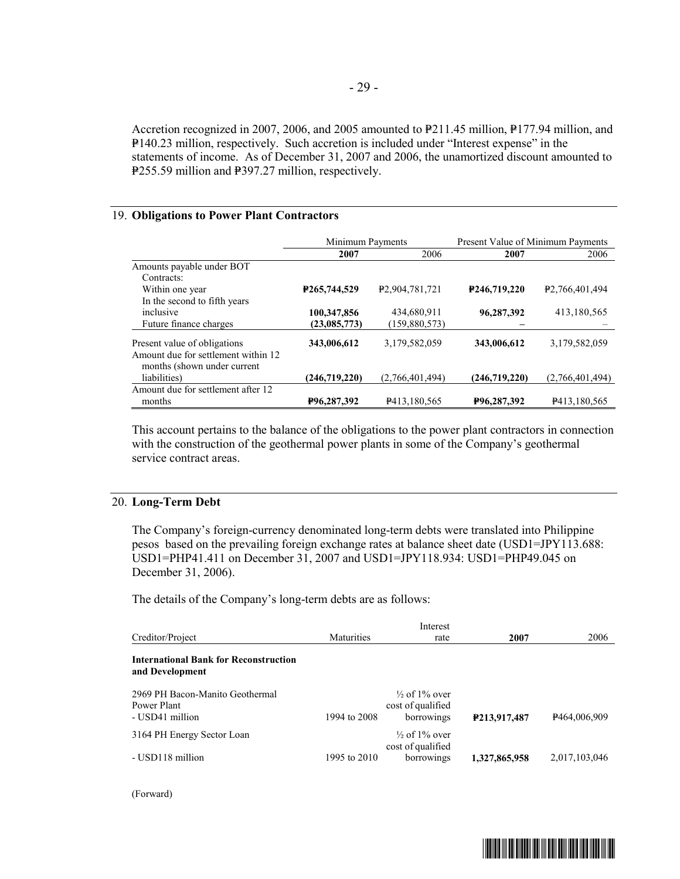Accretion recognized in 2007, 2006, and 2005 amounted to ₱211.45 million, ₱177.94 million, and ₱140.23 million, respectively. Such accretion is included under "Interest expense" in the statements of income. As of December 31, 2007 and 2006, the unamortized discount amounted to ₱255.59 million and ₱397.27 million, respectively.

## 19. Obligations to Power Plant Contractors

| | Minimum Payments | | Present Value of Minimum Payments | |
|---|---|---|---|---|
| | **2007** | 2006 | **2007** | 2006 |
| Amounts payable under BOT Contracts: | | | | |
| Within one year | **₱265,744,529** | ₱2,904,781,721 | **₱246,719,220** | ₱2,766,401,494 |
| In the second to fifth years inclusive | **100,347,856** | 434,680,911 | **96,287,392** | 413,180,565 |
| Future finance charges | **(23,085,773)** | (159,880,573) | **–** | – |
| Present value of obligations | **343,006,612** | 3,179,582,059 | **343,006,612** | 3,179,582,059 |
| Amount due for settlement within 12 months (shown under current liabilities) | **(246,719,220)** | (2,766,401,494) | **(246,719,220)** | (2,766,401,494) |
| Amount due for settlement after 12 months | **₱96,287,392** | ₱413,180,565 | **₱96,287,392** | ₱413,180,565 |

This account pertains to the balance of the obligations to the power plant contractors in connection with the construction of the geothermal power plants in some of the Company's geothermal service contract areas.

## 20. Long-Term Debt

The Company's foreign-currency denominated long-term debts were translated into Philippine pesos based on the prevailing foreign exchange rates at balance sheet date (USD1=JPY113.688: USD1=PHP41.411 on December 31, 2007 and USD1=JPY118.934: USD1=PHP49.045 on December 31, 2006).

The details of the Company's long-term debts are as follows:

| Creditor/Project | Maturities | Interest rate | 2007 | 2006 |
|---|---|---|---|---|
| **International Bank for Reconstruction and Development** | | | | |
| 2969 PH Bacon-Manito Geothermal Power Plant - USD41 million | 1994 to 2008 | ½ of 1% over cost of qualified borrowings | **₱213,917,487** | ₱464,006,909 |
| 3164 PH Energy Sector Loan - USD118 million | 1995 to 2010 | ½ of 1% over cost of qualified borrowings | **1,327,865,958** | 2,017,103,046 |

(Forward)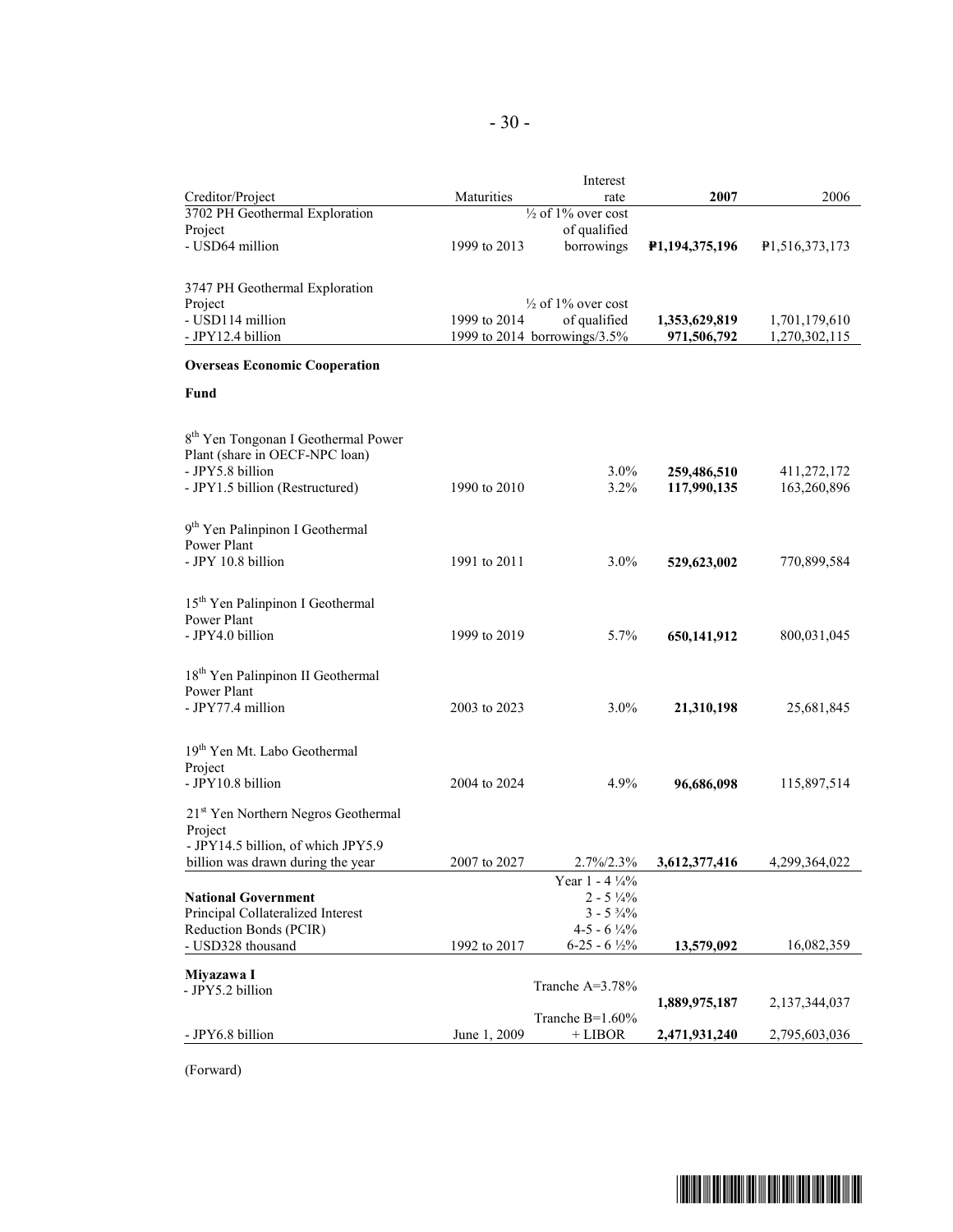| Creditor/Project | Maturities | Interest rate | **2007** | 2006 |
|---|---|---|---|---|
| 3702 PH Geothermal Exploration Project | | ½ of 1% over cost of qualified borrowings | | |
| - USD64 million | 1999 to 2013 | | **₱1,194,375,196** | ₱1,516,373,173 |
| 3747 PH Geothermal Exploration Project | | ½ of 1% over cost of qualified borrowings/3.5% | | |
| - USD114 million | 1999 to 2014 | | **1,353,629,819** | 1,701,179,610 |
| - JPY12.4 billion | 1999 to 2014 | | **971,506,792** | 1,270,302,115 |
| **Overseas Economic Cooperation Fund** | | | | |
| 8th Yen Tongonan I Geothermal Power Plant (share in OECF-NPC loan) | | | | |
| - JPY5.8 billion | | 3.0% | **259,486,510** | 411,272,172 |
| - JPY1.5 billion (Restructured) | 1990 to 2010 | 3.2% | **117,990,135** | 163,260,896 |
| 9th Yen Palinpinon I Geothermal Power Plant | | | | |
| - JPY 10.8 billion | 1991 to 2011 | 3.0% | **529,623,002** | 770,899,584 |
| 15th Yen Palinpinon I Geothermal Power Plant | | | | |
| - JPY4.0 billion | 1999 to 2019 | 5.7% | **650,141,912** | 800,031,045 |
| 18th Yen Palinpinon II Geothermal Power Plant | | | | |
| - JPY77.4 million | 2003 to 2023 | 3.0% | **21,310,198** | 25,681,845 |
| 19th Yen Mt. Labo Geothermal Project | | | | |
| - JPY10.8 billion | 2004 to 2024 | 4.9% | **96,686,098** | 115,897,514 |
| 21st Yen Northern Negros Geothermal Project | | | | |
| - JPY14.5 billion, of which JPY5.9 billion was drawn during the year | 2007 to 2027 | 2.7%/2.3% | **3,612,377,416** | 4,299,364,022 |
| **National Government** | | Year 1 - 4 ¼% | | |
| Principal Collateralized Interest Reduction Bonds (PCIR) | | 2 - 5 ¼%<br>3 - 5 ¾%<br>4-5 - 6 ¼% | | |
| - USD328 thousand | 1992 to 2017 | 6-25 - 6 ½% | **13,579,092** | 16,082,359 |
| **Miyazawa I** | | | | |
| - JPY5.2 billion | | Tranche A=3.78% | **1,889,975,187** | 2,137,344,037 |
| - JPY6.8 billion | June 1, 2009 | Tranche B=1.60% + LIBOR | **2,471,931,240** | 2,795,603,036 |

(Forward)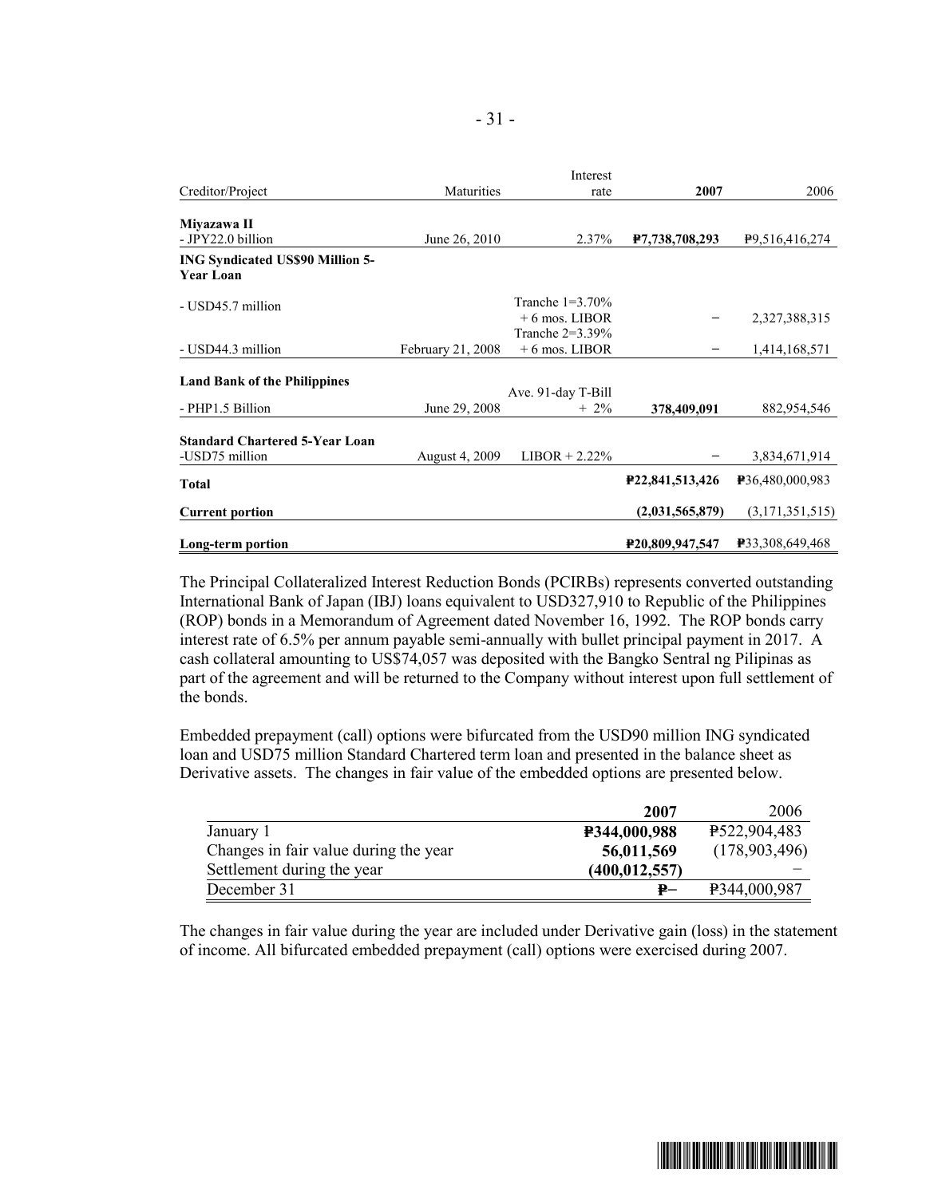| Creditor/Project | Maturities | Interest rate | **2007** | 2006 |
|---|---|---|---|---|
| **Miyazawa II** | | | | |
| - JPY22.0 billion | June 26, 2010 | 2.37% | **₱7,738,708,293** | ₱9,516,416,274 |
| **ING Syndicated US$90 Million 5-Year Loan** | | | | |
| - USD45.7 million | | Tranche 1=3.70% + 6 mos. LIBOR | − | 2,327,388,315 |
| - USD44.3 million | February 21, 2008 | Tranche 2=3.39% + 6 mos. LIBOR | − | 1,414,168,571 |
| **Land Bank of the Philippines** | | | | |
| - PHP1.5 Billion | June 29, 2008 | Ave. 91-day T-Bill + 2% | **378,409,091** | 882,954,546 |
| **Standard Chartered 5-Year Loan** | | | | |
| -USD75 million | August 4, 2009 | LIBOR + 2.22% | − | 3,834,671,914 |
| **Total** | | | **₱22,841,513,426** | ₱36,480,000,983 |
| **Current portion** | | | **(2,031,565,879)** | (3,171,351,515) |
| **Long-term portion** | | | **₱20,809,947,547** | ₱33,308,649,468 |

The Principal Collateralized Interest Reduction Bonds (PCIRBs) represents converted outstanding International Bank of Japan (IBJ) loans equivalent to USD327,910 to Republic of the Philippines (ROP) bonds in a Memorandum of Agreement dated November 16, 1992. The ROP bonds carry interest rate of 6.5% per annum payable semi-annually with bullet principal payment in 2017. A cash collateral amounting to US$74,057 was deposited with the Bangko Sentral ng Pilipinas as part of the agreement and will be returned to the Company without interest upon full settlement of the bonds.

Embedded prepayment (call) options were bifurcated from the USD90 million ING syndicated loan and USD75 million Standard Chartered term loan and presented in the balance sheet as Derivative assets. The changes in fair value of the embedded options are presented below.

| | **2007** | 2006 |
|---|---|---|
| January 1 | **₱344,000,988** | ₱522,904,483 |
| Changes in fair value during the year | **56,011,569** | (178,903,496) |
| Settlement during the year | **(400,012,557)** | − |
| December 31 | **₱−** | ₱344,000,987 |

The changes in fair value during the year are included under Derivative gain (loss) in the statement of income. All bifurcated embedded prepayment (call) options were exercised during 2007.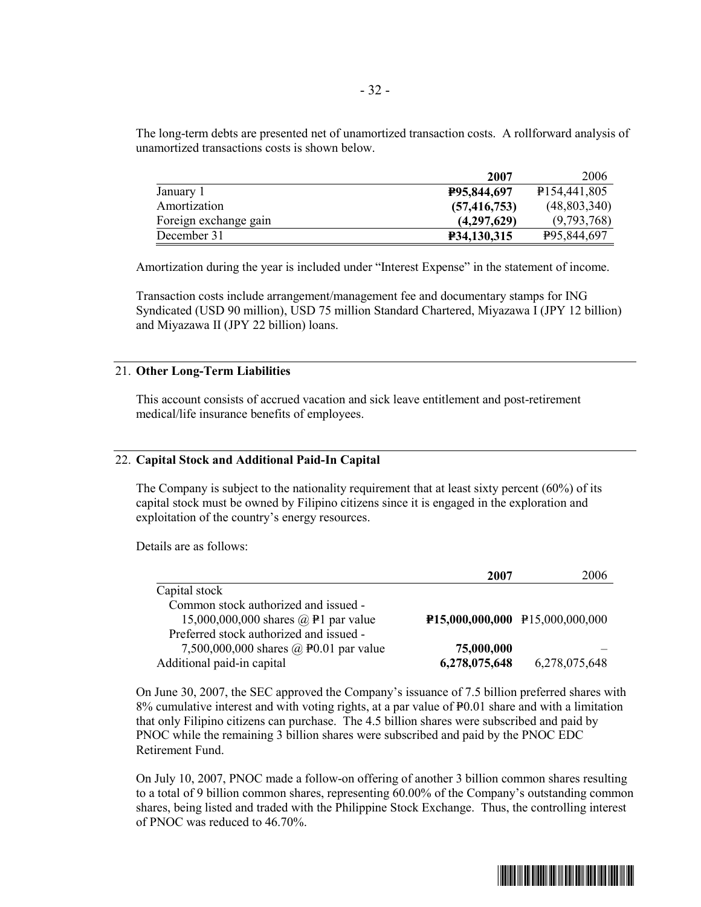The long-term debts are presented net of unamortized transaction costs. A rollforward analysis of unamortized transactions costs is shown below.

| | **2007** | 2006 |
|---|---|---|
| January 1 | **₱95,844,697** | ₱154,441,805 |
| Amortization | **(57,416,753)** | (48,803,340) |
| Foreign exchange gain | **(4,297,629)** | (9,793,768) |
| December 31 | **₱34,130,315** | ₱95,844,697 |

Amortization during the year is included under "Interest Expense" in the statement of income.

Transaction costs include arrangement/management fee and documentary stamps for ING Syndicated (USD 90 million), USD 75 million Standard Chartered, Miyazawa I (JPY 12 billion) and Miyazawa II (JPY 22 billion) loans.

## 21. **Other Long-Term Liabilities**

This account consists of accrued vacation and sick leave entitlement and post-retirement medical/life insurance benefits of employees.

## 22. **Capital Stock and Additional Paid-In Capital**

The Company is subject to the nationality requirement that at least sixty percent (60%) of its capital stock must be owned by Filipino citizens since it is engaged in the exploration and exploitation of the country's energy resources.

Details are as follows:

| | **2007** | 2006 |
|---|---|---|
| Capital stock | | |
| Common stock authorized and issued - 15,000,000,000 shares @ ₱1 par value | **₱15,000,000,000** | ₱15,000,000,000 |
| Preferred stock authorized and issued - 7,500,000,000 shares @ ₱0.01 par value | **75,000,000** | – |
| Additional paid-in capital | **6,278,075,648** | 6,278,075,648 |

On June 30, 2007, the SEC approved the Company's issuance of 7.5 billion preferred shares with 8% cumulative interest and with voting rights, at a par value of ₱0.01 share and with a limitation that only Filipino citizens can purchase. The 4.5 billion shares were subscribed and paid by PNOC while the remaining 3 billion shares were subscribed and paid by the PNOC EDC Retirement Fund.

On July 10, 2007, PNOC made a follow-on offering of another 3 billion common shares resulting to a total of 9 billion common shares, representing 60.00% of the Company's outstanding common shares, being listed and traded with the Philippine Stock Exchange. Thus, the controlling interest of PNOC was reduced to 46.70%.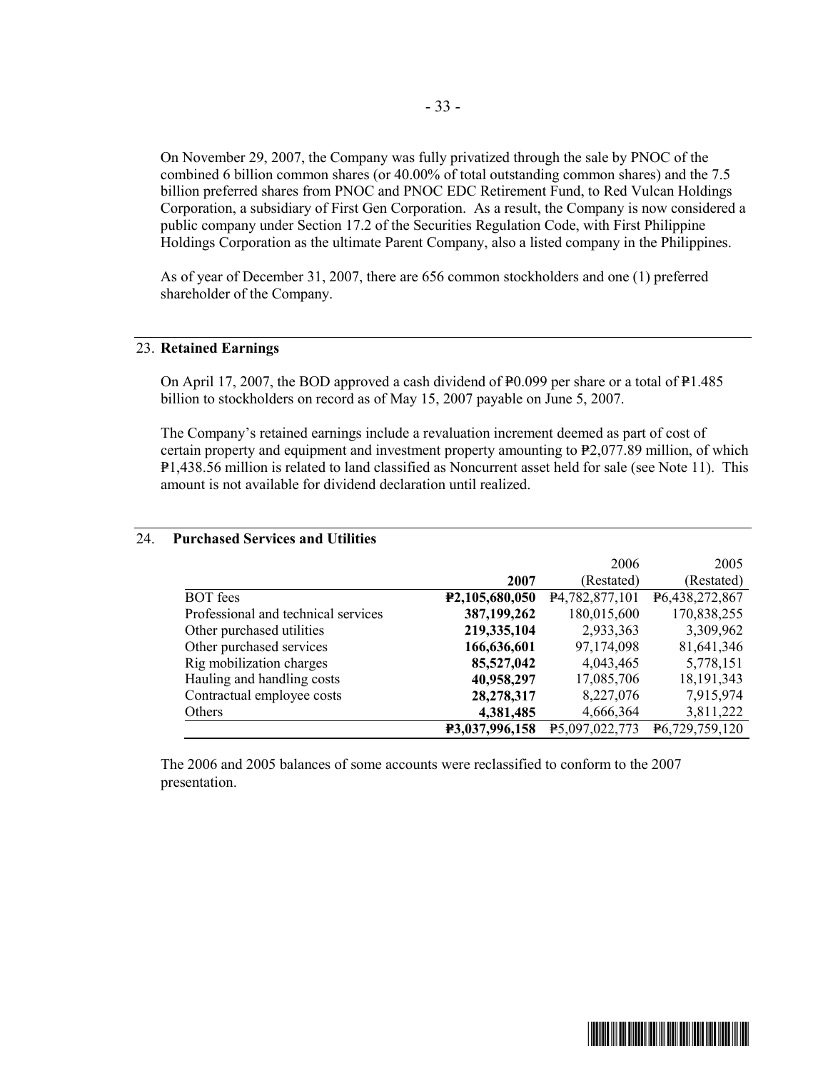On November 29, 2007, the Company was fully privatized through the sale by PNOC of the combined 6 billion common shares (or 40.00% of total outstanding common shares) and the 7.5 billion preferred shares from PNOC and PNOC EDC Retirement Fund, to Red Vulcan Holdings Corporation, a subsidiary of First Gen Corporation. As a result, the Company is now considered a public company under Section 17.2 of the Securities Regulation Code, with First Philippine Holdings Corporation as the ultimate Parent Company, also a listed company in the Philippines.

As of year of December 31, 2007, there are 656 common stockholders and one (1) preferred shareholder of the Company.

## 23. Retained Earnings

On April 17, 2007, the BOD approved a cash dividend of ₱0.099 per share or a total of ₱1.485 billion to stockholders on record as of May 15, 2007 payable on June 5, 2007.

The Company's retained earnings include a revaluation increment deemed as part of cost of certain property and equipment and investment property amounting to ₱2,077.89 million, of which ₱1,438.56 million is related to land classified as Noncurrent asset held for sale (see Note 11). This amount is not available for dividend declaration until realized.

## 24. Purchased Services and Utilities

| | 2007 | 2006 (Restated) | 2005 (Restated) |
|---|---|---|---|
| BOT fees | **₱2,105,680,050** | ₱4,782,877,101 | ₱6,438,272,867 |
| Professional and technical services | **387,199,262** | 180,015,600 | 170,838,255 |
| Other purchased utilities | **219,335,104** | 2,933,363 | 3,309,962 |
| Other purchased services | **166,636,601** | 97,174,098 | 81,641,346 |
| Rig mobilization charges | **85,527,042** | 4,043,465 | 5,778,151 |
| Hauling and handling costs | **40,958,297** | 17,085,706 | 18,191,343 |
| Contractual employee costs | **28,278,317** | 8,227,076 | 7,915,974 |
| Others | **4,381,485** | 4,666,364 | 3,811,222 |
| | **₱3,037,996,158** | ₱5,097,022,773 | ₱6,729,759,120 |

The 2006 and 2005 balances of some accounts were reclassified to conform to the 2007 presentation.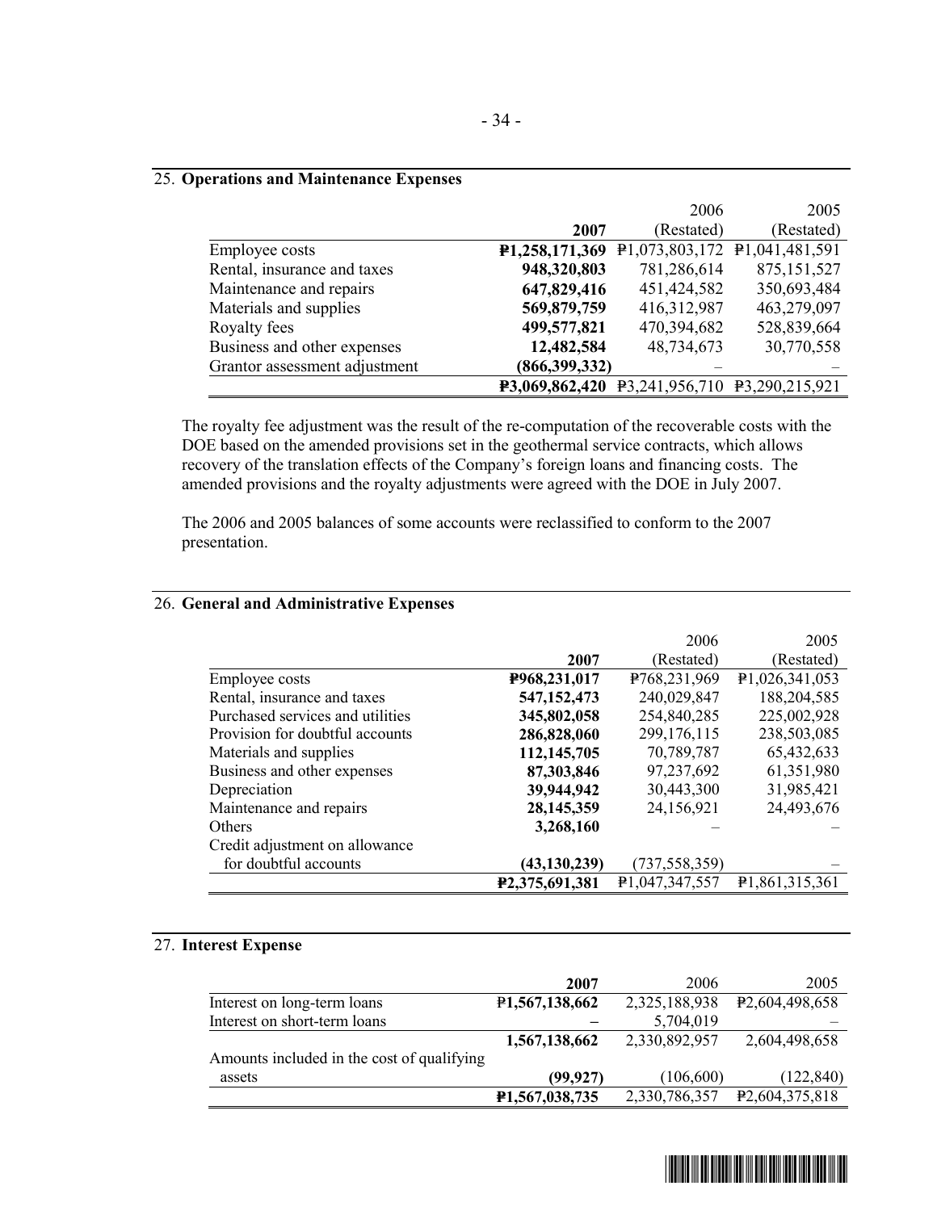## 25. Operations and Maintenance Expenses

| | 2007 | 2006 (Restated) | 2005 (Restated) |
|---|---|---|---|
| Employee costs | **₱1,258,171,369** | ₱1,073,803,172 | ₱1,041,481,591 |
| Rental, insurance and taxes | **948,320,803** | 781,286,614 | 875,151,527 |
| Maintenance and repairs | **647,829,416** | 451,424,582 | 350,693,484 |
| Materials and supplies | **569,879,759** | 416,312,987 | 463,279,097 |
| Royalty fees | **499,577,821** | 470,394,682 | 528,839,664 |
| Business and other expenses | **12,482,584** | 48,734,673 | 30,770,558 |
| Grantor assessment adjustment | **(866,399,332)** | – | – |
| | **₱3,069,862,420** | ₱3,241,956,710 | ₱3,290,215,921 |

The royalty fee adjustment was the result of the re-computation of the recoverable costs with the DOE based on the amended provisions set in the geothermal service contracts, which allows recovery of the translation effects of the Company's foreign loans and financing costs. The amended provisions and the royalty adjustments were agreed with the DOE in July 2007.

The 2006 and 2005 balances of some accounts were reclassified to conform to the 2007 presentation.

## 26. General and Administrative Expenses

| | 2007 | 2006 (Restated) | 2005 (Restated) |
|---|---|---|---|
| Employee costs | **₱968,231,017** | ₱768,231,969 | ₱1,026,341,053 |
| Rental, insurance and taxes | **547,152,473** | 240,029,847 | 188,204,585 |
| Purchased services and utilities | **345,802,058** | 254,840,285 | 225,002,928 |
| Provision for doubtful accounts | **286,828,060** | 299,176,115 | 238,503,085 |
| Materials and supplies | **112,145,705** | 70,789,787 | 65,432,633 |
| Business and other expenses | **87,303,846** | 97,237,692 | 61,351,980 |
| Depreciation | **39,944,942** | 30,443,300 | 31,985,421 |
| Maintenance and repairs | **28,145,359** | 24,156,921 | 24,493,676 |
| Others | **3,268,160** | – | – |
| Credit adjustment on allowance for doubtful accounts | **(43,130,239)** | (737,558,359) | – |
| | **₱2,375,691,381** | ₱1,047,347,557 | ₱1,861,315,361 |

## 27. Interest Expense

| | 2007 | 2006 | 2005 |
|---|---|---|---|
| Interest on long-term loans | **₱1,567,138,662** | 2,325,188,938 | ₱2,604,498,658 |
| Interest on short-term loans | **–** | 5,704,019 | – |
| | **1,567,138,662** | 2,330,892,957 | 2,604,498,658 |
| Amounts included in the cost of qualifying assets | **(99,927)** | (106,600) | (122,840) |
| | **₱1,567,038,735** | 2,330,786,357 | ₱2,604,375,818 |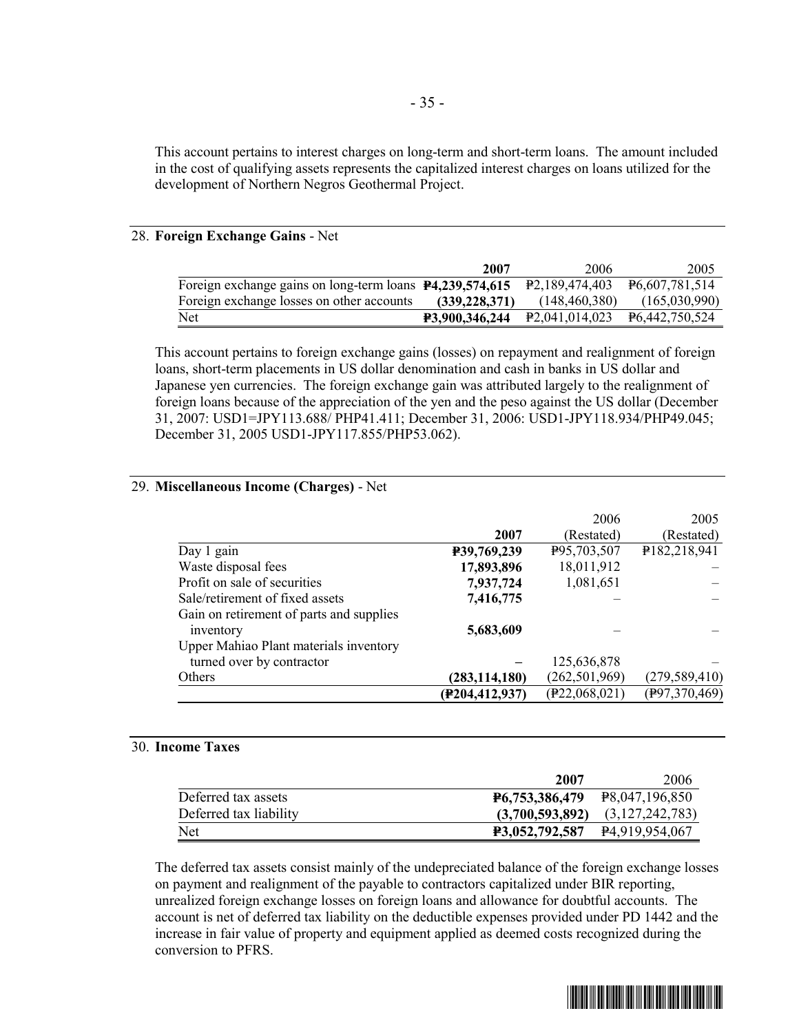This account pertains to interest charges on long-term and short-term loans. The amount included in the cost of qualifying assets represents the capitalized interest charges on loans utilized for the development of Northern Negros Geothermal Project.

## 28. **Foreign Exchange Gains** - Net

| | **2007** | 2006 | 2005 |
|---|---|---|---|
| Foreign exchange gains on long-term loans | **₱4,239,574,615** | ₱2,189,474,403 | ₱6,607,781,514 |
| Foreign exchange losses on other accounts | **(339,228,371)** | (148,460,380) | (165,030,990) |
| Net | **₱3,900,346,244** | ₱2,041,014,023 | ₱6,442,750,524 |

This account pertains to foreign exchange gains (losses) on repayment and realignment of foreign loans, short-term placements in US dollar denomination and cash in banks in US dollar and Japanese yen currencies. The foreign exchange gain was attributed largely to the realignment of foreign loans because of the appreciation of the yen and the peso against the US dollar (December 31, 2007: USD1=JPY113.688/ PHP41.411; December 31, 2006: USD1-JPY118.934/PHP49.045; December 31, 2005 USD1-JPY117.855/PHP53.062).

## 29. **Miscellaneous Income (Charges)** - Net

| | **2007** | 2006 (Restated) | 2005 (Restated) |
|---|---|---|---|
| Day 1 gain | **₱39,769,239** | ₱95,703,507 | ₱182,218,941 |
| Waste disposal fees | **17,893,896** | 18,011,912 | – |
| Profit on sale of securities | **7,937,724** | 1,081,651 | – |
| Sale/retirement of fixed assets | **7,416,775** | – | – |
| Gain on retirement of parts and supplies inventory | **5,683,609** | – | – |
| Upper Mahiao Plant materials inventory turned over by contractor | **–** | 125,636,878 | – |
| Others | **(283,114,180)** | (262,501,969) | (279,589,410) |
| | **(₱204,412,937)** | (₱22,068,021) | (₱97,370,469) |

## 30. **Income Taxes**

| | **2007** | 2006 |
|---|---|---|
| Deferred tax assets | **₱6,753,386,479** | ₱8,047,196,850 |
| Deferred tax liability | **(3,700,593,892)** | (3,127,242,783) |
| Net | **₱3,052,792,587** | ₱4,919,954,067 |

The deferred tax assets consist mainly of the undepreciated balance of the foreign exchange losses on payment and realignment of the payable to contractors capitalized under BIR reporting, unrealized foreign exchange losses on foreign loans and allowance for doubtful accounts. The account is net of deferred tax liability on the deductible expenses provided under PD 1442 and the increase in fair value of property and equipment applied as deemed costs recognized during the conversion to PFRS.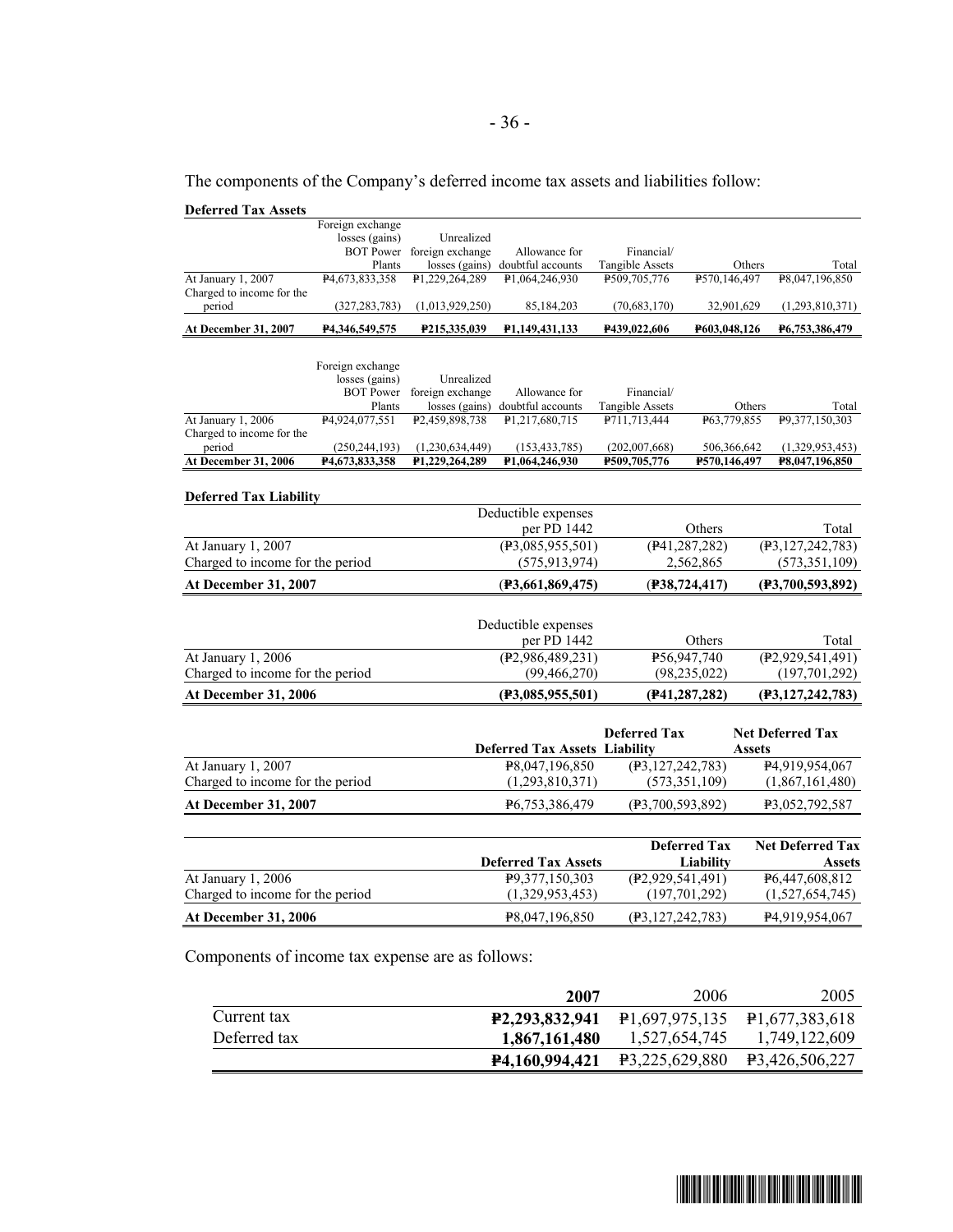The components of the Company's deferred income tax assets and liabilities follow:

**Deferred Tax Assets**

| | Foreign exchange losses (gains) BOT Power Plants | Unrealized foreign exchange losses (gains) | Allowance for doubtful accounts | Financial/ Tangible Assets | Others | Total |
|---|---|---|---|---|---|---|
| At January 1, 2007 | ₱4,673,833,358 | ₱1,229,264,289 | ₱1,064,246,930 | ₱509,705,776 | ₱570,146,497 | ₱8,047,196,850 |
| Charged to income for the period | (327,283,783) | (1,013,929,250) | 85,184,203 | (70,683,170) | 32,901,629 | (1,293,810,371) |
| **At December 31, 2007** | **₱4,346,549,575** | **₱215,335,039** | **₱1,149,431,133** | **₱439,022,606** | **₱603,048,126** | **₱6,753,386,479** |

| | Foreign exchange losses (gains) BOT Power Plants | Unrealized foreign exchange losses (gains) | Allowance for doubtful accounts | Financial/ Tangible Assets | Others | Total |
|---|---|---|---|---|---|---|
| At January 1, 2006 | ₱4,924,077,551 | ₱2,459,898,738 | ₱1,217,680,715 | ₱711,713,444 | ₱63,779,855 | ₱9,377,150,303 |
| Charged to income for the period | (250,244,193) | (1,230,634,449) | (153,433,785) | (202,007,668) | 506,366,642 | (1,329,953,453) |
| **At December 31, 2006** | **₱4,673,833,358** | **₱1,229,264,289** | **₱1,064,246,930** | **₱509,705,776** | **₱570,146,497** | **₱8,047,196,850** |

**Deferred Tax Liability**

| | Deductible expenses per PD 1442 | Others | Total |
|---|---|---|---|
| At January 1, 2007 | (₱3,085,955,501) | (₱41,287,282) | (₱3,127,242,783) |
| Charged to income for the period | (575,913,974) | 2,562,865 | (573,351,109) |
| **At December 31, 2007** | **(₱3,661,869,475)** | **(₱38,724,417)** | **(₱3,700,593,892)** |

| | Deductible expenses per PD 1442 | Others | Total |
|---|---|---|---|
| At January 1, 2006 | (₱2,986,489,231) | ₱56,947,740 | (₱2,929,541,491) |
| Charged to income for the period | (99,466,270) | (98,235,022) | (197,701,292) |
| **At December 31, 2006** | **(₱3,085,955,501)** | **(₱41,287,282)** | **(₱3,127,242,783)** |

| | **Deferred Tax Assets** | **Deferred Tax Liability** | **Net Deferred Tax Assets** |
|---|---|---|---|
| At January 1, 2007 | ₱8,047,196,850 | (₱3,127,242,783) | ₱4,919,954,067 |
| Charged to income for the period | (1,293,810,371) | (573,351,109) | (1,867,161,480) |
| **At December 31, 2007** | ₱6,753,386,479 | (₱3,700,593,892) | ₱3,052,792,587 |

| | **Deferred Tax Assets** | **Deferred Tax Liability** | **Net Deferred Tax Assets** |
|---|---|---|---|
| At January 1, 2006 | ₱9,377,150,303 | (₱2,929,541,491) | ₱6,447,608,812 |
| Charged to income for the period | (1,329,953,453) | (197,701,292) | (1,527,654,745) |
| **At December 31, 2006** | ₱8,047,196,850 | (₱3,127,242,783) | ₱4,919,954,067 |

Components of income tax expense are as follows:

| | **2007** | 2006 | 2005 |
|---|---|---|---|
| Current tax | **₱2,293,832,941** | ₱1,697,975,135 | ₱1,677,383,618 |
| Deferred tax | **1,867,161,480** | 1,527,654,745 | 1,749,122,609 |
| | **₱4,160,994,421** | ₱3,225,629,880 | ₱3,426,506,227 |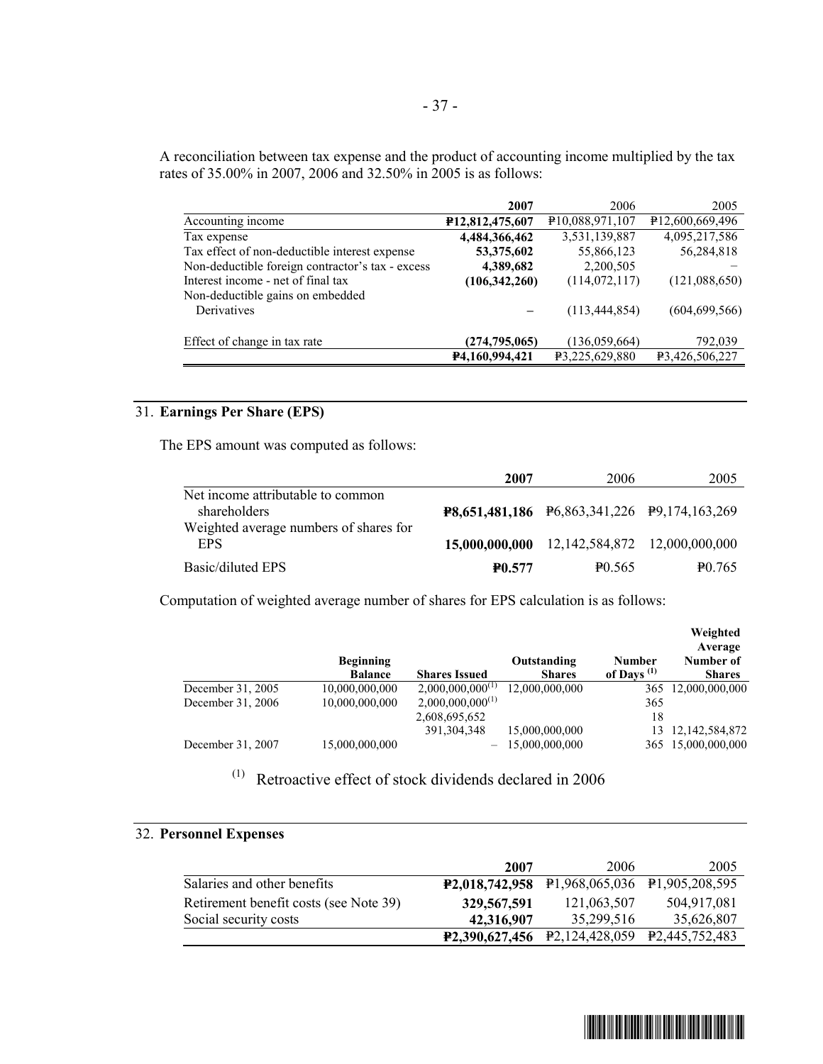A reconciliation between tax expense and the product of accounting income multiplied by the tax rates of 35.00% in 2007, 2006 and 32.50% in 2005 is as follows:

| | **2007** | 2006 | 2005 |
|---|---|---|---|
| Accounting income | **₱12,812,475,607** | ₱10,088,971,107 | ₱12,600,669,496 |
| Tax expense | **4,484,366,462** | 3,531,139,887 | 4,095,217,586 |
| Tax effect of non-deductible interest expense | **53,375,602** | 55,866,123 | 56,284,818 |
| Non-deductible foreign contractor's tax - excess | **4,389,682** | 2,200,505 | – |
| Interest income - net of final tax | **(106,342,260)** | (114,072,117) | (121,088,650) |
| Non-deductible gains on embedded Derivatives | **–** | (113,444,854) | (604,699,566) |
| Effect of change in tax rate | **(274,795,065)** | (136,059,664) | 792,039 |
| | **₱4,160,994,421** | ₱3,225,629,880 | ₱3,426,506,227 |

## 31. **Earnings Per Share (EPS)**

The EPS amount was computed as follows:

| | **2007** | 2006 | 2005 |
|---|---|---|---|
| Net income attributable to common shareholders | **₱8,651,481,186** | ₱6,863,341,226 | ₱9,174,163,269 |
| Weighted average numbers of shares for EPS | **15,000,000,000** | 12,142,584,872 | 12,000,000,000 |
| Basic/diluted EPS | **₱0.577** | ₱0.565 | ₱0.765 |

Computation of weighted average number of shares for EPS calculation is as follows:

| | **Beginning Balance** | **Shares Issued** | **Outstanding Shares** | **Number of Days [(1)]** | **Weighted Average Number of Shares** |
|---|---|---|---|---|---|
| December 31, 2005 | 10,000,000,000 | 2,000,000,000[(1)] | 12,000,000,000 | 365 | 12,000,000,000 |
| December 31, 2006 | 10,000,000,000 | 2,000,000,000[(1)] | | 365 | |
| | | 2,608,695,652 | | 18 | |
| | | 391,304,348 | 15,000,000,000 | 13 | 12,142,584,872 |
| December 31, 2007 | 15,000,000,000 | – | 15,000,000,000 | 365 | 15,000,000,000 |

[(1)] Retroactive effect of stock dividends declared in 2006

## 32. **Personnel Expenses**

| | **2007** | 2006 | 2005 |
|---|---|---|---|
| Salaries and other benefits | **₱2,018,742,958** | ₱1,968,065,036 | ₱1,905,208,595 |
| Retirement benefit costs (see Note 39) | **329,567,591** | 121,063,507 | 504,917,081 |
| Social security costs | **42,316,907** | 35,299,516 | 35,626,807 |
| | **₱2,390,627,456** | ₱2,124,428,059 | ₱2,445,752,483 |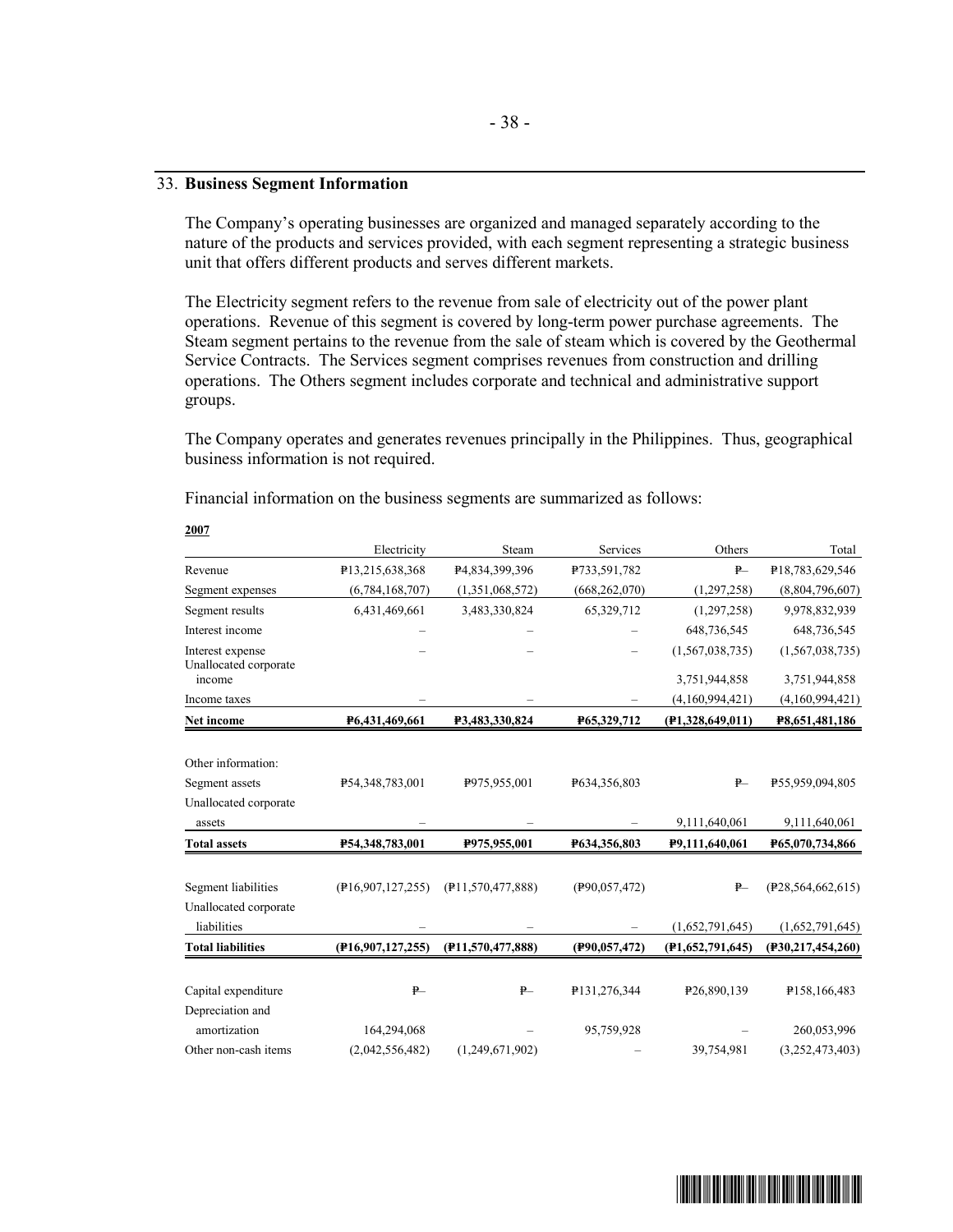## 33. **Business Segment Information**

The Company's operating businesses are organized and managed separately according to the nature of the products and services provided, with each segment representing a strategic business unit that offers different products and serves different markets.

The Electricity segment refers to the revenue from sale of electricity out of the power plant operations. Revenue of this segment is covered by long-term power purchase agreements. The Steam segment pertains to the revenue from the sale of steam which is covered by the Geothermal Service Contracts. The Services segment comprises revenues from construction and drilling operations. The Others segment includes corporate and technical and administrative support groups.

The Company operates and generates revenues principally in the Philippines. Thus, geographical business information is not required.

Financial information on the business segments are summarized as follows:

**2007**

| | Electricity | Steam | Services | Others | Total |
|---|---|---|---|---|---|
| Revenue | ₱13,215,638,368 | ₱4,834,399,396 | ₱733,591,782 | ₱– | ₱18,783,629,546 |
| Segment expenses | (6,784,168,707) | (1,351,068,572) | (668,262,070) | (1,297,258) | (8,804,796,607) |
| Segment results | 6,431,469,661 | 3,483,330,824 | 65,329,712 | (1,297,258) | 9,978,832,939 |
| Interest income | – | – | – | 648,736,545 | 648,736,545 |
| Interest expense | – | – | – | (1,567,038,735) | (1,567,038,735) |
| Unallocated corporate income | | | | 3,751,944,858 | 3,751,944,858 |
| Income taxes | – | – | – | (4,160,994,421) | (4,160,994,421) |
| **Net income** | **₱6,431,469,661** | **₱3,483,330,824** | **₱65,329,712** | **(₱1,328,649,011)** | **₱8,651,481,186** |
| | | | | | |
| Other information: | | | | | |
| Segment assets | ₱54,348,783,001 | ₱975,955,001 | ₱634,356,803 | ₱– | ₱55,959,094,805 |
| Unallocated corporate assets | – | – | – | 9,111,640,061 | 9,111,640,061 |
| **Total assets** | **₱54,348,783,001** | **₱975,955,001** | **₱634,356,803** | **₱9,111,640,061** | **₱65,070,734,866** |
| | | | | | |
| Segment liabilities | (₱16,907,127,255) | (₱11,570,477,888) | (₱90,057,472) | ₱– | (₱28,564,662,615) |
| Unallocated corporate liabilities | – | – | – | (1,652,791,645) | (1,652,791,645) |
| **Total liabilities** | **(₱16,907,127,255)** | **(₱11,570,477,888)** | **(₱90,057,472)** | **(₱1,652,791,645)** | **(₱30,217,454,260)** |
| | | | | | |
| Capital expenditure | ₱– | ₱– | ₱131,276,344 | ₱26,890,139 | ₱158,166,483 |
| Depreciation and amortization | 164,294,068 | – | 95,759,928 | – | 260,053,996 |
| Other non-cash items | (2,042,556,482) | (1,249,671,902) | – | 39,754,981 | (3,252,473,403) |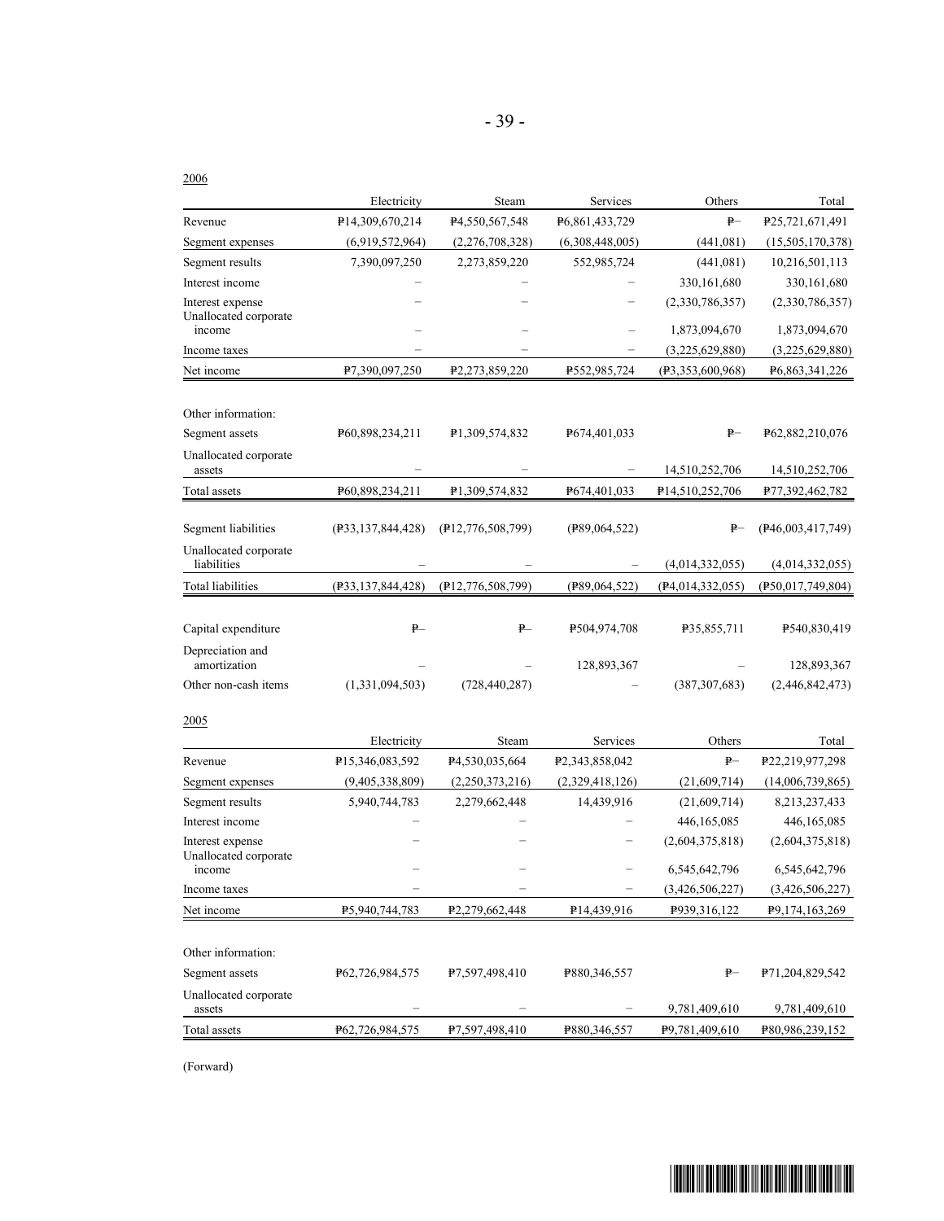2006

| | Electricity | Steam | Services | Others | Total |
|---|---|---|---|---|---|
| Revenue | ₱14,309,670,214 | ₱4,550,567,548 | ₱6,861,433,729 | ₱– | ₱25,721,671,491 |
| Segment expenses | (6,919,572,964) | (2,276,708,328) | (6,308,448,005) | (441,081) | (15,505,170,378) |
| Segment results | 7,390,097,250 | 2,273,859,220 | 552,985,724 | (441,081) | 10,216,501,113 |
| Interest income | – | – | – | 330,161,680 | 330,161,680 |
| Interest expense | – | – | – | (2,330,786,357) | (2,330,786,357) |
| Unallocated corporate income | – | – | – | 1,873,094,670 | 1,873,094,670 |
| Income taxes | – | – | – | (3,225,629,880) | (3,225,629,880) |
| Net income | ₱7,390,097,250 | ₱2,273,859,220 | ₱552,985,724 | (₱3,353,600,968) | ₱6,863,341,226 |
| | | | | | |
| Other information: | | | | | |
| Segment assets | ₱60,898,234,211 | ₱1,309,574,832 | ₱674,401,033 | ₱– | ₱62,882,210,076 |
| Unallocated corporate assets | – | – | – | 14,510,252,706 | 14,510,252,706 |
| Total assets | ₱60,898,234,211 | ₱1,309,574,832 | ₱674,401,033 | ₱14,510,252,706 | ₱77,392,462,782 |
| | | | | | |
| Segment liabilities | (₱33,137,844,428) | (₱12,776,508,799) | (₱89,064,522) | ₱– | (₱46,003,417,749) |
| Unallocated corporate liabilities | – | – | – | (4,014,332,055) | (4,014,332,055) |
| Total liabilities | (₱33,137,844,428) | (₱12,776,508,799) | (₱89,064,522) | (₱4,014,332,055) | (₱50,017,749,804) |
| | | | | | |
| Capital expenditure | ₱– | ₱– | ₱504,974,708 | ₱35,855,711 | ₱540,830,419 |
| Depreciation and amortization | – | – | 128,893,367 | – | 128,893,367 |
| Other non-cash items | (1,331,094,503) | (728,440,287) | – | (387,307,683) | (2,446,842,473) |

2005

| | Electricity | Steam | Services | Others | Total |
|---|---|---|---|---|---|
| Revenue | ₱15,346,083,592 | ₱4,530,035,664 | ₱2,343,858,042 | ₱– | ₱22,219,977,298 |
| Segment expenses | (9,405,338,809) | (2,250,373,216) | (2,329,418,126) | (21,609,714) | (14,006,739,865) |
| Segment results | 5,940,744,783 | 2,279,662,448 | 14,439,916 | (21,609,714) | 8,213,237,433 |
| Interest income | – | – | – | 446,165,085 | 446,165,085 |
| Interest expense | – | – | – | (2,604,375,818) | (2,604,375,818) |
| Unallocated corporate income | – | – | – | 6,545,642,796 | 6,545,642,796 |
| Income taxes | – | – | – | (3,426,506,227) | (3,426,506,227) |
| Net income | ₱5,940,744,783 | ₱2,279,662,448 | ₱14,439,916 | ₱939,316,122 | ₱9,174,163,269 |
| | | | | | |
| Other information: | | | | | |
| Segment assets | ₱62,726,984,575 | ₱7,597,498,410 | ₱880,346,557 | ₱– | ₱71,204,829,542 |
| Unallocated corporate assets | – | – | – | 9,781,409,610 | 9,781,409,610 |
| Total assets | ₱62,726,984,575 | ₱7,597,498,410 | ₱880,346,557 | ₱9,781,409,610 | ₱80,986,239,152 |

(Forward)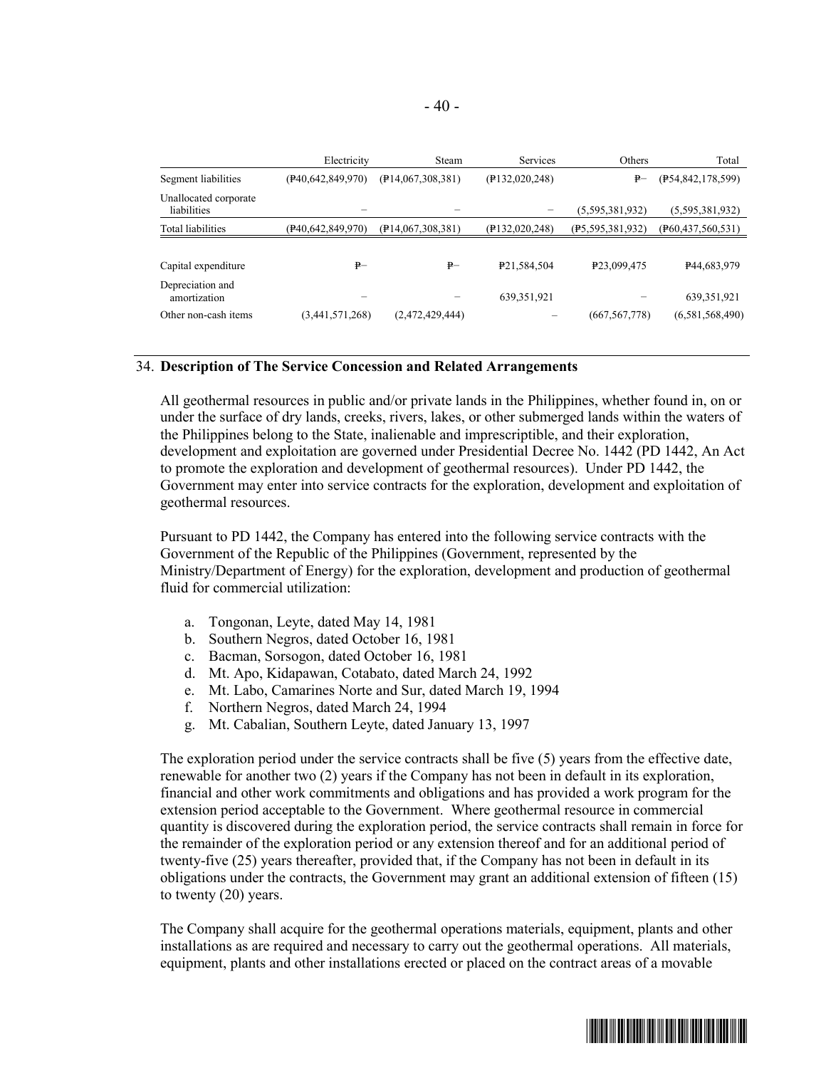|  | Electricity | Steam | Services | Others | Total |
|---|---|---|---|---|---|
| Segment liabilities | (₱40,642,849,970) | (₱14,067,308,381) | (₱132,020,248) | ₱– | (₱54,842,178,599) |
| Unallocated corporate liabilities | – | – | – | (5,595,381,932) | (5,595,381,932) |
| Total liabilities | (₱40,642,849,970) | (₱14,067,308,381) | (₱132,020,248) | (₱5,595,381,932) | (₱60,437,560,531) |
|  |  |  |  |  |  |
| Capital expenditure | ₱– | ₱– | ₱21,584,504 | ₱23,099,475 | ₱44,683,979 |
| Depreciation and amortization | – | – | 639,351,921 | – | 639,351,921 |
| Other non-cash items | (3,441,571,268) | (2,472,429,444) | – | (667,567,778) | (6,581,568,490) |

34. **Description of The Service Concession and Related Arrangements**

All geothermal resources in public and/or private lands in the Philippines, whether found in, on or under the surface of dry lands, creeks, rivers, lakes, or other submerged lands within the waters of the Philippines belong to the State, inalienable and imprescriptible, and their exploration, development and exploitation are governed under Presidential Decree No. 1442 (PD 1442, An Act to promote the exploration and development of geothermal resources). Under PD 1442, the Government may enter into service contracts for the exploration, development and exploitation of geothermal resources.

Pursuant to PD 1442, the Company has entered into the following service contracts with the Government of the Republic of the Philippines (Government, represented by the Ministry/Department of Energy) for the exploration, development and production of geothermal fluid for commercial utilization:

a. Tongonan, Leyte, dated May 14, 1981
b. Southern Negros, dated October 16, 1981
c. Bacman, Sorsogon, dated October 16, 1981
d. Mt. Apo, Kidapawan, Cotabato, dated March 24, 1992
e. Mt. Labo, Camarines Norte and Sur, dated March 19, 1994
f. Northern Negros, dated March 24, 1994
g. Mt. Cabalian, Southern Leyte, dated January 13, 1997

The exploration period under the service contracts shall be five (5) years from the effective date, renewable for another two (2) years if the Company has not been in default in its exploration, financial and other work commitments and obligations and has provided a work program for the extension period acceptable to the Government. Where geothermal resource in commercial quantity is discovered during the exploration period, the service contracts shall remain in force for the remainder of the exploration period or any extension thereof and for an additional period of twenty-five (25) years thereafter, provided that, if the Company has not been in default in its obligations under the contracts, the Government may grant an additional extension of fifteen (15) to twenty (20) years.

The Company shall acquire for the geothermal operations materials, equipment, plants and other installations as are required and necessary to carry out the geothermal operations. All materials, equipment, plants and other installations erected or placed on the contract areas of a movable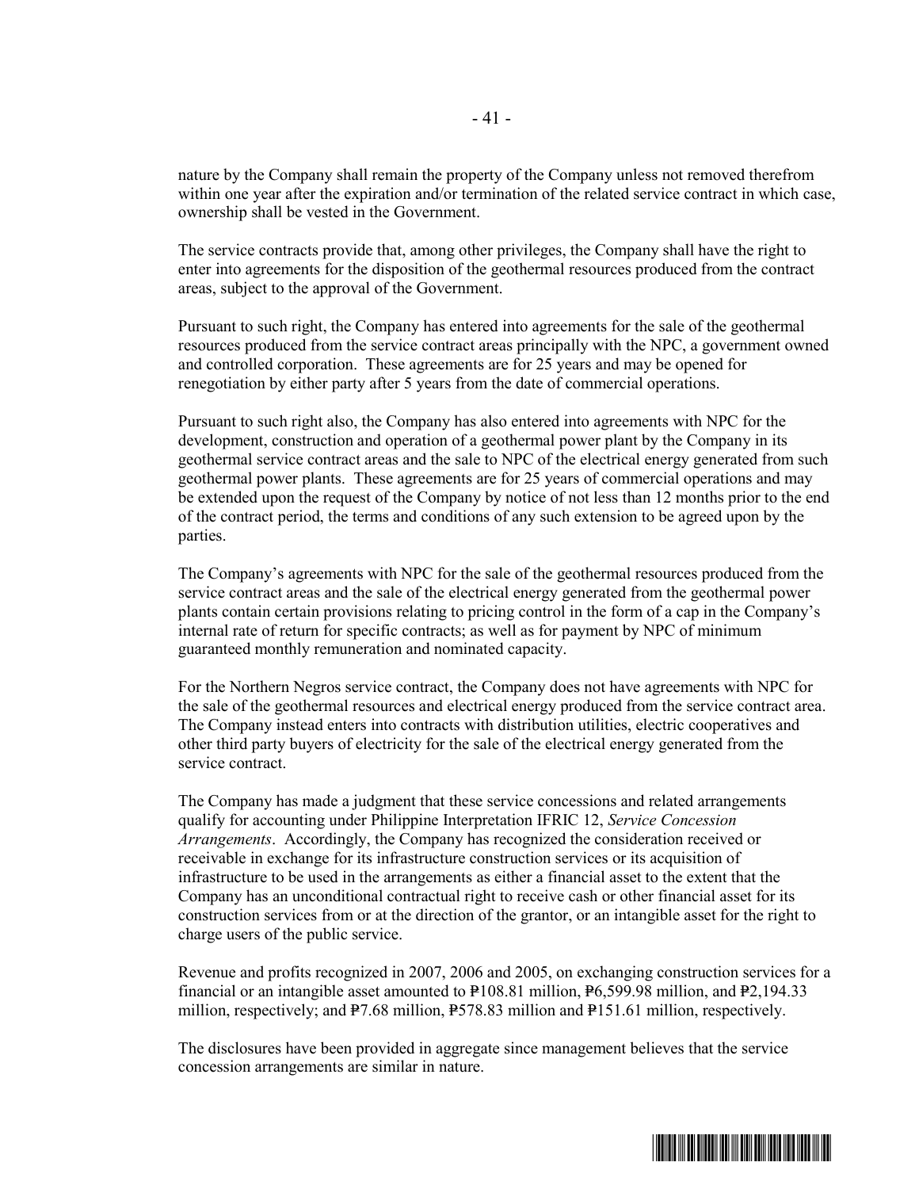nature by the Company shall remain the property of the Company unless not removed therefrom within one year after the expiration and/or termination of the related service contract in which case, ownership shall be vested in the Government.

The service contracts provide that, among other privileges, the Company shall have the right to enter into agreements for the disposition of the geothermal resources produced from the contract areas, subject to the approval of the Government.

Pursuant to such right, the Company has entered into agreements for the sale of the geothermal resources produced from the service contract areas principally with the NPC, a government owned and controlled corporation. These agreements are for 25 years and may be opened for renegotiation by either party after 5 years from the date of commercial operations.

Pursuant to such right also, the Company has also entered into agreements with NPC for the development, construction and operation of a geothermal power plant by the Company in its geothermal service contract areas and the sale to NPC of the electrical energy generated from such geothermal power plants. These agreements are for 25 years of commercial operations and may be extended upon the request of the Company by notice of not less than 12 months prior to the end of the contract period, the terms and conditions of any such extension to be agreed upon by the parties.

The Company's agreements with NPC for the sale of the geothermal resources produced from the service contract areas and the sale of the electrical energy generated from the geothermal power plants contain certain provisions relating to pricing control in the form of a cap in the Company's internal rate of return for specific contracts; as well as for payment by NPC of minimum guaranteed monthly remuneration and nominated capacity.

For the Northern Negros service contract, the Company does not have agreements with NPC for the sale of the geothermal resources and electrical energy produced from the service contract area. The Company instead enters into contracts with distribution utilities, electric cooperatives and other third party buyers of electricity for the sale of the electrical energy generated from the service contract.

The Company has made a judgment that these service concessions and related arrangements qualify for accounting under Philippine Interpretation IFRIC 12, *Service Concession Arrangements*. Accordingly, the Company has recognized the consideration received or receivable in exchange for its infrastructure construction services or its acquisition of infrastructure to be used in the arrangements as either a financial asset to the extent that the Company has an unconditional contractual right to receive cash or other financial asset for its construction services from or at the direction of the grantor, or an intangible asset for the right to charge users of the public service.

Revenue and profits recognized in 2007, 2006 and 2005, on exchanging construction services for a financial or an intangible asset amounted to ₱108.81 million, ₱6,599.98 million, and ₱2,194.33 million, respectively; and ₱7.68 million, ₱578.83 million and ₱151.61 million, respectively.

The disclosures have been provided in aggregate since management believes that the service concession arrangements are similar in nature.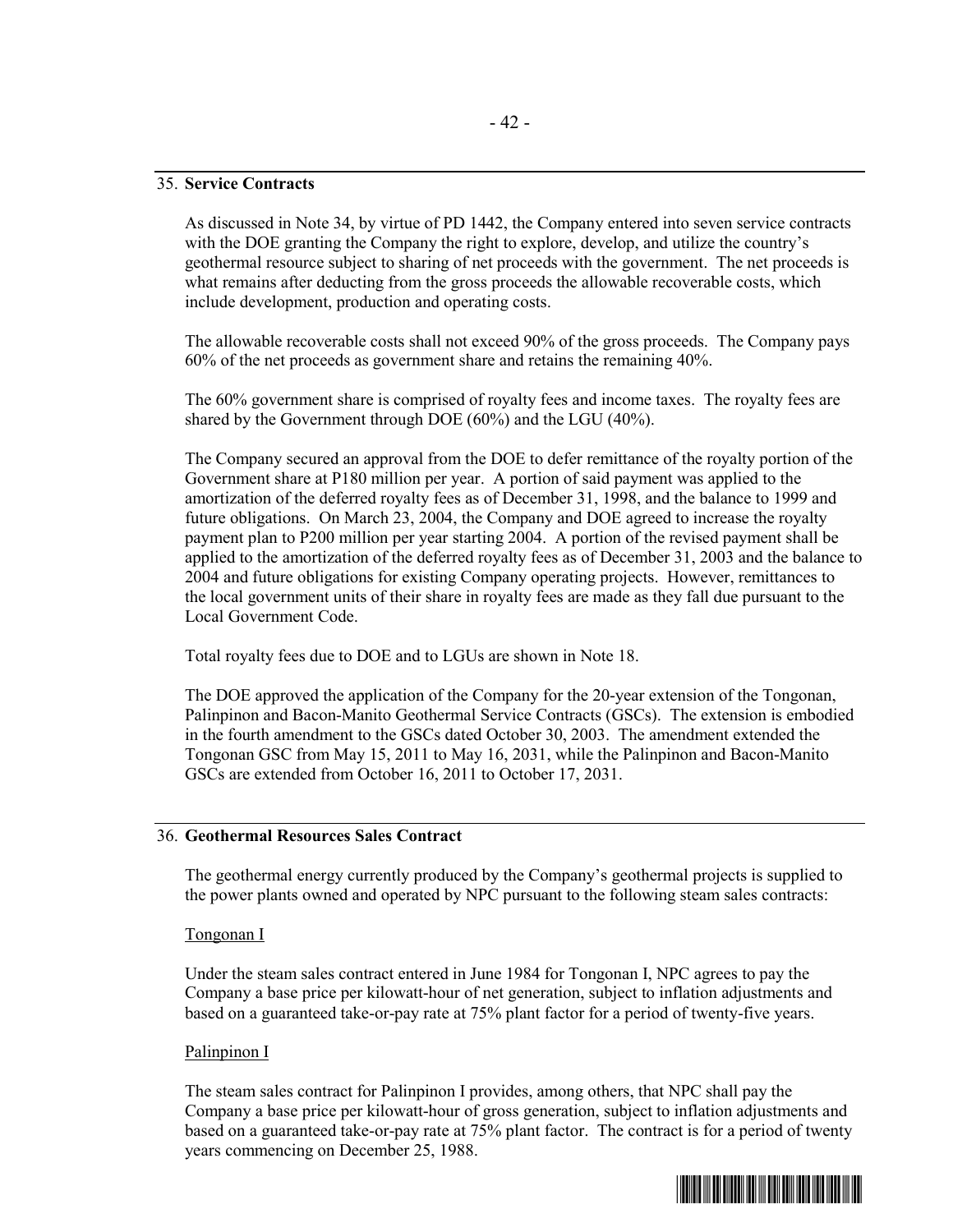## 35. **Service Contracts**

As discussed in Note 34, by virtue of PD 1442, the Company entered into seven service contracts with the DOE granting the Company the right to explore, develop, and utilize the country's geothermal resource subject to sharing of net proceeds with the government. The net proceeds is what remains after deducting from the gross proceeds the allowable recoverable costs, which include development, production and operating costs.

The allowable recoverable costs shall not exceed 90% of the gross proceeds. The Company pays 60% of the net proceeds as government share and retains the remaining 40%.

The 60% government share is comprised of royalty fees and income taxes. The royalty fees are shared by the Government through DOE (60%) and the LGU (40%).

The Company secured an approval from the DOE to defer remittance of the royalty portion of the Government share at P180 million per year. A portion of said payment was applied to the amortization of the deferred royalty fees as of December 31, 1998, and the balance to 1999 and future obligations. On March 23, 2004, the Company and DOE agreed to increase the royalty payment plan to P200 million per year starting 2004. A portion of the revised payment shall be applied to the amortization of the deferred royalty fees as of December 31, 2003 and the balance to 2004 and future obligations for existing Company operating projects. However, remittances to the local government units of their share in royalty fees are made as they fall due pursuant to the Local Government Code.

Total royalty fees due to DOE and to LGUs are shown in Note 18.

The DOE approved the application of the Company for the 20-year extension of the Tongonan, Palinpinon and Bacon-Manito Geothermal Service Contracts (GSCs). The extension is embodied in the fourth amendment to the GSCs dated October 30, 2003. The amendment extended the Tongonan GSC from May 15, 2011 to May 16, 2031, while the Palinpinon and Bacon-Manito GSCs are extended from October 16, 2011 to October 17, 2031.

## 36. **Geothermal Resources Sales Contract**

The geothermal energy currently produced by the Company's geothermal projects is supplied to the power plants owned and operated by NPC pursuant to the following steam sales contracts:

Tongonan I

Under the steam sales contract entered in June 1984 for Tongonan I, NPC agrees to pay the Company a base price per kilowatt-hour of net generation, subject to inflation adjustments and based on a guaranteed take-or-pay rate at 75% plant factor for a period of twenty-five years.

Palinpinon I

The steam sales contract for Palinpinon I provides, among others, that NPC shall pay the Company a base price per kilowatt-hour of gross generation, subject to inflation adjustments and based on a guaranteed take-or-pay rate at 75% plant factor. The contract is for a period of twenty years commencing on December 25, 1988.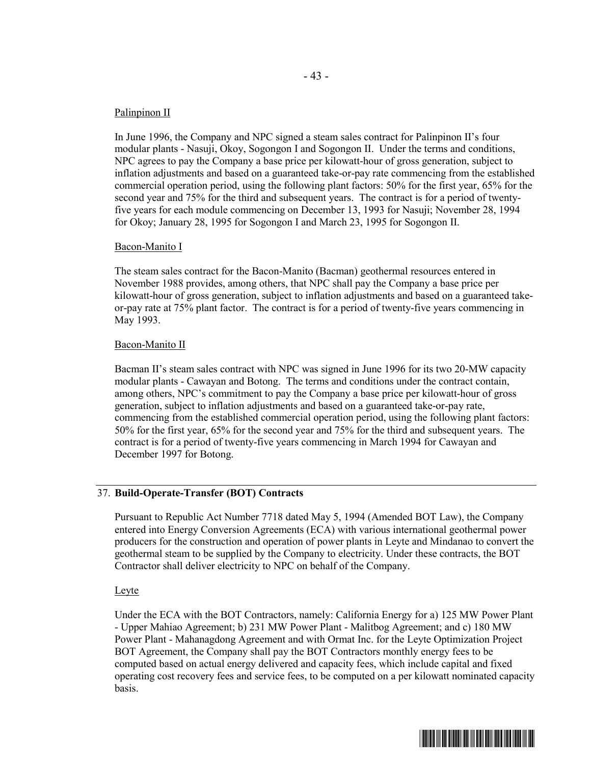Palinpinon II

In June 1996, the Company and NPC signed a steam sales contract for Palinpinon II's four modular plants - Nasuji, Okoy, Sogongon I and Sogongon II. Under the terms and conditions, NPC agrees to pay the Company a base price per kilowatt-hour of gross generation, subject to inflation adjustments and based on a guaranteed take-or-pay rate commencing from the established commercial operation period, using the following plant factors: 50% for the first year, 65% for the second year and 75% for the third and subsequent years. The contract is for a period of twenty-five years for each module commencing on December 13, 1993 for Nasuji; November 28, 1994 for Okoy; January 28, 1995 for Sogongon I and March 23, 1995 for Sogongon II.

Bacon-Manito I

The steam sales contract for the Bacon-Manito (Bacman) geothermal resources entered in November 1988 provides, among others, that NPC shall pay the Company a base price per kilowatt-hour of gross generation, subject to inflation adjustments and based on a guaranteed take-or-pay rate at 75% plant factor. The contract is for a period of twenty-five years commencing in May 1993.

Bacon-Manito II

Bacman II's steam sales contract with NPC was signed in June 1996 for its two 20-MW capacity modular plants - Cawayan and Botong. The terms and conditions under the contract contain, among others, NPC's commitment to pay the Company a base price per kilowatt-hour of gross generation, subject to inflation adjustments and based on a guaranteed take-or-pay rate, commencing from the established commercial operation period, using the following plant factors: 50% for the first year, 65% for the second year and 75% for the third and subsequent years. The contract is for a period of twenty-five years commencing in March 1994 for Cawayan and December 1997 for Botong.

## 37. **Build-Operate-Transfer (BOT) Contracts**

Pursuant to Republic Act Number 7718 dated May 5, 1994 (Amended BOT Law), the Company entered into Energy Conversion Agreements (ECA) with various international geothermal power producers for the construction and operation of power plants in Leyte and Mindanao to convert the geothermal steam to be supplied by the Company to electricity. Under these contracts, the BOT Contractor shall deliver electricity to NPC on behalf of the Company.

Leyte

Under the ECA with the BOT Contractors, namely: California Energy for a) 125 MW Power Plant - Upper Mahiao Agreement; b) 231 MW Power Plant - Malitbog Agreement; and c) 180 MW Power Plant - Mahanagdong Agreement and with Ormat Inc. for the Leyte Optimization Project BOT Agreement, the Company shall pay the BOT Contractors monthly energy fees to be computed based on actual energy delivered and capacity fees, which include capital and fixed operating cost recovery fees and service fees, to be computed on a per kilowatt nominated capacity basis.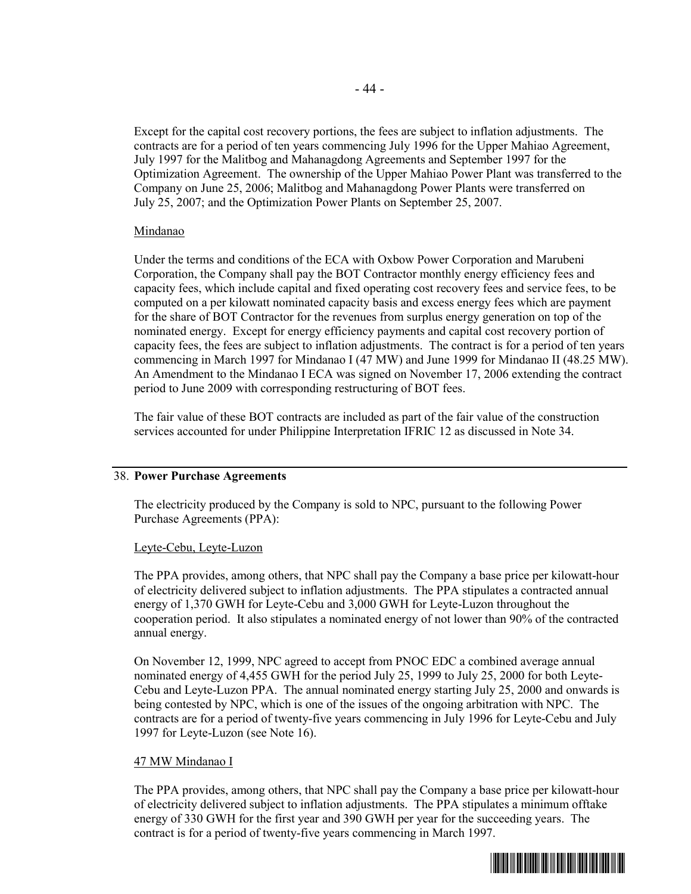Except for the capital cost recovery portions, the fees are subject to inflation adjustments. The contracts are for a period of ten years commencing July 1996 for the Upper Mahiao Agreement, July 1997 for the Malitbog and Mahanagdong Agreements and September 1997 for the Optimization Agreement. The ownership of the Upper Mahiao Power Plant was transferred to the Company on June 25, 2006; Malitbog and Mahanagdong Power Plants were transferred on July 25, 2007; and the Optimization Power Plants on September 25, 2007.

Mindanao

Under the terms and conditions of the ECA with Oxbow Power Corporation and Marubeni Corporation, the Company shall pay the BOT Contractor monthly energy efficiency fees and capacity fees, which include capital and fixed operating cost recovery fees and service fees, to be computed on a per kilowatt nominated capacity basis and excess energy fees which are payment for the share of BOT Contractor for the revenues from surplus energy generation on top of the nominated energy. Except for energy efficiency payments and capital cost recovery portion of capacity fees, the fees are subject to inflation adjustments. The contract is for a period of ten years commencing in March 1997 for Mindanao I (47 MW) and June 1999 for Mindanao II (48.25 MW). An Amendment to the Mindanao I ECA was signed on November 17, 2006 extending the contract period to June 2009 with corresponding restructuring of BOT fees.

The fair value of these BOT contracts are included as part of the fair value of the construction services accounted for under Philippine Interpretation IFRIC 12 as discussed in Note 34.

## 38. Power Purchase Agreements

The electricity produced by the Company is sold to NPC, pursuant to the following Power Purchase Agreements (PPA):

Leyte-Cebu, Leyte-Luzon

The PPA provides, among others, that NPC shall pay the Company a base price per kilowatt-hour of electricity delivered subject to inflation adjustments. The PPA stipulates a contracted annual energy of 1,370 GWH for Leyte-Cebu and 3,000 GWH for Leyte-Luzon throughout the cooperation period. It also stipulates a nominated energy of not lower than 90% of the contracted annual energy.

On November 12, 1999, NPC agreed to accept from PNOC EDC a combined average annual nominated energy of 4,455 GWH for the period July 25, 1999 to July 25, 2000 for both Leyte-Cebu and Leyte-Luzon PPA. The annual nominated energy starting July 25, 2000 and onwards is being contested by NPC, which is one of the issues of the ongoing arbitration with NPC. The contracts are for a period of twenty-five years commencing in July 1996 for Leyte-Cebu and July 1997 for Leyte-Luzon (see Note 16).

47 MW Mindanao I

The PPA provides, among others, that NPC shall pay the Company a base price per kilowatt-hour of electricity delivered subject to inflation adjustments. The PPA stipulates a minimum offtake energy of 330 GWH for the first year and 390 GWH per year for the succeeding years. The contract is for a period of twenty-five years commencing in March 1997.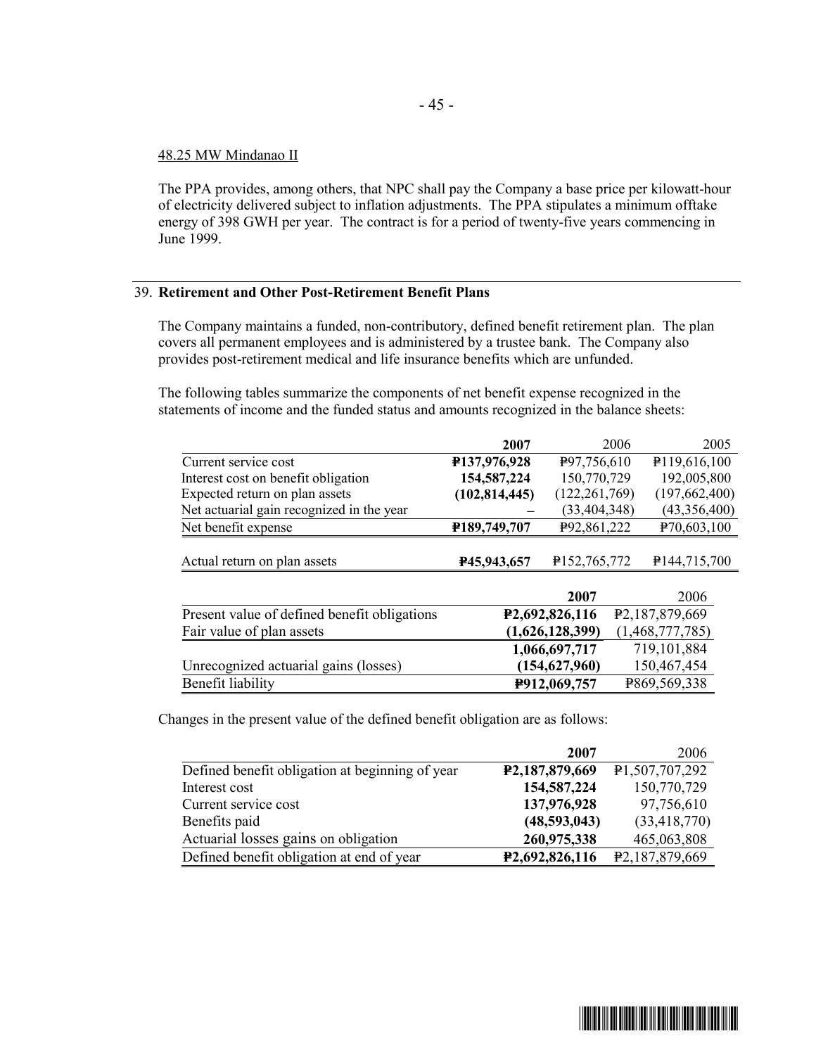48.25 MW Mindanao II

The PPA provides, among others, that NPC shall pay the Company a base price per kilowatt-hour of electricity delivered subject to inflation adjustments. The PPA stipulates a minimum offtake energy of 398 GWH per year. The contract is for a period of twenty-five years commencing in June 1999.

## 39. Retirement and Other Post-Retirement Benefit Plans

The Company maintains a funded, non-contributory, defined benefit retirement plan. The plan covers all permanent employees and is administered by a trustee bank. The Company also provides post-retirement medical and life insurance benefits which are unfunded.

The following tables summarize the components of net benefit expense recognized in the statements of income and the funded status and amounts recognized in the balance sheets:

| | **2007** | 2006 | 2005 |
|---|---|---|---|
| Current service cost | **₱137,976,928** | ₱97,756,610 | ₱119,616,100 |
| Interest cost on benefit obligation | **154,587,224** | 150,770,729 | 192,005,800 |
| Expected return on plan assets | **(102,814,445)** | (122,261,769) | (197,662,400) |
| Net actuarial gain recognized in the year | **–** | (33,404,348) | (43,356,400) |
| Net benefit expense | **₱189,749,707** | ₱92,861,222 | ₱70,603,100 |
| Actual return on plan assets | **₱45,943,657** | ₱152,765,772 | ₱144,715,700 |

| | **2007** | 2006 |
|---|---|---|
| Present value of defined benefit obligations | **₱2,692,826,116** | ₱2,187,879,669 |
| Fair value of plan assets | **(1,626,128,399)** | (1,468,777,785) |
| | **1,066,697,717** | 719,101,884 |
| Unrecognized actuarial gains (losses) | **(154,627,960)** | 150,467,454 |
| Benefit liability | **₱912,069,757** | ₱869,569,338 |

Changes in the present value of the defined benefit obligation are as follows:

| | **2007** | 2006 |
|---|---|---|
| Defined benefit obligation at beginning of year | **₱2,187,879,669** | ₱1,507,707,292 |
| Interest cost | **154,587,224** | 150,770,729 |
| Current service cost | **137,976,928** | 97,756,610 |
| Benefits paid | **(48,593,043)** | (33,418,770) |
| Actuarial losses gains on obligation | **260,975,338** | 465,063,808 |
| Defined benefit obligation at end of year | **₱2,692,826,116** | ₱2,187,879,669 |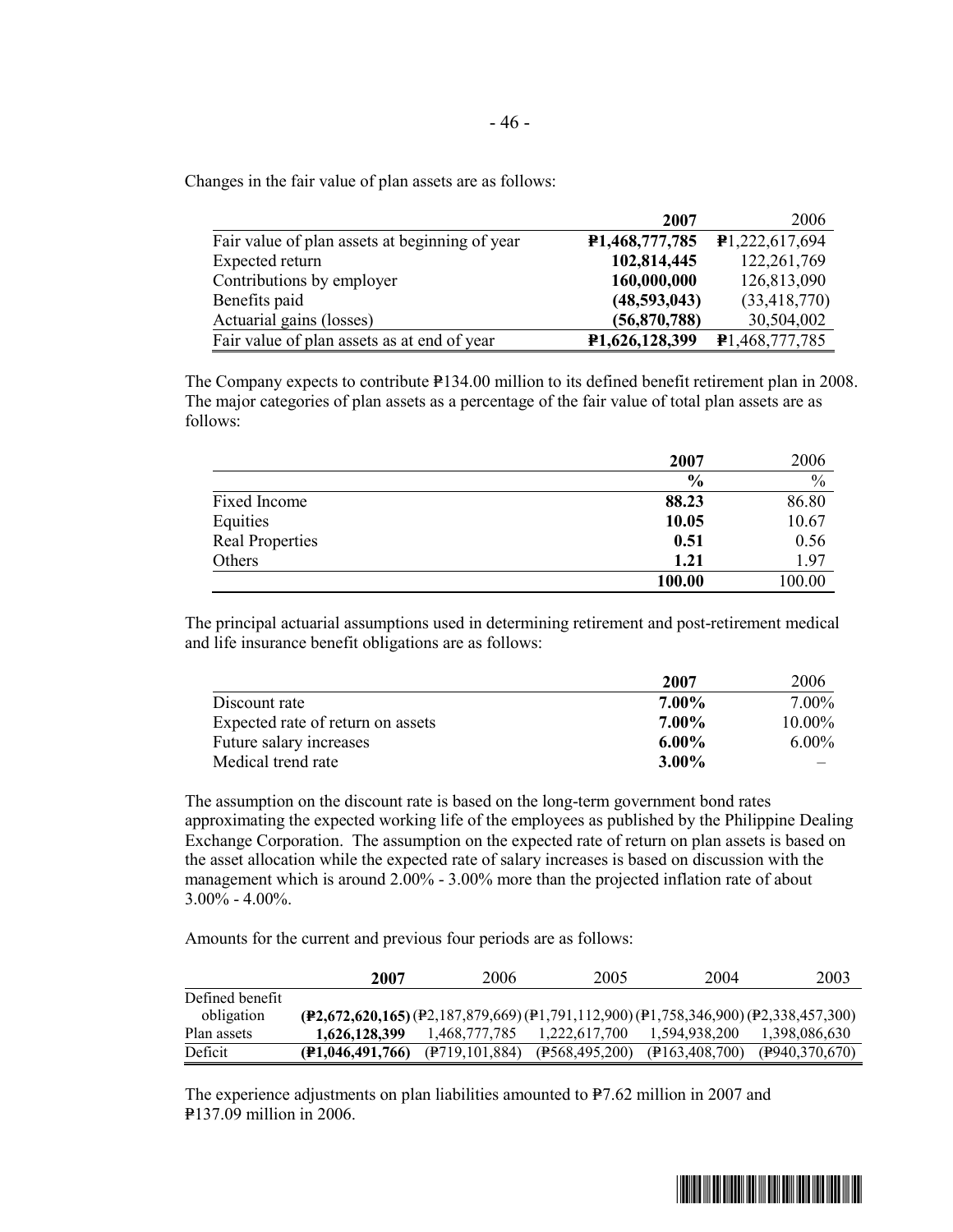Changes in the fair value of plan assets are as follows:

| | **2007** | 2006 |
|---|---|---|
| Fair value of plan assets at beginning of year | **₱1,468,777,785** | ₱1,222,617,694 |
| Expected return | **102,814,445** | 122,261,769 |
| Contributions by employer | **160,000,000** | 126,813,090 |
| Benefits paid | **(48,593,043)** | (33,418,770) |
| Actuarial gains (losses) | **(56,870,788)** | 30,504,002 |
| Fair value of plan assets as at end of year | **₱1,626,128,399** | ₱1,468,777,785 |

The Company expects to contribute ₱134.00 million to its defined benefit retirement plan in 2008. The major categories of plan assets as a percentage of the fair value of total plan assets are as follows:

| | **2007** | 2006 |
|---|---|---|
| | **%** | % |
| Fixed Income | **88.23** | 86.80 |
| Equities | **10.05** | 10.67 |
| Real Properties | **0.51** | 0.56 |
| Others | **1.21** | 1.97 |
| | **100.00** | 100.00 |

The principal actuarial assumptions used in determining retirement and post-retirement medical and life insurance benefit obligations are as follows:

| | **2007** | 2006 |
|---|---|---|
| Discount rate | **7.00%** | 7.00% |
| Expected rate of return on assets | **7.00%** | 10.00% |
| Future salary increases | **6.00%** | 6.00% |
| Medical trend rate | **3.00%** | – |

The assumption on the discount rate is based on the long-term government bond rates approximating the expected working life of the employees as published by the Philippine Dealing Exchange Corporation. The assumption on the expected rate of return on plan assets is based on the asset allocation while the expected rate of salary increases is based on discussion with the management which is around 2.00% - 3.00% more than the projected inflation rate of about 3.00% - 4.00%.

Amounts for the current and previous four periods are as follows:

| | **2007** | 2006 | 2005 | 2004 | 2003 |
|---|---|---|---|---|---|
| Defined benefit obligation | **(₱2,672,620,165)** | (₱2,187,879,669) | (₱1,791,112,900) | (₱1,758,346,900) | (₱2,338,457,300) |
| Plan assets | **1,626,128,399** | 1,468,777,785 | 1,222,617,700 | 1,594,938,200 | 1,398,086,630 |
| Deficit | **(₱1,046,491,766)** | (₱719,101,884) | (₱568,495,200) | (₱163,408,700) | (₱940,370,670) |

The experience adjustments on plan liabilities amounted to ₱7.62 million in 2007 and ₱137.09 million in 2006.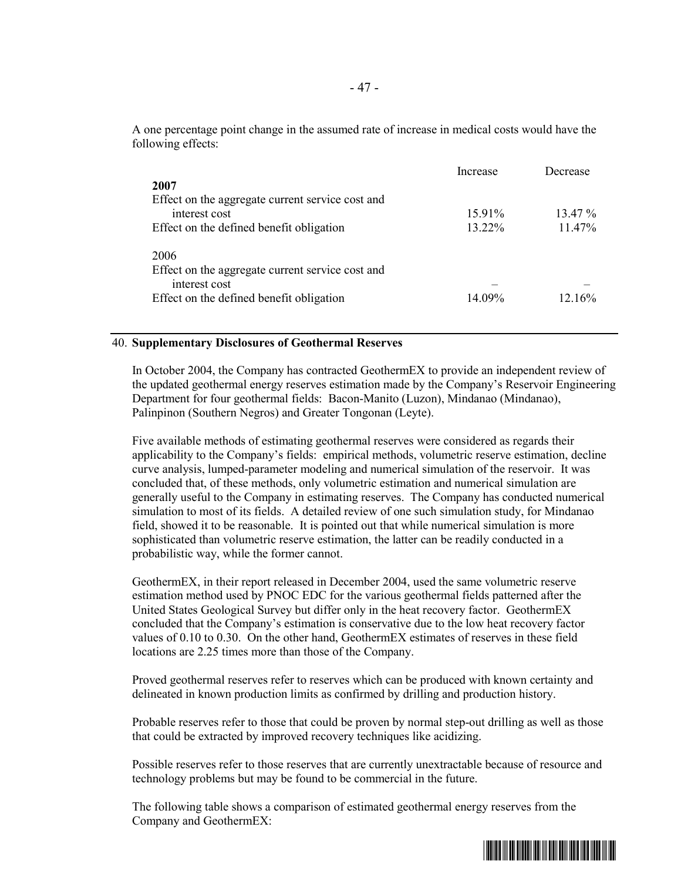A one percentage point change in the assumed rate of increase in medical costs would have the following effects:

| | Increase | Decrease |
|---|---|---|
| **2007** | | |
| Effect on the aggregate current service cost and interest cost | 15.91% | 13.47 % |
| Effect on the defined benefit obligation | 13.22% | 11.47% |
| 2006 | | |
| Effect on the aggregate current service cost and interest cost | – | – |
| Effect on the defined benefit obligation | 14.09% | 12.16% |

## 40. Supplementary Disclosures of Geothermal Reserves

In October 2004, the Company has contracted GeothermEX to provide an independent review of the updated geothermal energy reserves estimation made by the Company's Reservoir Engineering Department for four geothermal fields: Bacon-Manito (Luzon), Mindanao (Mindanao), Palinpinon (Southern Negros) and Greater Tongonan (Leyte).

Five available methods of estimating geothermal reserves were considered as regards their applicability to the Company's fields: empirical methods, volumetric reserve estimation, decline curve analysis, lumped-parameter modeling and numerical simulation of the reservoir. It was concluded that, of these methods, only volumetric estimation and numerical simulation are generally useful to the Company in estimating reserves. The Company has conducted numerical simulation to most of its fields. A detailed review of one such simulation study, for Mindanao field, showed it to be reasonable. It is pointed out that while numerical simulation is more sophisticated than volumetric reserve estimation, the latter can be readily conducted in a probabilistic way, while the former cannot.

GeothermEX, in their report released in December 2004, used the same volumetric reserve estimation method used by PNOC EDC for the various geothermal fields patterned after the United States Geological Survey but differ only in the heat recovery factor. GeothermEX concluded that the Company's estimation is conservative due to the low heat recovery factor values of 0.10 to 0.30. On the other hand, GeothermEX estimates of reserves in these field locations are 2.25 times more than those of the Company.

Proved geothermal reserves refer to reserves which can be produced with known certainty and delineated in known production limits as confirmed by drilling and production history.

Probable reserves refer to those that could be proven by normal step-out drilling as well as those that could be extracted by improved recovery techniques like acidizing.

Possible reserves refer to those reserves that are currently unextractable because of resource and technology problems but may be found to be commercial in the future.

The following table shows a comparison of estimated geothermal energy reserves from the Company and GeothermEX: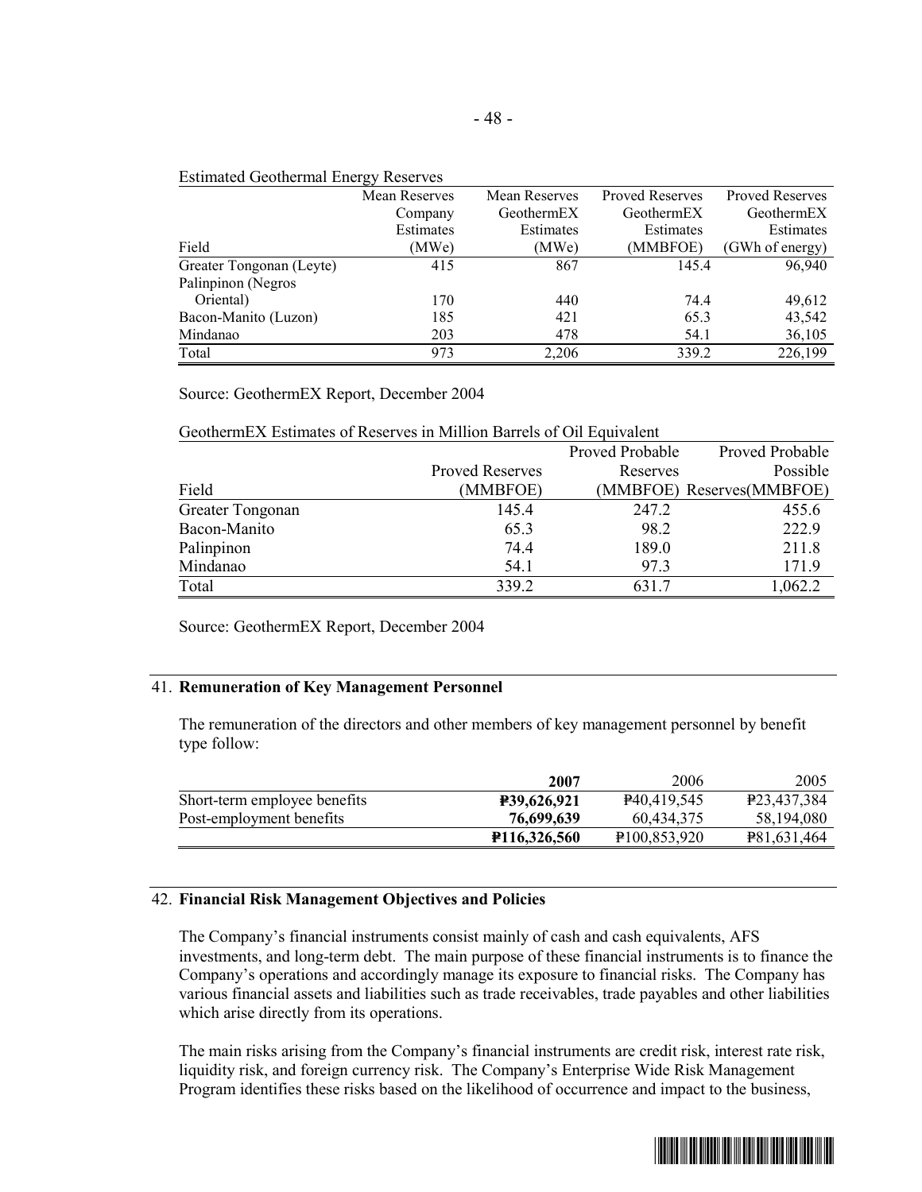Estimated Geothermal Energy Reserves

| Field | Mean Reserves Company Estimates (MWe) | Mean Reserves GeothermEX Estimates (MWe) | Proved Reserves GeothermEX Estimates (MMBFOE) | Proved Reserves GeothermEX Estimates (GWh of energy) |
|---|---|---|---|---|
| Greater Tongonan (Leyte) | 415 | 867 | 145.4 | 96,940 |
| Palinpinon (Negros Oriental) | 170 | 440 | 74.4 | 49,612 |
| Bacon-Manito (Luzon) | 185 | 421 | 65.3 | 43,542 |
| Mindanao | 203 | 478 | 54.1 | 36,105 |
| Total | 973 | 2,206 | 339.2 | 226,199 |

Source: GeothermEX Report, December 2004

GeothermEX Estimates of Reserves in Million Barrels of Oil Equivalent

| Field | Proved Reserves (MMBFOE) | Proved Probable Reserves (MMBFOE) | Proved Probable Possible Reserves(MMBFOE) |
|---|---|---|---|
| Greater Tongonan | 145.4 | 247.2 | 455.6 |
| Bacon-Manito | 65.3 | 98.2 | 222.9 |
| Palinpinon | 74.4 | 189.0 | 211.8 |
| Mindanao | 54.1 | 97.3 | 171.9 |
| Total | 339.2 | 631.7 | 1,062.2 |

Source: GeothermEX Report, December 2004

## 41. Remuneration of Key Management Personnel

The remuneration of the directors and other members of key management personnel by benefit type follow:

| | **2007** | 2006 | 2005 |
|---|---|---|---|
| Short-term employee benefits | **₱39,626,921** | ₱40,419,545 | ₱23,437,384 |
| Post-employment benefits | **76,699,639** | 60,434,375 | 58,194,080 |
| | **₱116,326,560** | ₱100,853,920 | ₱81,631,464 |

## 42. Financial Risk Management Objectives and Policies

The Company's financial instruments consist mainly of cash and cash equivalents, AFS investments, and long-term debt. The main purpose of these financial instruments is to finance the Company's operations and accordingly manage its exposure to financial risks. The Company has various financial assets and liabilities such as trade receivables, trade payables and other liabilities which arise directly from its operations.

The main risks arising from the Company's financial instruments are credit risk, interest rate risk, liquidity risk, and foreign currency risk. The Company's Enterprise Wide Risk Management Program identifies these risks based on the likelihood of occurrence and impact to the business,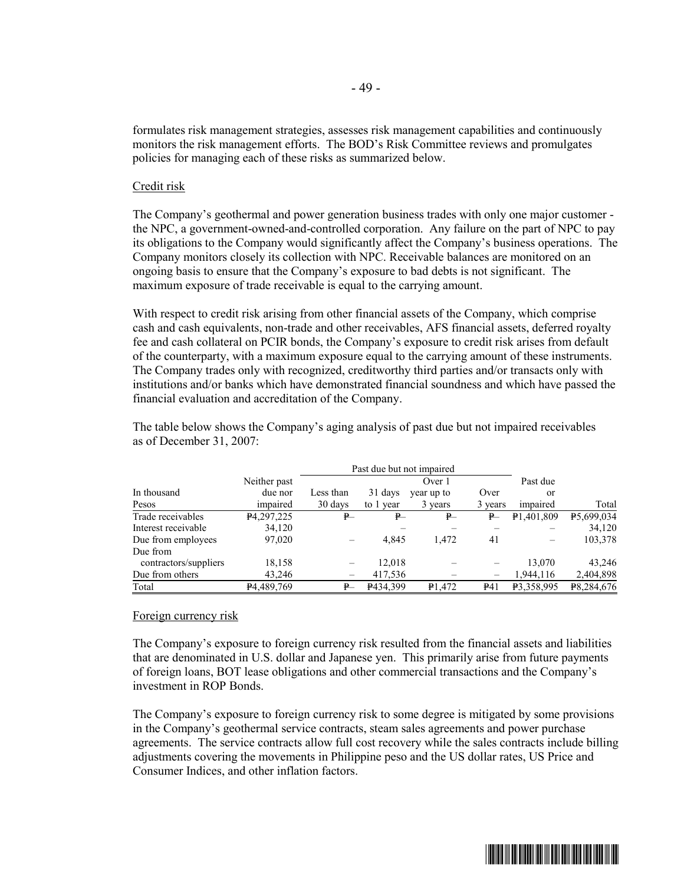formulates risk management strategies, assesses risk management capabilities and continuously monitors the risk management efforts. The BOD's Risk Committee reviews and promulgates policies for managing each of these risks as summarized below.

Credit risk

The Company's geothermal and power generation business trades with only one major customer - the NPC, a government-owned-and-controlled corporation. Any failure on the part of NPC to pay its obligations to the Company would significantly affect the Company's business operations. The Company monitors closely its collection with NPC. Receivable balances are monitored on an ongoing basis to ensure that the Company's exposure to bad debts is not significant. The maximum exposure of trade receivable is equal to the carrying amount.

With respect to credit risk arising from other financial assets of the Company, which comprise cash and cash equivalents, non-trade and other receivables, AFS financial assets, deferred royalty fee and cash collateral on PCIR bonds, the Company's exposure to credit risk arises from default of the counterparty, with a maximum exposure equal to the carrying amount of these instruments. The Company trades only with recognized, creditworthy third parties and/or transacts only with institutions and/or banks which have demonstrated financial soundness and which have passed the financial evaluation and accreditation of the Company.

The table below shows the Company's aging analysis of past due but not impaired receivables as of December 31, 2007:

| In thousand Pesos | Neither past due nor impaired | Past due but not impaired | | | | Past due or impaired | Total |
|---|---|---|---|---|---|---|---|
| | | Less than 30 days | 31 days to 1 year | Over 1 year up to 3 years | Over 3 years | | |
| Trade receivables | ₱4,297,225 | ₱– | ₱– | ₱– | ₱– | ₱1,401,809 | ₱5,699,034 |
| Interest receivable | 34,120 | | – | – | – | – | 34,120 |
| Due from employees | 97,020 | – | 4,845 | 1,472 | 41 | – | 103,378 |
| Due from contractors/suppliers | 18,158 | – | 12,018 | – | – | 13,070 | 43,246 |
| Due from others | 43,246 | – | 417,536 | – | – | 1,944,116 | 2,404,898 |
| Total | ₱4,489,769 | ₱– | ₱434,399 | ₱1,472 | ₱41 | ₱3,358,995 | ₱8,284,676 |

Foreign currency risk

The Company's exposure to foreign currency risk resulted from the financial assets and liabilities that are denominated in U.S. dollar and Japanese yen. This primarily arise from future payments of foreign loans, BOT lease obligations and other commercial transactions and the Company's investment in ROP Bonds.

The Company's exposure to foreign currency risk to some degree is mitigated by some provisions in the Company's geothermal service contracts, steam sales agreements and power purchase agreements. The service contracts allow full cost recovery while the sales contracts include billing adjustments covering the movements in Philippine peso and the US dollar rates, US Price and Consumer Indices, and other inflation factors.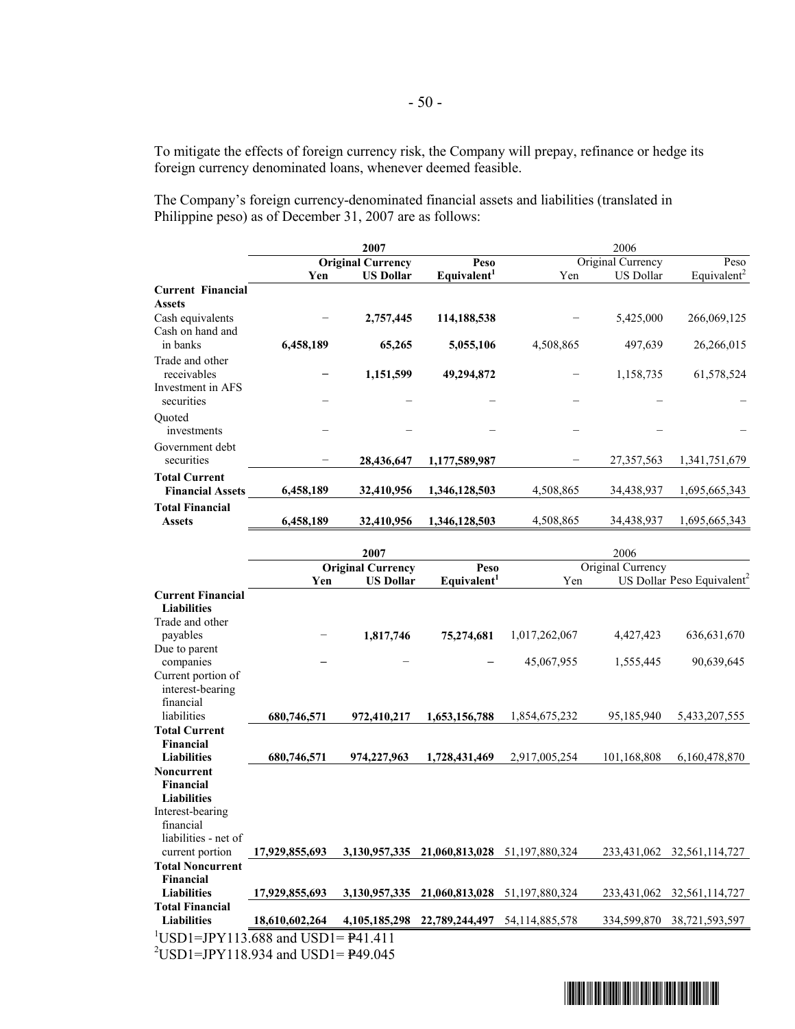To mitigate the effects of foreign currency risk, the Company will prepay, refinance or hedge its foreign currency denominated loans, whenever deemed feasible.

The Company's foreign currency-denominated financial assets and liabilities (translated in Philippine peso) as of December 31, 2007 are as follows:

| | **2007** | | | 2006 | | |
|---|---|---|---|---|---|---|
| | **Original Currency** | | **Peso** | Original Currency | | Peso |
| | **Yen** | **US Dollar** | **Equivalent[1]** | Yen | US Dollar | Equivalent[2] |
| **Current Financial Assets** | | | | | | |
| Cash equivalents | – | **2,757,445** | **114,188,538** | – | 5,425,000 | 266,069,125 |
| Cash on hand and in banks | **6,458,189** | **65,265** | **5,055,106** | 4,508,865 | 497,639 | 26,266,015 |
| Trade and other receivables | – | **1,151,599** | **49,294,872** | – | 1,158,735 | 61,578,524 |
| Investment in AFS securities | – | – | – | – | – | – |
| Quoted investments | – | – | – | – | – | – |
| Government debt securities | – | **28,436,647** | **1,177,589,987** | – | 27,357,563 | 1,341,751,679 |
| **Total Current Financial Assets** | **6,458,189** | **32,410,956** | **1,346,128,503** | 4,508,865 | 34,438,937 | 1,695,665,343 |
| **Total Financial Assets** | **6,458,189** | **32,410,956** | **1,346,128,503** | 4,508,865 | 34,438,937 | 1,695,665,343 |

| | **2007** | | | 2006 | | |
|---|---|---|---|---|---|---|
| | **Original Currency** | | **Peso** | Original Currency | | |
| | **Yen** | **US Dollar** | **Equivalent[1]** | Yen | US Dollar | Peso Equivalent[2] |
| **Current Financial Liabilities** | | | | | | |
| Trade and other payables | – | **1,817,746** | **75,274,681** | 1,017,262,067 | 4,427,423 | 636,631,670 |
| Due to parent companies | – | – | – | 45,067,955 | 1,555,445 | 90,639,645 |
| Current portion of interest-bearing financial liabilities | **680,746,571** | **972,410,217** | **1,653,156,788** | 1,854,675,232 | 95,185,940 | 5,433,207,555 |
| **Total Current Financial Liabilities** | **680,746,571** | **974,227,963** | **1,728,431,469** | 2,917,005,254 | 101,168,808 | 6,160,478,870 |
| **Noncurrent Financial Liabilities** | | | | | | |
| Interest-bearing financial liabilities - net of current portion | **17,929,855,693** | **3,130,957,335** | **21,060,813,028** | 51,197,880,324 | 233,431,062 | 32,561,114,727 |
| **Total Noncurrent Financial Liabilities** | **17,929,855,693** | **3,130,957,335** | **21,060,813,028** | 51,197,880,324 | 233,431,062 | 32,561,114,727 |
| **Total Financial Liabilities** | **18,610,602,264** | **4,105,185,298** | **22,789,244,497** | 54,114,885,578 | 334,599,870 | 38,721,593,597 |

[1]USD1=JPY113.688 and USD1= ₱41.411

[2]USD1=JPY118.934 and USD1= ₱49.045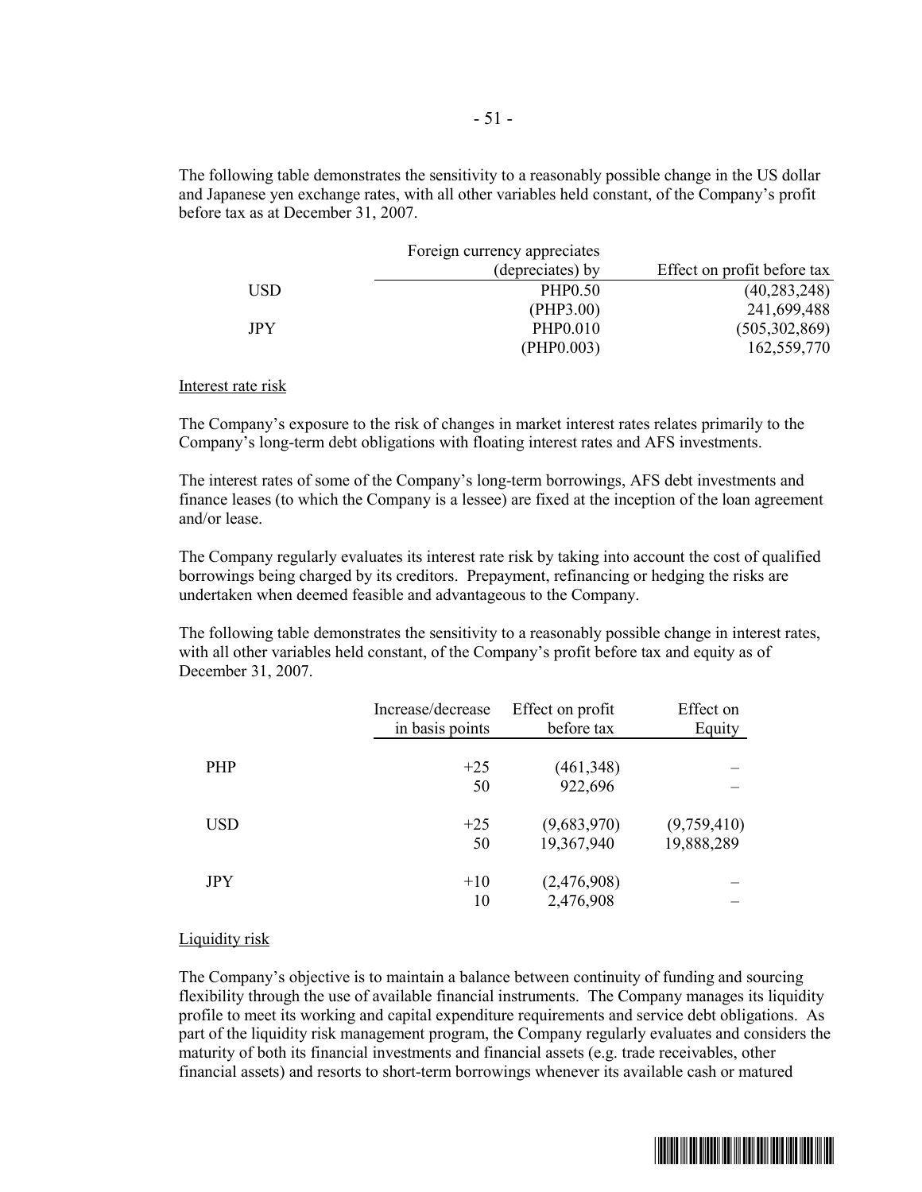The following table demonstrates the sensitivity to a reasonably possible change in the US dollar and Japanese yen exchange rates, with all other variables held constant, of the Company's profit before tax as at December 31, 2007.

| | Foreign currency appreciates (depreciates) by | Effect on profit before tax |
|---|---|---|
| USD | PHP0.50 | (40,283,248) |
| | (PHP3.00) | 241,699,488 |
| JPY | PHP0.010 | (505,302,869) |
| | (PHP0.003) | 162,559,770 |

Interest rate risk

The Company's exposure to the risk of changes in market interest rates relates primarily to the Company's long-term debt obligations with floating interest rates and AFS investments.

The interest rates of some of the Company's long-term borrowings, AFS debt investments and finance leases (to which the Company is a lessee) are fixed at the inception of the loan agreement and/or lease.

The Company regularly evaluates its interest rate risk by taking into account the cost of qualified borrowings being charged by its creditors. Prepayment, refinancing or hedging the risks are undertaken when deemed feasible and advantageous to the Company.

The following table demonstrates the sensitivity to a reasonably possible change in interest rates, with all other variables held constant, of the Company's profit before tax and equity as of December 31, 2007.

| | Increase/decrease in basis points | Effect on profit before tax | Effect on Equity |
|---|---|---|---|
| PHP | +25 | (461,348) | – |
| | 50 | 922,696 | – |
| USD | +25 | (9,683,970) | (9,759,410) |
| | 50 | 19,367,940 | 19,888,289 |
| JPY | +10 | (2,476,908) | – |
| | 10 | 2,476,908 | – |

Liquidity risk

The Company's objective is to maintain a balance between continuity of funding and sourcing flexibility through the use of available financial instruments. The Company manages its liquidity profile to meet its working and capital expenditure requirements and service debt obligations. As part of the liquidity risk management program, the Company regularly evaluates and considers the maturity of both its financial investments and financial assets (e.g. trade receivables, other financial assets) and resorts to short-term borrowings whenever its available cash or matured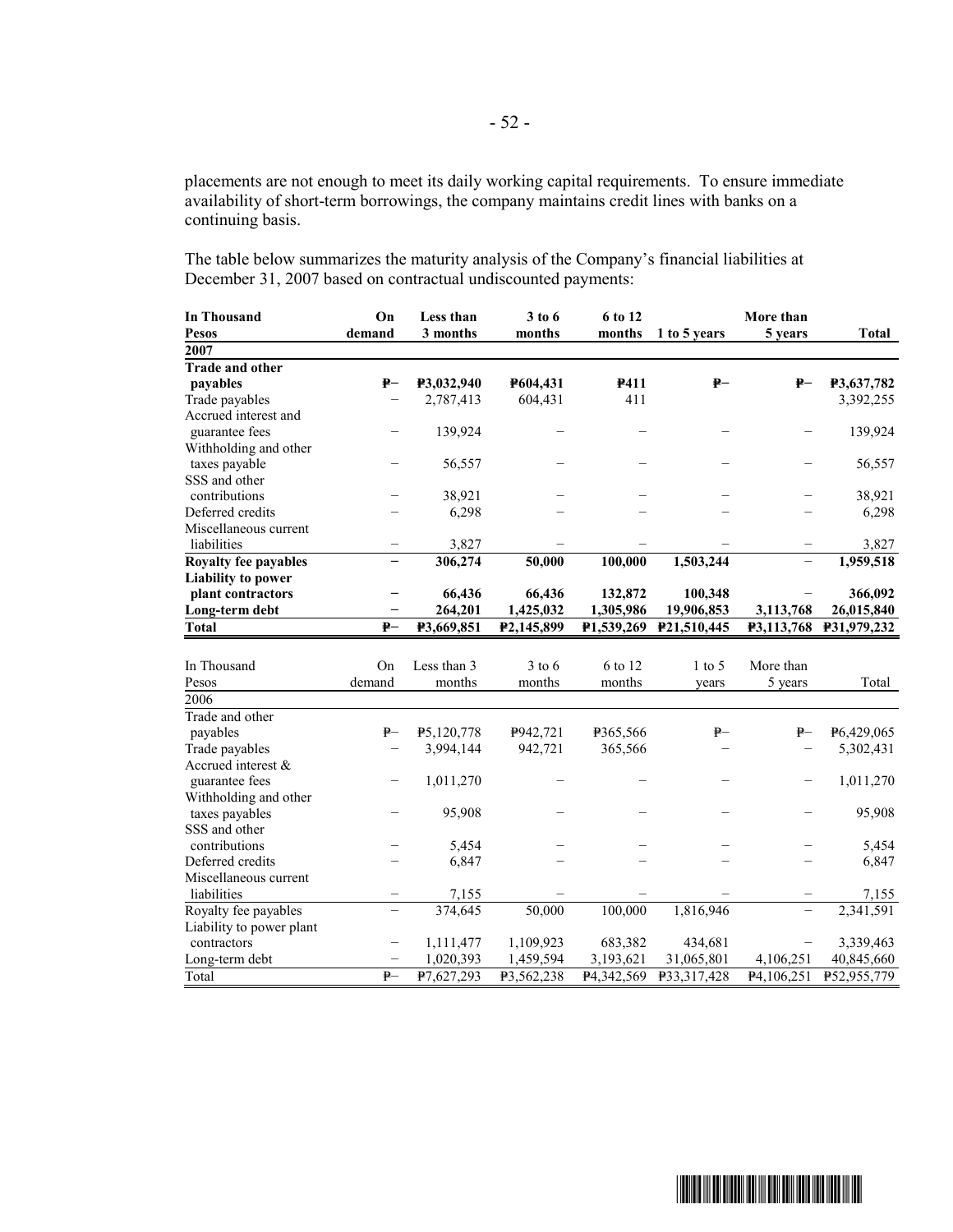placements are not enough to meet its daily working capital requirements. To ensure immediate availability of short-term borrowings, the company maintains credit lines with banks on a continuing basis.

The table below summarizes the maturity analysis of the Company's financial liabilities at December 31, 2007 based on contractual undiscounted payments:

| In Thousand Pesos | On demand | Less than 3 months | 3 to 6 months | 6 to 12 months | 1 to 5 years | More than 5 years | Total |
|---|---|---|---|---|---|---|---|
| **2007** | | | | | | | |
| **Trade and other payables** | **₱–** | **₱3,032,940** | **₱604,431** | **₱411** | **₱–** | **₱–** | **₱3,637,782** |
| Trade payables | – | 2,787,413 | 604,431 | 411 | | | 3,392,255 |
| Accrued interest and guarantee fees | – | 139,924 | – | – | – | – | 139,924 |
| Withholding and other taxes payable | – | 56,557 | – | – | – | – | 56,557 |
| SSS and other contributions | – | 38,921 | – | – | – | – | 38,921 |
| Deferred credits | – | 6,298 | – | – | – | – | 6,298 |
| Miscellaneous current liabilities | – | 3,827 | – | – | – | – | 3,827 |
| **Royalty fee payables** | **–** | **306,274** | **50,000** | **100,000** | **1,503,244** | – | **1,959,518** |
| **Liability to power plant contractors** | **–** | **66,436** | **66,436** | **132,872** | **100,348** | – | **366,092** |
| **Long-term debt** | **–** | **264,201** | **1,425,032** | **1,305,986** | **19,906,853** | **3,113,768** | **26,015,840** |
| **Total** | **₱–** | **₱3,669,851** | **₱2,145,899** | **₱1,539,269** | **₱21,510,445** | **₱3,113,768** | **₱31,979,232** |

| In Thousand Pesos | On demand | Less than 3 months | 3 to 6 months | 6 to 12 months | 1 to 5 years | More than 5 years | Total |
|---|---|---|---|---|---|---|---|
| 2006 | | | | | | | |
| Trade and other payables | ₱– | ₱5,120,778 | ₱942,721 | ₱365,566 | ₱– | ₱– | ₱6,429,065 |
| Trade payables | – | 3,994,144 | 942,721 | 365,566 | – | – | 5,302,431 |
| Accrued interest & guarantee fees | – | 1,011,270 | – | – | – | – | 1,011,270 |
| Withholding and other taxes payables | – | 95,908 | – | – | – | – | 95,908 |
| SSS and other contributions | – | 5,454 | – | – | – | – | 5,454 |
| Deferred credits | – | 6,847 | – | – | – | – | 6,847 |
| Miscellaneous current liabilities | – | 7,155 | – | – | – | – | 7,155 |
| Royalty fee payables | – | 374,645 | 50,000 | 100,000 | 1,816,946 | – | 2,341,591 |
| Liability to power plant contractors | – | 1,111,477 | 1,109,923 | 683,382 | 434,681 | – | 3,339,463 |
| Long-term debt | – | 1,020,393 | 1,459,594 | 3,193,621 | 31,065,801 | 4,106,251 | 40,845,660 |
| Total | ₱– | ₱7,627,293 | ₱3,562,238 | ₱4,342,569 | ₱33,317,428 | ₱4,106,251 | ₱52,955,779 |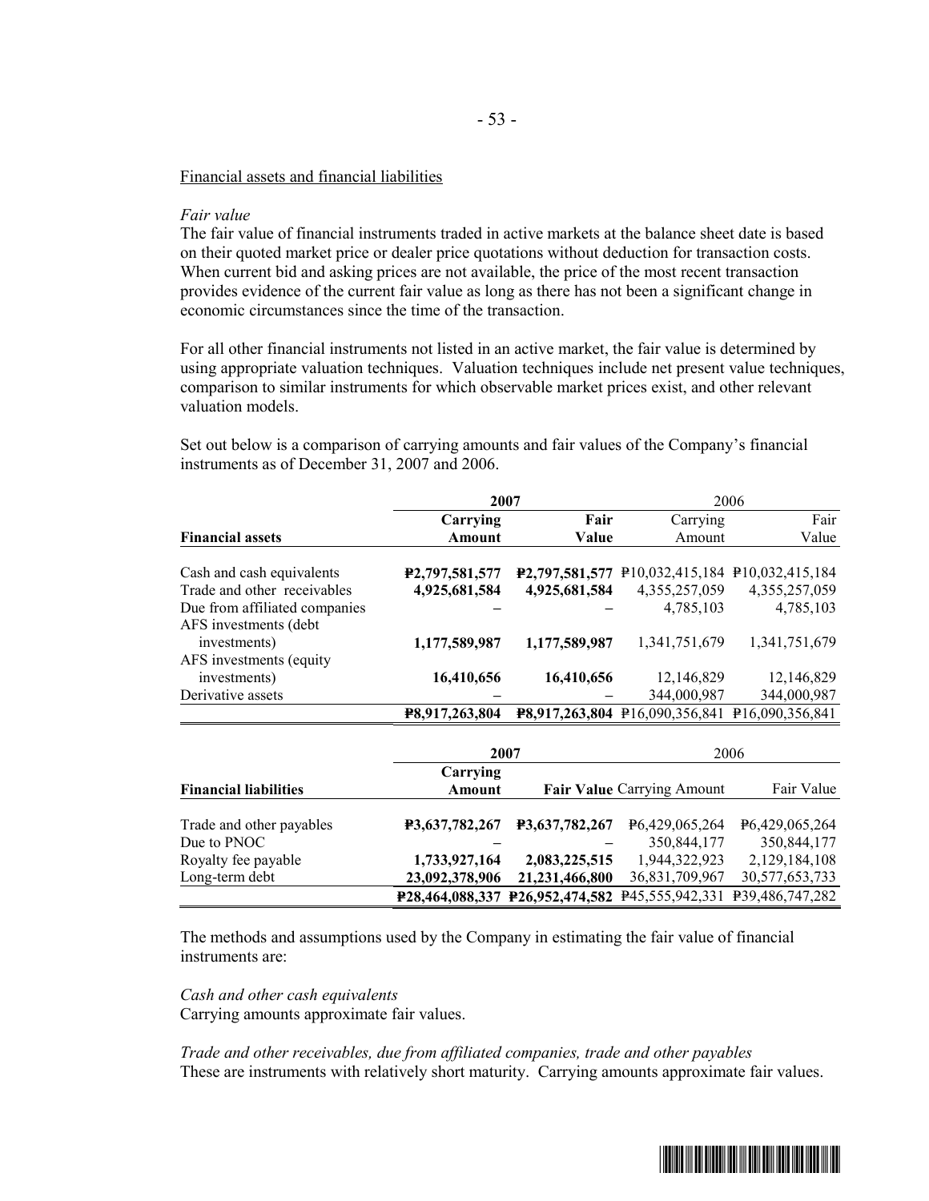Financial assets and financial liabilities

*Fair value*

The fair value of financial instruments traded in active markets at the balance sheet date is based on their quoted market price or dealer price quotations without deduction for transaction costs. When current bid and asking prices are not available, the price of the most recent transaction provides evidence of the current fair value as long as there has not been a significant change in economic circumstances since the time of the transaction.

For all other financial instruments not listed in an active market, the fair value is determined by using appropriate valuation techniques. Valuation techniques include net present value techniques, comparison to similar instruments for which observable market prices exist, and other relevant valuation models.

Set out below is a comparison of carrying amounts and fair values of the Company's financial instruments as of December 31, 2007 and 2006.

| | **2007** | | 2006 | |
|---|---|---|---|---|
| **Financial assets** | **Carrying Amount** | **Fair Value** | Carrying Amount | Fair Value |
| Cash and cash equivalents | **₱2,797,581,577** | **₱2,797,581,577** | ₱10,032,415,184 | ₱10,032,415,184 |
| Trade and other receivables | **4,925,681,584** | **4,925,681,584** | 4,355,257,059 | 4,355,257,059 |
| Due from affiliated companies | **–** | **–** | 4,785,103 | 4,785,103 |
| AFS investments (debt investments) | **1,177,589,987** | **1,177,589,987** | 1,341,751,679 | 1,341,751,679 |
| AFS investments (equity investments) | **16,410,656** | **16,410,656** | 12,146,829 | 12,146,829 |
| Derivative assets | **–** | **–** | 344,000,987 | 344,000,987 |
| | **₱8,917,263,804** | **₱8,917,263,804** | ₱16,090,356,841 | ₱16,090,356,841 |

| | **2007** | | 2006 | |
|---|---|---|---|---|
| **Financial liabilities** | **Carrying Amount** | **Fair Value** | Carrying Amount | Fair Value |
| Trade and other payables | **₱3,637,782,267** | **₱3,637,782,267** | ₱6,429,065,264 | ₱6,429,065,264 |
| Due to PNOC | **–** | **–** | 350,844,177 | 350,844,177 |
| Royalty fee payable | **1,733,927,164** | **2,083,225,515** | 1,944,322,923 | 2,129,184,108 |
| Long-term debt | **23,092,378,906** | **21,231,466,800** | 36,831,709,967 | 30,577,653,733 |
| | **₱28,464,088,337** | **₱26,952,474,582** | ₱45,555,942,331 | ₱39,486,747,282 |

The methods and assumptions used by the Company in estimating the fair value of financial instruments are:

*Cash and other cash equivalents*

Carrying amounts approximate fair values.

*Trade and other receivables, due from affiliated companies, trade and other payables*

These are instruments with relatively short maturity. Carrying amounts approximate fair values.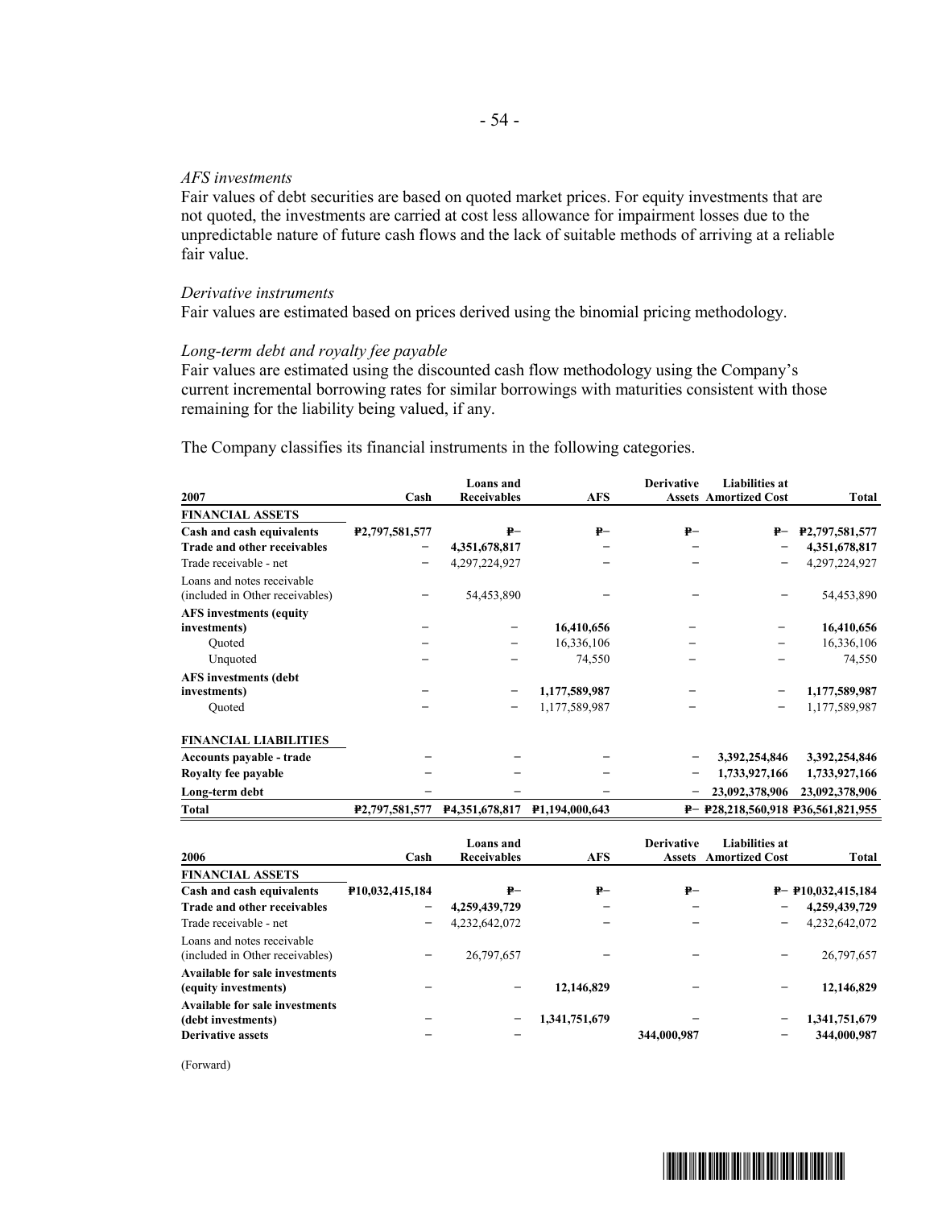*AFS investments*

Fair values of debt securities are based on quoted market prices. For equity investments that are not quoted, the investments are carried at cost less allowance for impairment losses due to the unpredictable nature of future cash flows and the lack of suitable methods of arriving at a reliable fair value.

*Derivative instruments*

Fair values are estimated based on prices derived using the binomial pricing methodology.

*Long-term debt and royalty fee payable*

Fair values are estimated using the discounted cash flow methodology using the Company's current incremental borrowing rates for similar borrowings with maturities consistent with those remaining for the liability being valued, if any.

The Company classifies its financial instruments in the following categories.

| 2007 | Cash | Loans and Receivables | AFS | Derivative Assets | Liabilities at Amortized Cost | Total |
|---|---|---|---|---|---|---|
| **FINANCIAL ASSETS** | | | | | | |
| **Cash and cash equivalents** | ₱2,797,581,577 | ₱– | ₱– | ₱– | ₱– | ₱2,797,581,577 |
| **Trade and other receivables** | – | 4,351,678,817 | – | – | – | 4,351,678,817 |
| Trade receivable - net | – | 4,297,224,927 | – | – | – | 4,297,224,927 |
| Loans and notes receivable (included in Other receivables) | – | 54,453,890 | – | – | – | 54,453,890 |
| **AFS investments (equity investments)** | – | – | 16,410,656 | – | – | 16,410,656 |
| Quoted | – | – | 16,336,106 | – | – | 16,336,106 |
| Unquoted | – | – | 74,550 | – | – | 74,550 |
| **AFS investments (debt investments)** | – | – | 1,177,589,987 | – | – | 1,177,589,987 |
| Quoted | – | – | 1,177,589,987 | – | – | 1,177,589,987 |
| **FINANCIAL LIABILITIES** | | | | | | |
| **Accounts payable - trade** | – | – | – | – | 3,392,254,846 | 3,392,254,846 |
| **Royalty fee payable** | – | – | – | – | 1,733,927,166 | 1,733,927,166 |
| **Long-term debt** | – | – | – | – | 23,092,378,906 | 23,092,378,906 |
| **Total** | ₱2,797,581,577 | ₱4,351,678,817 | ₱1,194,000,643 | ₱– | ₱28,218,560,918 | ₱36,561,821,955 |

| 2006 | Cash | Loans and Receivables | AFS | Derivative Assets | Liabilities at Amortized Cost | Total |
|---|---|---|---|---|---|---|
| **FINANCIAL ASSETS** | | | | | | |
| **Cash and cash equivalents** | ₱10,032,415,184 | ₱– | ₱– | ₱– | ₱– | ₱10,032,415,184 |
| **Trade and other receivables** | – | 4,259,439,729 | – | – | – | 4,259,439,729 |
| Trade receivable - net | – | 4,232,642,072 | – | – | – | 4,232,642,072 |
| Loans and notes receivable (included in Other receivables) | – | 26,797,657 | – | – | – | 26,797,657 |
| **Available for sale investments (equity investments)** | – | – | 12,146,829 | – | – | 12,146,829 |
| **Available for sale investments (debt investments)** | – | – | 1,341,751,679 | – | – | 1,341,751,679 |
| **Derivative assets** | – | – | | 344,000,987 | – | 344,000,987 |

(Forward)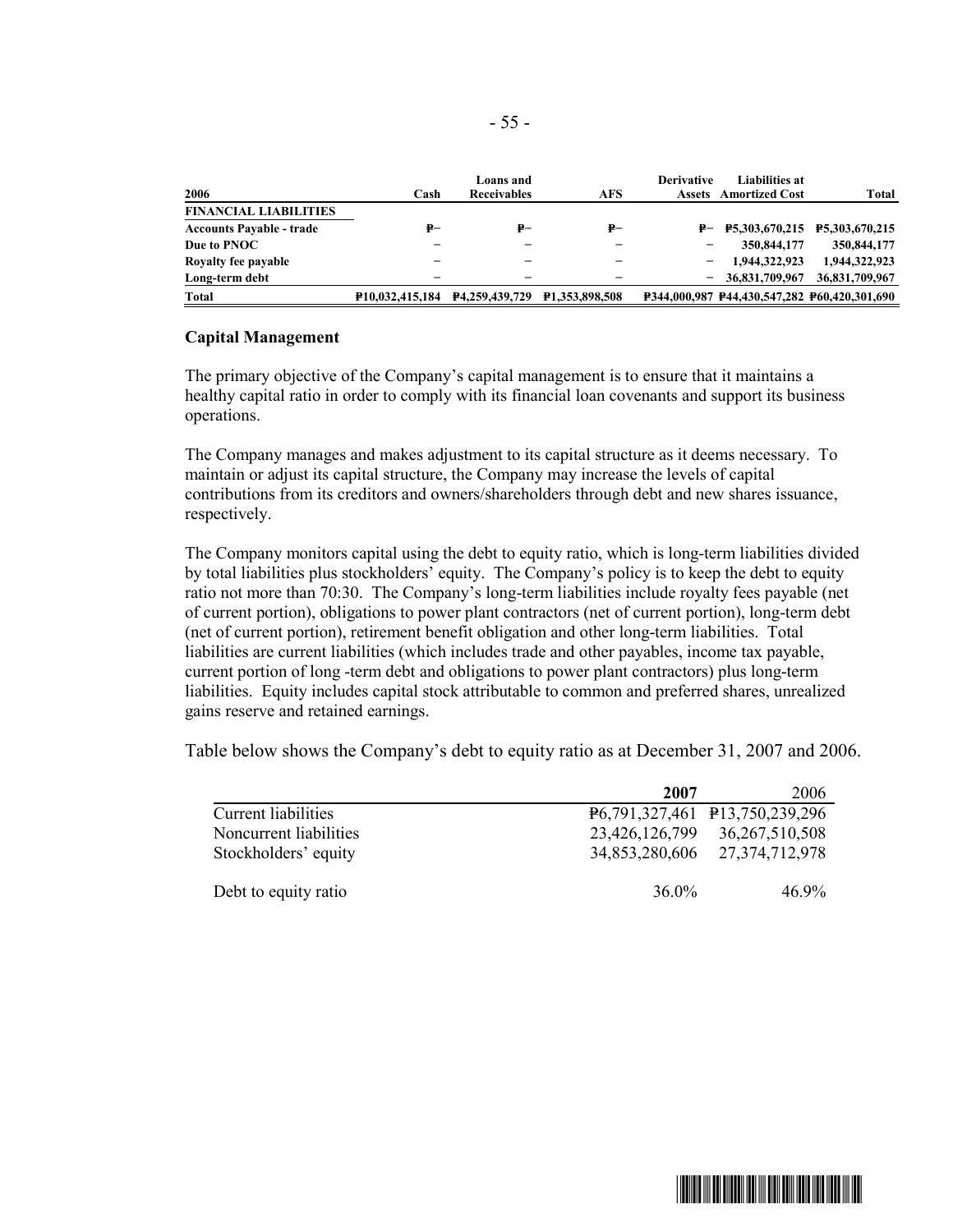| 2006 | Cash | Loans and Receivables | AFS | Derivative Assets | Liabilities at Amortized Cost | Total |
|---|---|---|---|---|---|---|
| **FINANCIAL LIABILITIES** | | | | | | |
| **Accounts Payable - trade** | **₱–** | **₱–** | **₱–** | **₱–** | **₱5,303,670,215** | **₱5,303,670,215** |
| **Due to PNOC** | **–** | **–** | **–** | **–** | **350,844,177** | **350,844,177** |
| **Royalty fee payable** | **–** | **–** | **–** | **–** | **1,944,322,923** | **1,944,322,923** |
| **Long-term debt** | **–** | **–** | **–** | **–** | **36,831,709,967** | **36,831,709,967** |
| **Total** | **₱10,032,415,184** | **₱4,259,439,729** | **₱1,353,898,508** | **₱344,000,987** | **₱44,430,547,282** | **₱60,420,301,690** |

## Capital Management

The primary objective of the Company's capital management is to ensure that it maintains a healthy capital ratio in order to comply with its financial loan covenants and support its business operations.

The Company manages and makes adjustment to its capital structure as it deems necessary. To maintain or adjust its capital structure, the Company may increase the levels of capital contributions from its creditors and owners/shareholders through debt and new shares issuance, respectively.

The Company monitors capital using the debt to equity ratio, which is long-term liabilities divided by total liabilities plus stockholders' equity. The Company's policy is to keep the debt to equity ratio not more than 70:30. The Company's long-term liabilities include royalty fees payable (net of current portion), obligations to power plant contractors (net of current portion), long-term debt (net of current portion), retirement benefit obligation and other long-term liabilities. Total liabilities are current liabilities (which includes trade and other payables, income tax payable, current portion of long -term debt and obligations to power plant contractors) plus long-term liabilities. Equity includes capital stock attributable to common and preferred shares, unrealized gains reserve and retained earnings.

Table below shows the Company's debt to equity ratio as at December 31, 2007 and 2006.

| | **2007** | 2006 |
|---|---|---|
| Current liabilities | ₱6,791,327,461 | ₱13,750,239,296 |
| Noncurrent liabilities | 23,426,126,799 | 36,267,510,508 |
| Stockholders' equity | 34,853,280,606 | 27,374,712,978 |
| Debt to equity ratio | 36.0% | 46.9% |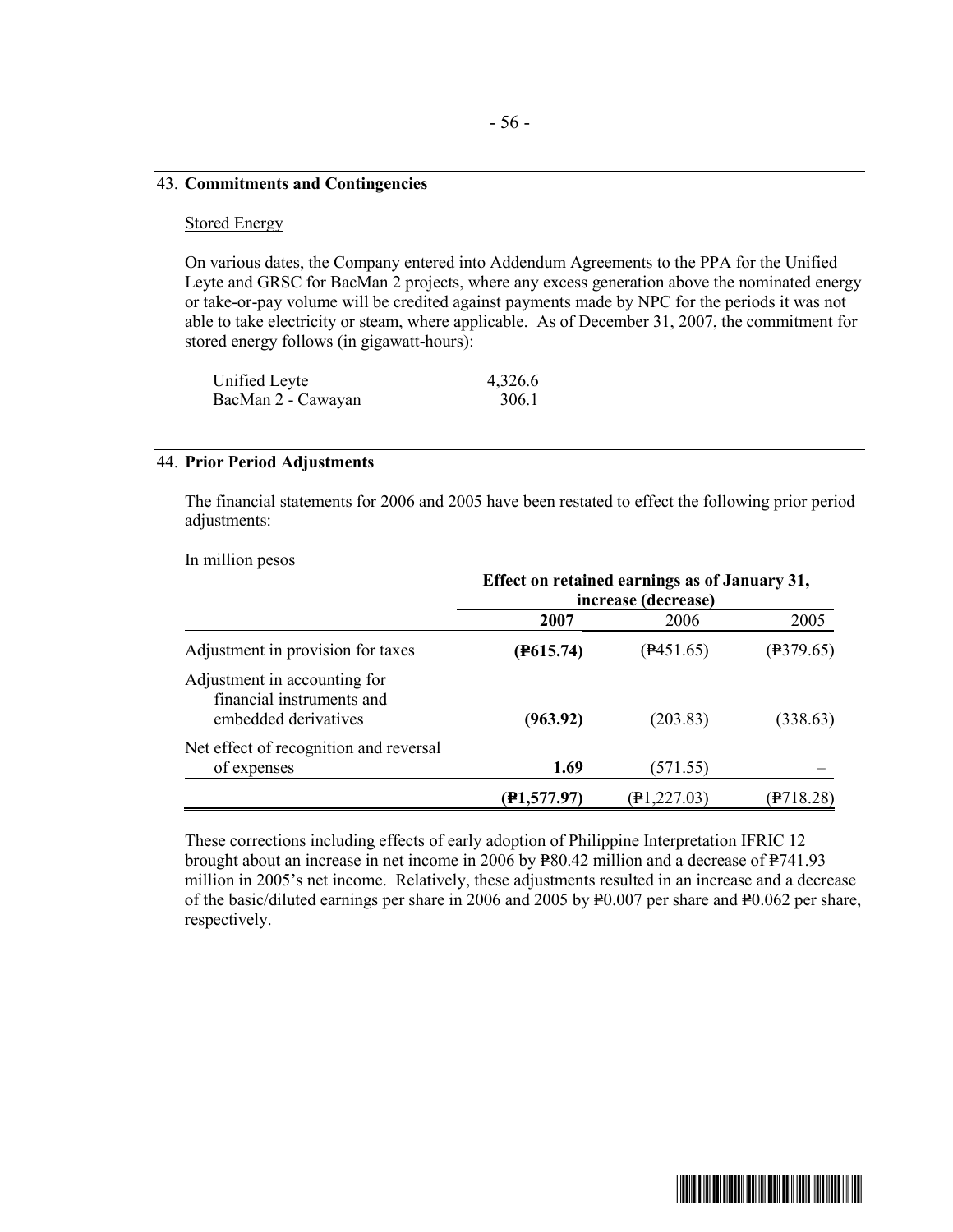## 43. Commitments and Contingencies

Stored Energy

On various dates, the Company entered into Addendum Agreements to the PPA for the Unified Leyte and GRSC for BacMan 2 projects, where any excess generation above the nominated energy or take-or-pay volume will be credited against payments made by NPC for the periods it was not able to take electricity or steam, where applicable. As of December 31, 2007, the commitment for stored energy follows (in gigawatt-hours):

| | |
|---|---|
| Unified Leyte | 4,326.6 |
| BacMan 2 - Cawayan | 306.1 |

## 44. Prior Period Adjustments

The financial statements for 2006 and 2005 have been restated to effect the following prior period adjustments:

In million pesos

| | Effect on retained earnings as of January 31, increase (decrease) | | |
|---|---|---|---|
| | **2007** | 2006 | 2005 |
| Adjustment in provision for taxes | **(₱615.74)** | (₱451.65) | (₱379.65) |
| Adjustment in accounting for financial instruments and embedded derivatives | **(963.92)** | (203.83) | (338.63) |
| Net effect of recognition and reversal of expenses | **1.69** | (571.55) | – |
| | **(₱1,577.97)** | (₱1,227.03) | (₱718.28) |

These corrections including effects of early adoption of Philippine Interpretation IFRIC 12 brought about an increase in net income in 2006 by ₱80.42 million and a decrease of ₱741.93 million in 2005's net income. Relatively, these adjustments resulted in an increase and a decrease of the basic/diluted earnings per share in 2006 and 2005 by ₱0.007 per share and ₱0.062 per share, respectively.